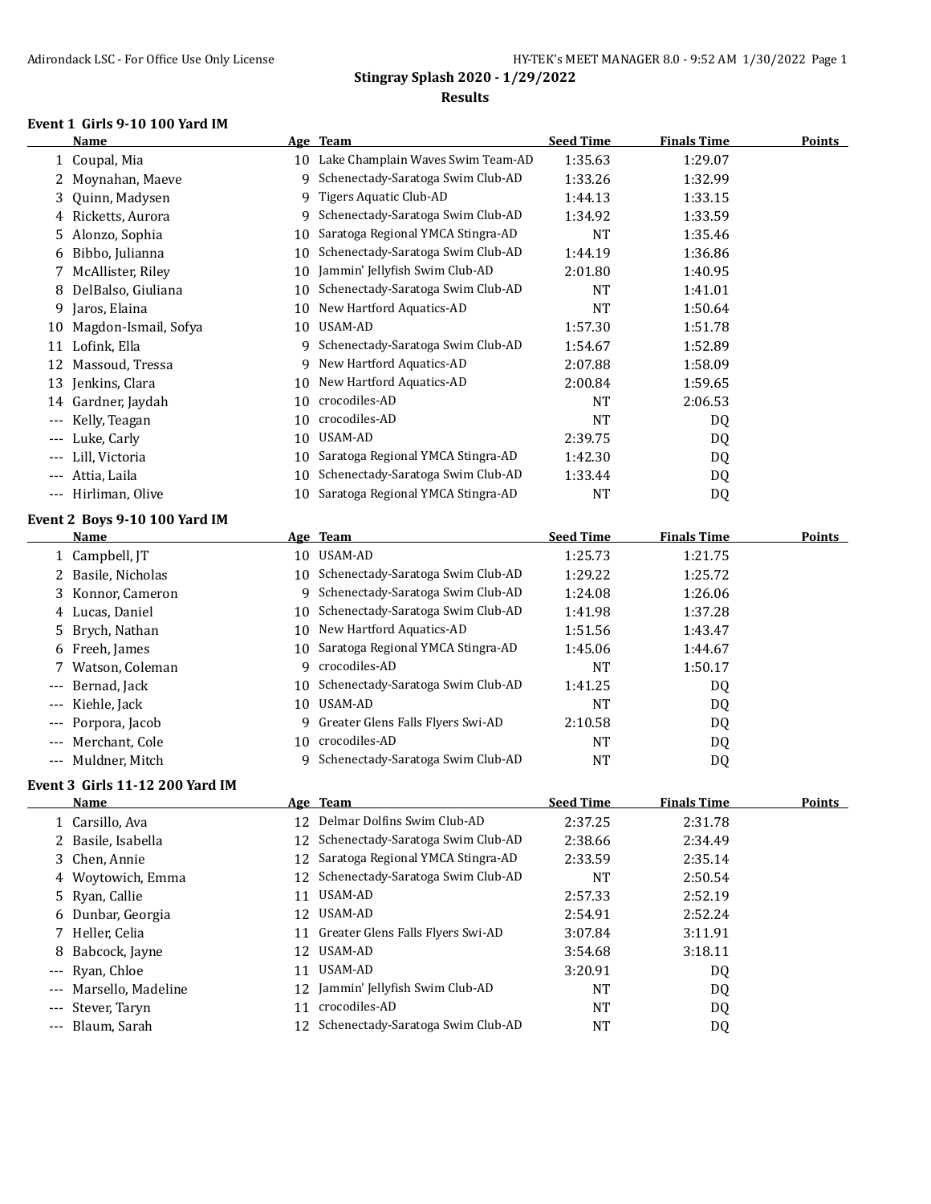# Stingray Splash 2020 - 1/29/2022

## Results

### Event 1 Girls 9-10 100 Yard IM

| | Name | Age | Team | Seed Time | Finals Time | Points |
|---|---|---|---|---|---|---|
| 1 | Coupal, Mia | 10 | Lake Champlain Waves Swim Team-AD | 1:35.63 | 1:29.07 | |
| 2 | Moynahan, Maeve | 9 | Schenectady-Saratoga Swim Club-AD | 1:33.26 | 1:32.99 | |
| 3 | Quinn, Madysen | 9 | Tigers Aquatic Club-AD | 1:44.13 | 1:33.15 | |
| 4 | Ricketts, Aurora | 9 | Schenectady-Saratoga Swim Club-AD | 1:34.92 | 1:33.59 | |
| 5 | Alonzo, Sophia | 10 | Saratoga Regional YMCA Stingra-AD | NT | 1:35.46 | |
| 6 | Bibbo, Julianna | 10 | Schenectady-Saratoga Swim Club-AD | 1:44.19 | 1:36.86 | |
| 7 | McAllister, Riley | 10 | Jammin' Jellyfish Swim Club-AD | 2:01.80 | 1:40.95 | |
| 8 | DelBalso, Giuliana | 10 | Schenectady-Saratoga Swim Club-AD | NT | 1:41.01 | |
| 9 | Jaros, Elaina | 10 | New Hartford Aquatics-AD | NT | 1:50.64 | |
| 10 | Magdon-Ismail, Sofya | 10 | USAM-AD | 1:57.30 | 1:51.78 | |
| 11 | Lofink, Ella | 9 | Schenectady-Saratoga Swim Club-AD | 1:54.67 | 1:52.89 | |
| 12 | Massoud, Tressa | 9 | New Hartford Aquatics-AD | 2:07.88 | 1:58.09 | |
| 13 | Jenkins, Clara | 10 | New Hartford Aquatics-AD | 2:00.84 | 1:59.65 | |
| 14 | Gardner, Jaydah | 10 | crocodiles-AD | NT | 2:06.53 | |
| --- | Kelly, Teagan | 10 | crocodiles-AD | NT | DQ | |
| --- | Luke, Carly | 10 | USAM-AD | 2:39.75 | DQ | |
| --- | Lill, Victoria | 10 | Saratoga Regional YMCA Stingra-AD | 1:42.30 | DQ | |
| --- | Attia, Laila | 10 | Schenectady-Saratoga Swim Club-AD | 1:33.44 | DQ | |
| --- | Hirliman, Olive | 10 | Saratoga Regional YMCA Stingra-AD | NT | DQ | |

### Event 2 Boys 9-10 100 Yard IM

| | Name | Age | Team | Seed Time | Finals Time | Points |
|---|---|---|---|---|---|---|
| 1 | Campbell, JT | 10 | USAM-AD | 1:25.73 | 1:21.75 | |
| 2 | Basile, Nicholas | 10 | Schenectady-Saratoga Swim Club-AD | 1:29.22 | 1:25.72 | |
| 3 | Konnor, Cameron | 9 | Schenectady-Saratoga Swim Club-AD | 1:24.08 | 1:26.06 | |
| 4 | Lucas, Daniel | 10 | Schenectady-Saratoga Swim Club-AD | 1:41.98 | 1:37.28 | |
| 5 | Brych, Nathan | 10 | New Hartford Aquatics-AD | 1:51.56 | 1:43.47 | |
| 6 | Freeh, James | 10 | Saratoga Regional YMCA Stingra-AD | 1:45.06 | 1:44.67 | |
| 7 | Watson, Coleman | 9 | crocodiles-AD | NT | 1:50.17 | |
| --- | Bernad, Jack | 10 | Schenectady-Saratoga Swim Club-AD | 1:41.25 | DQ | |
| --- | Kiehle, Jack | 10 | USAM-AD | NT | DQ | |
| --- | Porpora, Jacob | 9 | Greater Glens Falls Flyers Swi-AD | 2:10.58 | DQ | |
| --- | Merchant, Cole | 10 | crocodiles-AD | NT | DQ | |
| --- | Muldner, Mitch | 9 | Schenectady-Saratoga Swim Club-AD | NT | DQ | |

### Event 3 Girls 11-12 200 Yard IM

| | Name | Age | Team | Seed Time | Finals Time | Points |
|---|---|---|---|---|---|---|
| 1 | Carsillo, Ava | 12 | Delmar Dolfins Swim Club-AD | 2:37.25 | 2:31.78 | |
| 2 | Basile, Isabella | 12 | Schenectady-Saratoga Swim Club-AD | 2:38.66 | 2:34.49 | |
| 3 | Chen, Annie | 12 | Saratoga Regional YMCA Stingra-AD | 2:33.59 | 2:35.14 | |
| 4 | Woytowich, Emma | 12 | Schenectady-Saratoga Swim Club-AD | NT | 2:50.54 | |
| 5 | Ryan, Callie | 11 | USAM-AD | 2:57.33 | 2:52.19 | |
| 6 | Dunbar, Georgia | 12 | USAM-AD | 2:54.91 | 2:52.24 | |
| 7 | Heller, Celia | 11 | Greater Glens Falls Flyers Swi-AD | 3:07.84 | 3:11.91 | |
| 8 | Babcock, Jayne | 12 | USAM-AD | 3:54.68 | 3:18.11 | |
| --- | Ryan, Chloe | 11 | USAM-AD | 3:20.91 | DQ | |
| --- | Marsello, Madeline | 12 | Jammin' Jellyfish Swim Club-AD | NT | DQ | |
| --- | Stever, Taryn | 11 | crocodiles-AD | NT | DQ | |
| --- | Blaum, Sarah | 12 | Schenectady-Saratoga Swim Club-AD | NT | DQ | |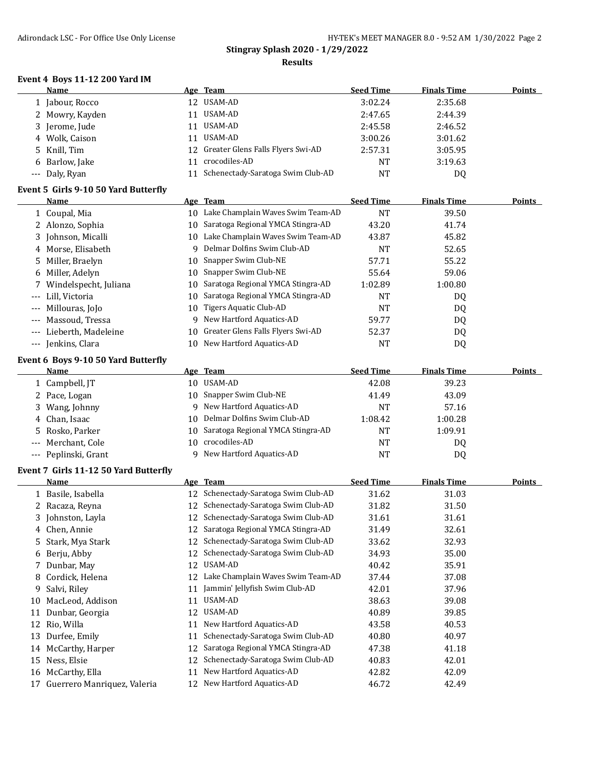## Stingray Splash 2020 - 1/29/2022

### Results

#### Event 4 Boys 11-12 200 Yard IM

| | Name | Age | Team | Seed Time | Finals Time | Points |
|---|---|---|---|---|---|---|
| 1 | Jabour, Rocco | 12 | USAM-AD | 3:02.24 | 2:35.68 | |
| 2 | Mowry, Kayden | 11 | USAM-AD | 2:47.65 | 2:44.39 | |
| 3 | Jerome, Jude | 11 | USAM-AD | 2:45.58 | 2:46.52 | |
| 4 | Wolk, Caison | 11 | USAM-AD | 3:00.26 | 3:01.62 | |
| 5 | Knill, Tim | 12 | Greater Glens Falls Flyers Swi-AD | 2:57.31 | 3:05.95 | |
| 6 | Barlow, Jake | 11 | crocodiles-AD | NT | 3:19.63 | |
| --- | Daly, Ryan | 11 | Schenectady-Saratoga Swim Club-AD | NT | DQ | |

#### Event 5 Girls 9-10 50 Yard Butterfly

| | Name | Age | Team | Seed Time | Finals Time | Points |
|---|---|---|---|---|---|---|
| 1 | Coupal, Mia | 10 | Lake Champlain Waves Swim Team-AD | NT | 39.50 | |
| 2 | Alonzo, Sophia | 10 | Saratoga Regional YMCA Stingra-AD | 43.20 | 41.74 | |
| 3 | Johnson, Micalli | 10 | Lake Champlain Waves Swim Team-AD | 43.87 | 45.82 | |
| 4 | Morse, Elisabeth | 9 | Delmar Dolfins Swim Club-AD | NT | 52.65 | |
| 5 | Miller, Braelyn | 10 | Snapper Swim Club-NE | 57.71 | 55.22 | |
| 6 | Miller, Adelyn | 10 | Snapper Swim Club-NE | 55.64 | 59.06 | |
| 7 | Windelspecht, Juliana | 10 | Saratoga Regional YMCA Stingra-AD | 1:02.89 | 1:00.80 | |
| --- | Lill, Victoria | 10 | Saratoga Regional YMCA Stingra-AD | NT | DQ | |
| --- | Millouras, JoJo | 10 | Tigers Aquatic Club-AD | NT | DQ | |
| --- | Massoud, Tressa | 9 | New Hartford Aquatics-AD | 59.77 | DQ | |
| --- | Lieberth, Madeleine | 10 | Greater Glens Falls Flyers Swi-AD | 52.37 | DQ | |
| --- | Jenkins, Clara | 10 | New Hartford Aquatics-AD | NT | DQ | |

#### Event 6 Boys 9-10 50 Yard Butterfly

| | Name | Age | Team | Seed Time | Finals Time | Points |
|---|---|---|---|---|---|---|
| 1 | Campbell, JT | 10 | USAM-AD | 42.08 | 39.23 | |
| 2 | Pace, Logan | 10 | Snapper Swim Club-NE | 41.49 | 43.09 | |
| 3 | Wang, Johnny | 9 | New Hartford Aquatics-AD | NT | 57.16 | |
| 4 | Chan, Isaac | 10 | Delmar Dolfins Swim Club-AD | 1:08.42 | 1:00.28 | |
| 5 | Rosko, Parker | 10 | Saratoga Regional YMCA Stingra-AD | NT | 1:09.91 | |
| --- | Merchant, Cole | 10 | crocodiles-AD | NT | DQ | |
| --- | Peplinski, Grant | 9 | New Hartford Aquatics-AD | NT | DQ | |

#### Event 7 Girls 11-12 50 Yard Butterfly

| | Name | Age | Team | Seed Time | Finals Time | Points |
|---|---|---|---|---|---|---|
| 1 | Basile, Isabella | 12 | Schenectady-Saratoga Swim Club-AD | 31.62 | 31.03 | |
| 2 | Racaza, Reyna | 12 | Schenectady-Saratoga Swim Club-AD | 31.82 | 31.50 | |
| 3 | Johnston, Layla | 12 | Schenectady-Saratoga Swim Club-AD | 31.61 | 31.61 | |
| 4 | Chen, Annie | 12 | Saratoga Regional YMCA Stingra-AD | 31.49 | 32.61 | |
| 5 | Stark, Mya Stark | 12 | Schenectady-Saratoga Swim Club-AD | 33.62 | 32.93 | |
| 6 | Berju, Abby | 12 | Schenectady-Saratoga Swim Club-AD | 34.93 | 35.00 | |
| 7 | Dunbar, May | 12 | USAM-AD | 40.42 | 35.91 | |
| 8 | Cordick, Helena | 12 | Lake Champlain Waves Swim Team-AD | 37.44 | 37.08 | |
| 9 | Salvi, Riley | 11 | Jammin' Jellyfish Swim Club-AD | 42.01 | 37.96 | |
| 10 | MacLeod, Addison | 11 | USAM-AD | 38.63 | 39.08 | |
| 11 | Dunbar, Georgia | 12 | USAM-AD | 40.89 | 39.85 | |
| 12 | Rio, Willa | 11 | New Hartford Aquatics-AD | 43.58 | 40.53 | |
| 13 | Durfee, Emily | 11 | Schenectady-Saratoga Swim Club-AD | 40.80 | 40.97 | |
| 14 | McCarthy, Harper | 12 | Saratoga Regional YMCA Stingra-AD | 47.38 | 41.18 | |
| 15 | Ness, Elsie | 12 | Schenectady-Saratoga Swim Club-AD | 40.83 | 42.01 | |
| 16 | McCarthy, Ella | 11 | New Hartford Aquatics-AD | 42.82 | 42.09 | |
| 17 | Guerrero Manriquez, Valeria | 12 | New Hartford Aquatics-AD | 46.72 | 42.49 | |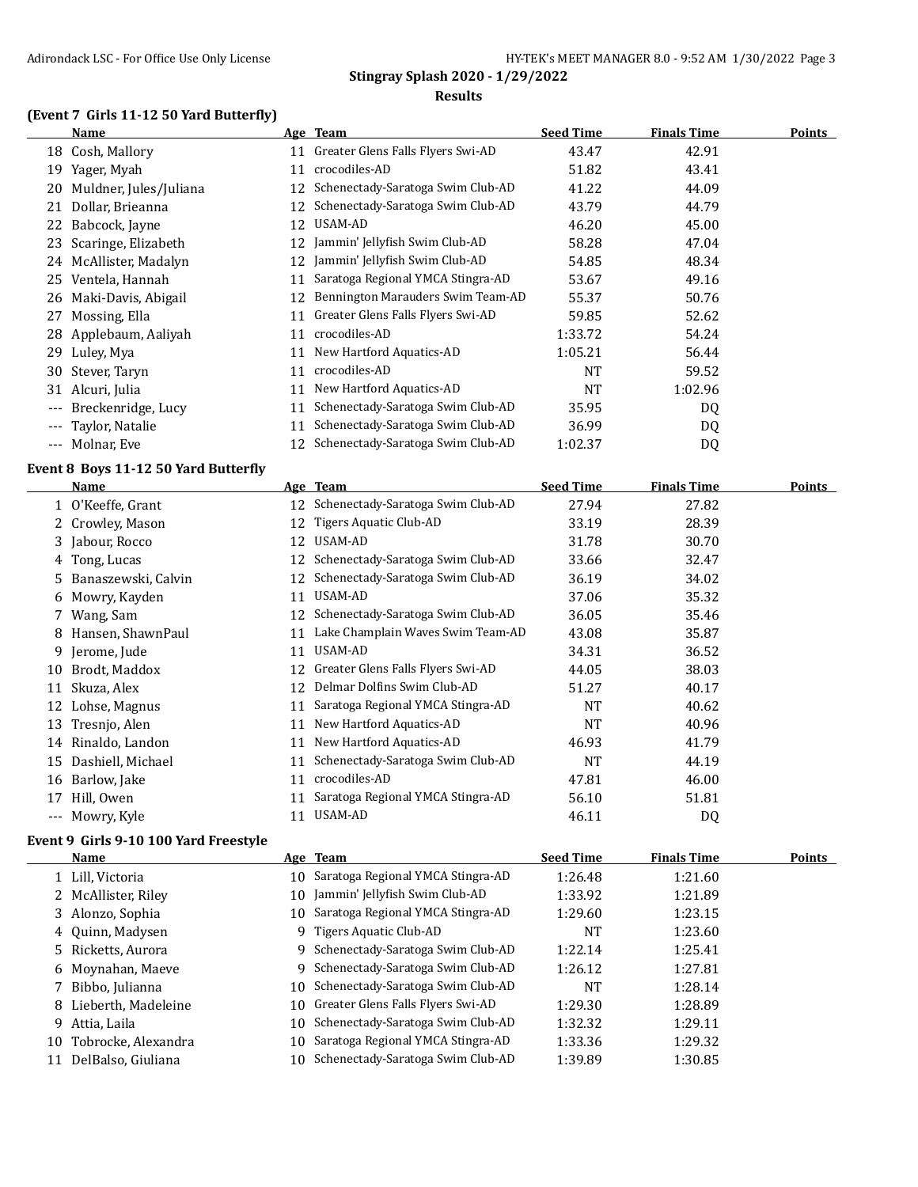## Stingray Splash 2020 - 1/29/2022

### Results

### (Event 7 Girls 11-12 50 Yard Butterfly)

| | Name | Age | Team | Seed Time | Finals Time | Points |
|---|---|---|---|---|---|---|
| 18 | Cosh, Mallory | 11 | Greater Glens Falls Flyers Swi-AD | 43.47 | 42.91 | |
| 19 | Yager, Myah | 11 | crocodiles-AD | 51.82 | 43.41 | |
| 20 | Muldner, Jules/Juliana | 12 | Schenectady-Saratoga Swim Club-AD | 41.22 | 44.09 | |
| 21 | Dollar, Brieanna | 12 | Schenectady-Saratoga Swim Club-AD | 43.79 | 44.79 | |
| 22 | Babcock, Jayne | 12 | USAM-AD | 46.20 | 45.00 | |
| 23 | Scaringe, Elizabeth | 12 | Jammin' Jellyfish Swim Club-AD | 58.28 | 47.04 | |
| 24 | McAllister, Madalyn | 12 | Jammin' Jellyfish Swim Club-AD | 54.85 | 48.34 | |
| 25 | Ventela, Hannah | 11 | Saratoga Regional YMCA Stingra-AD | 53.67 | 49.16 | |
| 26 | Maki-Davis, Abigail | 12 | Bennington Marauders Swim Team-AD | 55.37 | 50.76 | |
| 27 | Mossing, Ella | 11 | Greater Glens Falls Flyers Swi-AD | 59.85 | 52.62 | |
| 28 | Applebaum, Aaliyah | 11 | crocodiles-AD | 1:33.72 | 54.24 | |
| 29 | Luley, Mya | 11 | New Hartford Aquatics-AD | 1:05.21 | 56.44 | |
| 30 | Stever, Taryn | 11 | crocodiles-AD | NT | 59.52 | |
| 31 | Alcuri, Julia | 11 | New Hartford Aquatics-AD | NT | 1:02.96 | |
| --- | Breckenridge, Lucy | 11 | Schenectady-Saratoga Swim Club-AD | 35.95 | DQ | |
| --- | Taylor, Natalie | 11 | Schenectady-Saratoga Swim Club-AD | 36.99 | DQ | |
| --- | Molnar, Eve | 12 | Schenectady-Saratoga Swim Club-AD | 1:02.37 | DQ | |

### Event 8 Boys 11-12 50 Yard Butterfly

| | Name | Age | Team | Seed Time | Finals Time | Points |
|---|---|---|---|---|---|---|
| 1 | O'Keeffe, Grant | 12 | Schenectady-Saratoga Swim Club-AD | 27.94 | 27.82 | |
| 2 | Crowley, Mason | 12 | Tigers Aquatic Club-AD | 33.19 | 28.39 | |
| 3 | Jabour, Rocco | 12 | USAM-AD | 31.78 | 30.70 | |
| 4 | Tong, Lucas | 12 | Schenectady-Saratoga Swim Club-AD | 33.66 | 32.47 | |
| 5 | Banaszewski, Calvin | 12 | Schenectady-Saratoga Swim Club-AD | 36.19 | 34.02 | |
| 6 | Mowry, Kayden | 11 | USAM-AD | 37.06 | 35.32 | |
| 7 | Wang, Sam | 12 | Schenectady-Saratoga Swim Club-AD | 36.05 | 35.46 | |
| 8 | Hansen, ShawnPaul | 11 | Lake Champlain Waves Swim Team-AD | 43.08 | 35.87 | |
| 9 | Jerome, Jude | 11 | USAM-AD | 34.31 | 36.52 | |
| 10 | Brodt, Maddox | 12 | Greater Glens Falls Flyers Swi-AD | 44.05 | 38.03 | |
| 11 | Skuza, Alex | 12 | Delmar Dolfins Swim Club-AD | 51.27 | 40.17 | |
| 12 | Lohse, Magnus | 11 | Saratoga Regional YMCA Stingra-AD | NT | 40.62 | |
| 13 | Tresnjo, Alen | 11 | New Hartford Aquatics-AD | NT | 40.96 | |
| 14 | Rinaldo, Landon | 11 | New Hartford Aquatics-AD | 46.93 | 41.79 | |
| 15 | Dashiell, Michael | 11 | Schenectady-Saratoga Swim Club-AD | NT | 44.19 | |
| 16 | Barlow, Jake | 11 | crocodiles-AD | 47.81 | 46.00 | |
| 17 | Hill, Owen | 11 | Saratoga Regional YMCA Stingra-AD | 56.10 | 51.81 | |
| --- | Mowry, Kyle | 11 | USAM-AD | 46.11 | DQ | |

### Event 9 Girls 9-10 100 Yard Freestyle

| | Name | Age | Team | Seed Time | Finals Time | Points |
|---|---|---|---|---|---|---|
| 1 | Lill, Victoria | 10 | Saratoga Regional YMCA Stingra-AD | 1:26.48 | 1:21.60 | |
| 2 | McAllister, Riley | 10 | Jammin' Jellyfish Swim Club-AD | 1:33.92 | 1:21.89 | |
| 3 | Alonzo, Sophia | 10 | Saratoga Regional YMCA Stingra-AD | 1:29.60 | 1:23.15 | |
| 4 | Quinn, Madysen | 9 | Tigers Aquatic Club-AD | NT | 1:23.60 | |
| 5 | Ricketts, Aurora | 9 | Schenectady-Saratoga Swim Club-AD | 1:22.14 | 1:25.41 | |
| 6 | Moynahan, Maeve | 9 | Schenectady-Saratoga Swim Club-AD | 1:26.12 | 1:27.81 | |
| 7 | Bibbo, Julianna | 10 | Schenectady-Saratoga Swim Club-AD | NT | 1:28.14 | |
| 8 | Lieberth, Madeleine | 10 | Greater Glens Falls Flyers Swi-AD | 1:29.30 | 1:28.89 | |
| 9 | Attia, Laila | 10 | Schenectady-Saratoga Swim Club-AD | 1:32.32 | 1:29.11 | |
| 10 | Tobrocke, Alexandra | 10 | Saratoga Regional YMCA Stingra-AD | 1:33.36 | 1:29.32 | |
| 11 | DelBalso, Giuliana | 10 | Schenectady-Saratoga Swim Club-AD | 1:39.89 | 1:30.85 | |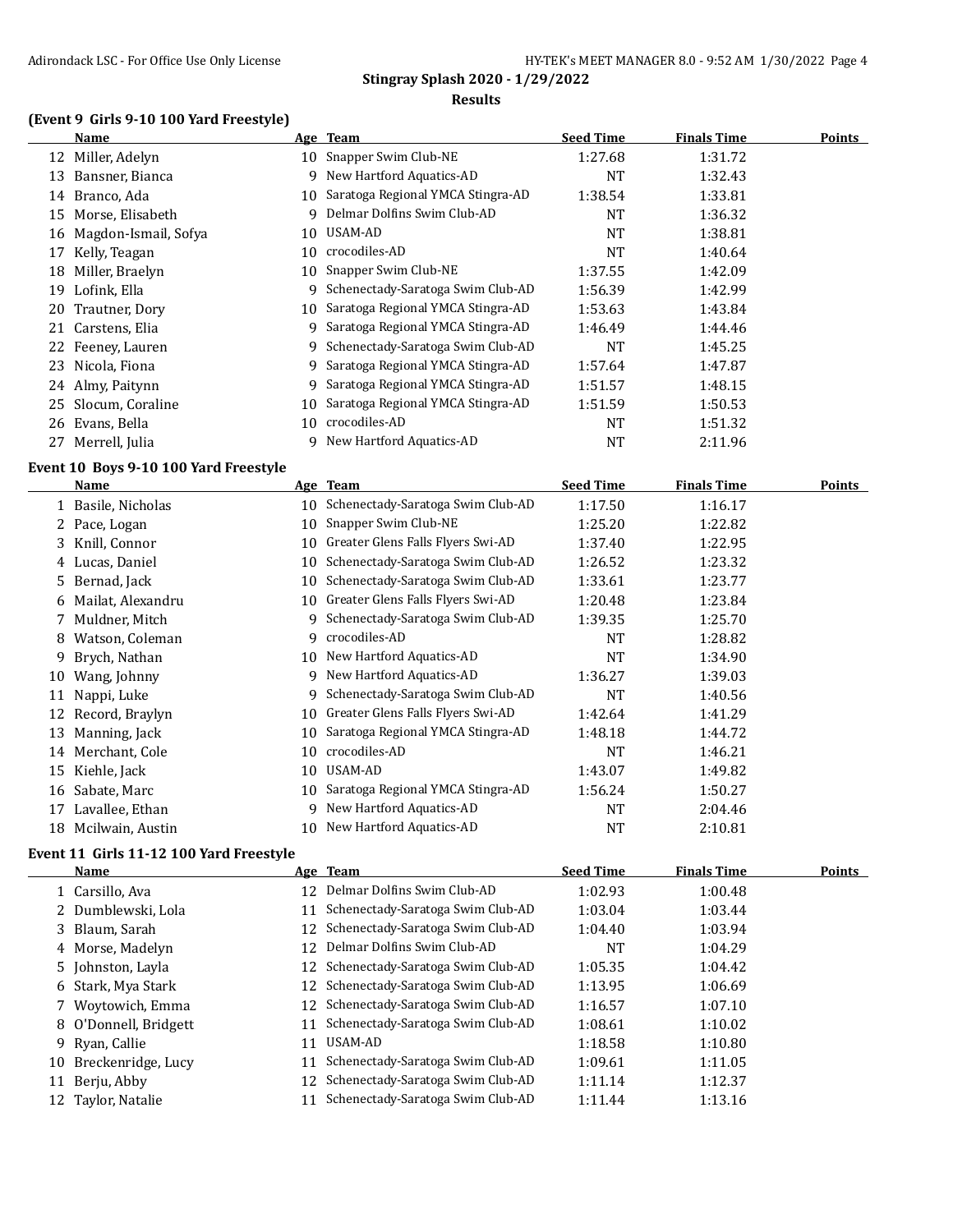## Stingray Splash 2020 - 1/29/2022

### Results

### (Event 9 Girls 9-10 100 Yard Freestyle)

| | Name | Age | Team | Seed Time | Finals Time | Points |
|---|---|---|---|---|---|---|
| 12 | Miller, Adelyn | 10 | Snapper Swim Club-NE | 1:27.68 | 1:31.72 | |
| 13 | Bansner, Bianca | 9 | New Hartford Aquatics-AD | NT | 1:32.43 | |
| 14 | Branco, Ada | 10 | Saratoga Regional YMCA Stingra-AD | 1:38.54 | 1:33.81 | |
| 15 | Morse, Elisabeth | 9 | Delmar Dolfins Swim Club-AD | NT | 1:36.32 | |
| 16 | Magdon-Ismail, Sofya | 10 | USAM-AD | NT | 1:38.81 | |
| 17 | Kelly, Teagan | 10 | crocodiles-AD | NT | 1:40.64 | |
| 18 | Miller, Braelyn | 10 | Snapper Swim Club-NE | 1:37.55 | 1:42.09 | |
| 19 | Lofink, Ella | 9 | Schenectady-Saratoga Swim Club-AD | 1:56.39 | 1:42.99 | |
| 20 | Trautner, Dory | 10 | Saratoga Regional YMCA Stingra-AD | 1:53.63 | 1:43.84 | |
| 21 | Carstens, Elia | 9 | Saratoga Regional YMCA Stingra-AD | 1:46.49 | 1:44.46 | |
| 22 | Feeney, Lauren | 9 | Schenectady-Saratoga Swim Club-AD | NT | 1:45.25 | |
| 23 | Nicola, Fiona | 9 | Saratoga Regional YMCA Stingra-AD | 1:57.64 | 1:47.87 | |
| 24 | Almy, Paitynn | 9 | Saratoga Regional YMCA Stingra-AD | 1:51.57 | 1:48.15 | |
| 25 | Slocum, Coraline | 10 | Saratoga Regional YMCA Stingra-AD | 1:51.59 | 1:50.53 | |
| 26 | Evans, Bella | 10 | crocodiles-AD | NT | 1:51.32 | |
| 27 | Merrell, Julia | 9 | New Hartford Aquatics-AD | NT | 2:11.96 | |

### Event 10 Boys 9-10 100 Yard Freestyle

| | Name | Age | Team | Seed Time | Finals Time | Points |
|---|---|---|---|---|---|---|
| 1 | Basile, Nicholas | 10 | Schenectady-Saratoga Swim Club-AD | 1:17.50 | 1:16.17 | |
| 2 | Pace, Logan | 10 | Snapper Swim Club-NE | 1:25.20 | 1:22.82 | |
| 3 | Knill, Connor | 10 | Greater Glens Falls Flyers Swi-AD | 1:37.40 | 1:22.95 | |
| 4 | Lucas, Daniel | 10 | Schenectady-Saratoga Swim Club-AD | 1:26.52 | 1:23.32 | |
| 5 | Bernad, Jack | 10 | Schenectady-Saratoga Swim Club-AD | 1:33.61 | 1:23.77 | |
| 6 | Mailat, Alexandru | 10 | Greater Glens Falls Flyers Swi-AD | 1:20.48 | 1:23.84 | |
| 7 | Muldner, Mitch | 9 | Schenectady-Saratoga Swim Club-AD | 1:39.35 | 1:25.70 | |
| 8 | Watson, Coleman | 9 | crocodiles-AD | NT | 1:28.82 | |
| 9 | Brych, Nathan | 10 | New Hartford Aquatics-AD | NT | 1:34.90 | |
| 10 | Wang, Johnny | 9 | New Hartford Aquatics-AD | 1:36.27 | 1:39.03 | |
| 11 | Nappi, Luke | 9 | Schenectady-Saratoga Swim Club-AD | NT | 1:40.56 | |
| 12 | Record, Braylyn | 10 | Greater Glens Falls Flyers Swi-AD | 1:42.64 | 1:41.29 | |
| 13 | Manning, Jack | 10 | Saratoga Regional YMCA Stingra-AD | 1:48.18 | 1:44.72 | |
| 14 | Merchant, Cole | 10 | crocodiles-AD | NT | 1:46.21 | |
| 15 | Kiehle, Jack | 10 | USAM-AD | 1:43.07 | 1:49.82 | |
| 16 | Sabate, Marc | 10 | Saratoga Regional YMCA Stingra-AD | 1:56.24 | 1:50.27 | |
| 17 | Lavallee, Ethan | 9 | New Hartford Aquatics-AD | NT | 2:04.46 | |
| 18 | Mcilwain, Austin | 10 | New Hartford Aquatics-AD | NT | 2:10.81 | |

### Event 11 Girls 11-12 100 Yard Freestyle

| | Name | Age | Team | Seed Time | Finals Time | Points |
|---|---|---|---|---|---|---|
| 1 | Carsillo, Ava | 12 | Delmar Dolfins Swim Club-AD | 1:02.93 | 1:00.48 | |
| 2 | Dumblewski, Lola | 11 | Schenectady-Saratoga Swim Club-AD | 1:03.04 | 1:03.44 | |
| 3 | Blaum, Sarah | 12 | Schenectady-Saratoga Swim Club-AD | 1:04.40 | 1:03.94 | |
| 4 | Morse, Madelyn | 12 | Delmar Dolfins Swim Club-AD | NT | 1:04.29 | |
| 5 | Johnston, Layla | 12 | Schenectady-Saratoga Swim Club-AD | 1:05.35 | 1:04.42 | |
| 6 | Stark, Mya Stark | 12 | Schenectady-Saratoga Swim Club-AD | 1:13.95 | 1:06.69 | |
| 7 | Woytowich, Emma | 12 | Schenectady-Saratoga Swim Club-AD | 1:16.57 | 1:07.10 | |
| 8 | O'Donnell, Bridgett | 11 | Schenectady-Saratoga Swim Club-AD | 1:08.61 | 1:10.02 | |
| 9 | Ryan, Callie | 11 | USAM-AD | 1:18.58 | 1:10.80 | |
| 10 | Breckenridge, Lucy | 11 | Schenectady-Saratoga Swim Club-AD | 1:09.61 | 1:11.05 | |
| 11 | Berju, Abby | 12 | Schenectady-Saratoga Swim Club-AD | 1:11.14 | 1:12.37 | |
| 12 | Taylor, Natalie | 11 | Schenectady-Saratoga Swim Club-AD | 1:11.44 | 1:13.16 | |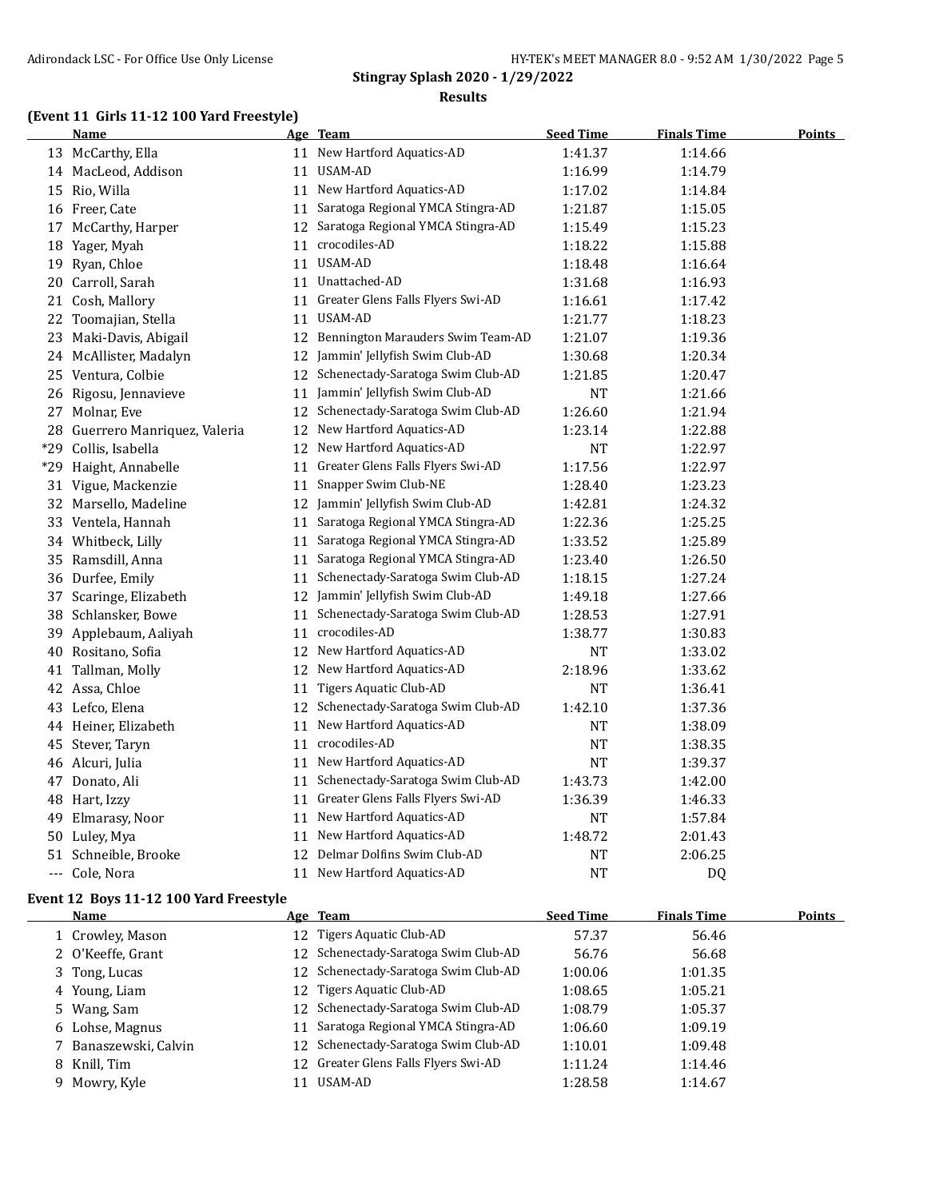## Stingray Splash 2020 - 1/29/2022

### Results

**(Event 11 Girls 11-12 100 Yard Freestyle)**

| | Name | Age | Team | Seed Time | Finals Time | Points |
|---|---|---|---|---|---|---|
| 13 | McCarthy, Ella | 11 | New Hartford Aquatics-AD | 1:41.37 | 1:14.66 | |
| 14 | MacLeod, Addison | 11 | USAM-AD | 1:16.99 | 1:14.79 | |
| 15 | Rio, Willa | 11 | New Hartford Aquatics-AD | 1:17.02 | 1:14.84 | |
| 16 | Freer, Cate | 11 | Saratoga Regional YMCA Stingra-AD | 1:21.87 | 1:15.05 | |
| 17 | McCarthy, Harper | 12 | Saratoga Regional YMCA Stingra-AD | 1:15.49 | 1:15.23 | |
| 18 | Yager, Myah | 11 | crocodiles-AD | 1:18.22 | 1:15.88 | |
| 19 | Ryan, Chloe | 11 | USAM-AD | 1:18.48 | 1:16.64 | |
| 20 | Carroll, Sarah | 11 | Unattached-AD | 1:31.68 | 1:16.93 | |
| 21 | Cosh, Mallory | 11 | Greater Glens Falls Flyers Swi-AD | 1:16.61 | 1:17.42 | |
| 22 | Toomajian, Stella | 11 | USAM-AD | 1:21.77 | 1:18.23 | |
| 23 | Maki-Davis, Abigail | 12 | Bennington Marauders Swim Team-AD | 1:21.07 | 1:19.36 | |
| 24 | McAllister, Madalyn | 12 | Jammin' Jellyfish Swim Club-AD | 1:30.68 | 1:20.34 | |
| 25 | Ventura, Colbie | 12 | Schenectady-Saratoga Swim Club-AD | 1:21.85 | 1:20.47 | |
| 26 | Rigosu, Jennavieve | 11 | Jammin' Jellyfish Swim Club-AD | NT | 1:21.66 | |
| 27 | Molnar, Eve | 12 | Schenectady-Saratoga Swim Club-AD | 1:26.60 | 1:21.94 | |
| 28 | Guerrero Manriquez, Valeria | 12 | New Hartford Aquatics-AD | 1:23.14 | 1:22.88 | |
| *29 | Collis, Isabella | 12 | New Hartford Aquatics-AD | NT | 1:22.97 | |
| *29 | Haight, Annabelle | 11 | Greater Glens Falls Flyers Swi-AD | 1:17.56 | 1:22.97 | |
| 31 | Vigue, Mackenzie | 11 | Snapper Swim Club-NE | 1:28.40 | 1:23.23 | |
| 32 | Marsello, Madeline | 12 | Jammin' Jellyfish Swim Club-AD | 1:42.81 | 1:24.32 | |
| 33 | Ventela, Hannah | 11 | Saratoga Regional YMCA Stingra-AD | 1:22.36 | 1:25.25 | |
| 34 | Whitbeck, Lilly | 11 | Saratoga Regional YMCA Stingra-AD | 1:33.52 | 1:25.89 | |
| 35 | Ramsdill, Anna | 11 | Saratoga Regional YMCA Stingra-AD | 1:23.40 | 1:26.50 | |
| 36 | Durfee, Emily | 11 | Schenectady-Saratoga Swim Club-AD | 1:18.15 | 1:27.24 | |
| 37 | Scaringe, Elizabeth | 12 | Jammin' Jellyfish Swim Club-AD | 1:49.18 | 1:27.66 | |
| 38 | Schlansker, Bowe | 11 | Schenectady-Saratoga Swim Club-AD | 1:28.53 | 1:27.91 | |
| 39 | Applebaum, Aaliyah | 11 | crocodiles-AD | 1:38.77 | 1:30.83 | |
| 40 | Rositano, Sofia | 12 | New Hartford Aquatics-AD | NT | 1:33.02 | |
| 41 | Tallman, Molly | 12 | New Hartford Aquatics-AD | 2:18.96 | 1:33.62 | |
| 42 | Assa, Chloe | 11 | Tigers Aquatic Club-AD | NT | 1:36.41 | |
| 43 | Lefco, Elena | 12 | Schenectady-Saratoga Swim Club-AD | 1:42.10 | 1:37.36 | |
| 44 | Heiner, Elizabeth | 11 | New Hartford Aquatics-AD | NT | 1:38.09 | |
| 45 | Stever, Taryn | 11 | crocodiles-AD | NT | 1:38.35 | |
| 46 | Alcuri, Julia | 11 | New Hartford Aquatics-AD | NT | 1:39.37 | |
| 47 | Donato, Ali | 11 | Schenectady-Saratoga Swim Club-AD | 1:43.73 | 1:42.00 | |
| 48 | Hart, Izzy | 11 | Greater Glens Falls Flyers Swi-AD | 1:36.39 | 1:46.33 | |
| 49 | Elmarasy, Noor | 11 | New Hartford Aquatics-AD | NT | 1:57.84 | |
| 50 | Luley, Mya | 11 | New Hartford Aquatics-AD | 1:48.72 | 2:01.43 | |
| 51 | Schneible, Brooke | 12 | Delmar Dolfins Swim Club-AD | NT | 2:06.25 | |
| --- | Cole, Nora | 11 | New Hartford Aquatics-AD | NT | DQ | |

**Event 12 Boys 11-12 100 Yard Freestyle**

| | Name | Age | Team | Seed Time | Finals Time | Points |
|---|---|---|---|---|---|---|
| 1 | Crowley, Mason | 12 | Tigers Aquatic Club-AD | 57.37 | 56.46 | |
| 2 | O'Keeffe, Grant | 12 | Schenectady-Saratoga Swim Club-AD | 56.76 | 56.68 | |
| 3 | Tong, Lucas | 12 | Schenectady-Saratoga Swim Club-AD | 1:00.06 | 1:01.35 | |
| 4 | Young, Liam | 12 | Tigers Aquatic Club-AD | 1:08.65 | 1:05.21 | |
| 5 | Wang, Sam | 12 | Schenectady-Saratoga Swim Club-AD | 1:08.79 | 1:05.37 | |
| 6 | Lohse, Magnus | 11 | Saratoga Regional YMCA Stingra-AD | 1:06.60 | 1:09.19 | |
| 7 | Banaszewski, Calvin | 12 | Schenectady-Saratoga Swim Club-AD | 1:10.01 | 1:09.48 | |
| 8 | Knill, Tim | 12 | Greater Glens Falls Flyers Swi-AD | 1:11.24 | 1:14.46 | |
| 9 | Mowry, Kyle | 11 | USAM-AD | 1:28.58 | 1:14.67 | |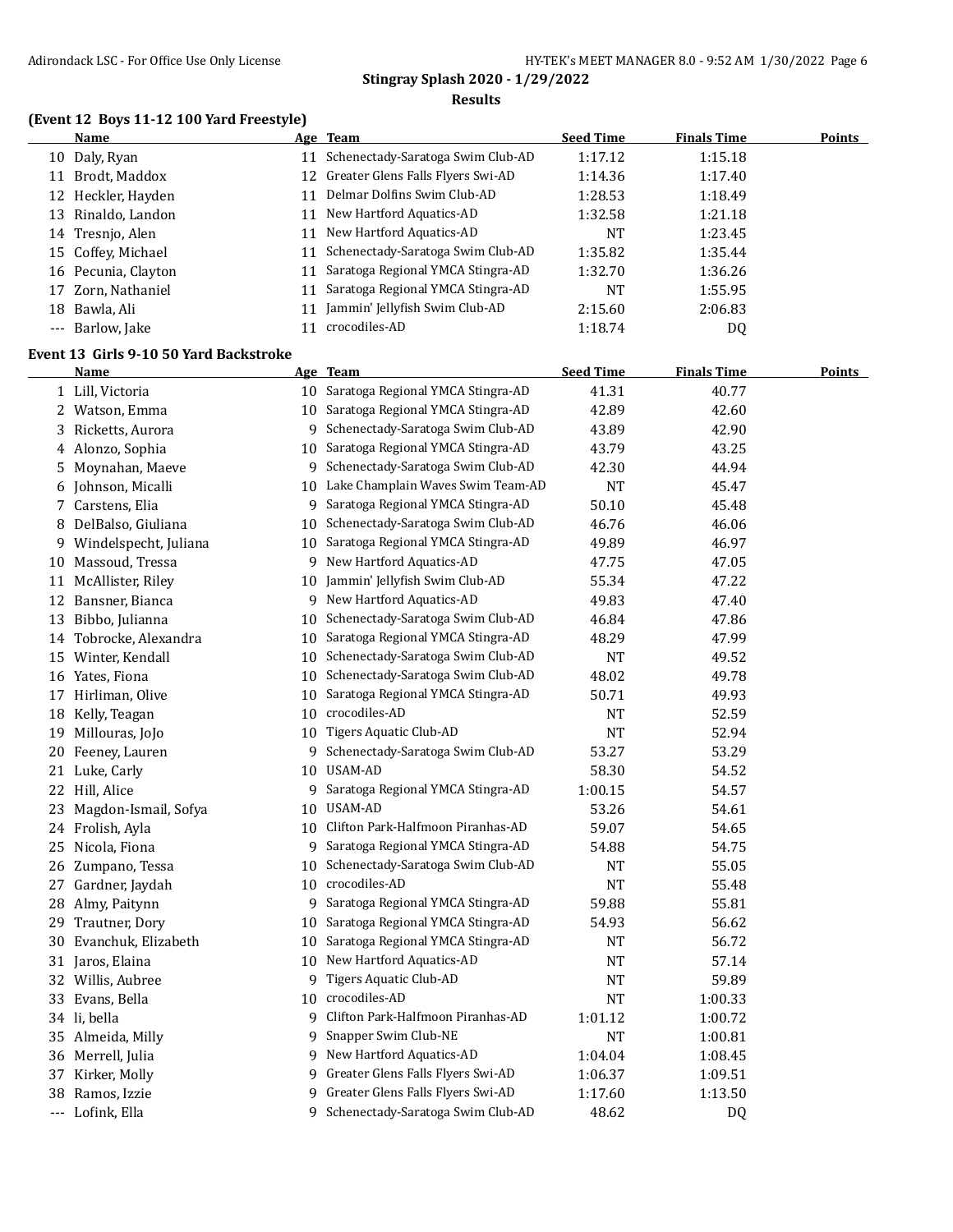## Stingray Splash 2020 - 1/29/2022

### Results

### (Event 12 Boys 11-12 100 Yard Freestyle)

| | Name | Age | Team | Seed Time | Finals Time | Points |
|---|---|---|---|---|---|---|
| 10 | Daly, Ryan | 11 | Schenectady-Saratoga Swim Club-AD | 1:17.12 | 1:15.18 | |
| 11 | Brodt, Maddox | 12 | Greater Glens Falls Flyers Swi-AD | 1:14.36 | 1:17.40 | |
| 12 | Heckler, Hayden | 11 | Delmar Dolfins Swim Club-AD | 1:28.53 | 1:18.49 | |
| 13 | Rinaldo, Landon | 11 | New Hartford Aquatics-AD | 1:32.58 | 1:21.18 | |
| 14 | Tresnjo, Alen | 11 | New Hartford Aquatics-AD | NT | 1:23.45 | |
| 15 | Coffey, Michael | 11 | Schenectady-Saratoga Swim Club-AD | 1:35.82 | 1:35.44 | |
| 16 | Pecunia, Clayton | 11 | Saratoga Regional YMCA Stingra-AD | 1:32.70 | 1:36.26 | |
| 17 | Zorn, Nathaniel | 11 | Saratoga Regional YMCA Stingra-AD | NT | 1:55.95 | |
| 18 | Bawla, Ali | 11 | Jammin' Jellyfish Swim Club-AD | 2:15.60 | 2:06.83 | |
| --- | Barlow, Jake | 11 | crocodiles-AD | 1:18.74 | DQ | |

### Event 13 Girls 9-10 50 Yard Backstroke

| | Name | Age | Team | Seed Time | Finals Time | Points |
|---|---|---|---|---|---|---|
| 1 | Lill, Victoria | 10 | Saratoga Regional YMCA Stingra-AD | 41.31 | 40.77 | |
| 2 | Watson, Emma | 10 | Saratoga Regional YMCA Stingra-AD | 42.89 | 42.60 | |
| 3 | Ricketts, Aurora | 9 | Schenectady-Saratoga Swim Club-AD | 43.89 | 42.90 | |
| 4 | Alonzo, Sophia | 10 | Saratoga Regional YMCA Stingra-AD | 43.79 | 43.25 | |
| 5 | Moynahan, Maeve | 9 | Schenectady-Saratoga Swim Club-AD | 42.30 | 44.94 | |
| 6 | Johnson, Micalli | 10 | Lake Champlain Waves Swim Team-AD | NT | 45.47 | |
| 7 | Carstens, Elia | 9 | Saratoga Regional YMCA Stingra-AD | 50.10 | 45.48 | |
| 8 | DelBalso, Giuliana | 10 | Schenectady-Saratoga Swim Club-AD | 46.76 | 46.06 | |
| 9 | Windelspecht, Juliana | 10 | Saratoga Regional YMCA Stingra-AD | 49.89 | 46.97 | |
| 10 | Massoud, Tressa | 9 | New Hartford Aquatics-AD | 47.75 | 47.05 | |
| 11 | McAllister, Riley | 10 | Jammin' Jellyfish Swim Club-AD | 55.34 | 47.22 | |
| 12 | Bansner, Bianca | 9 | New Hartford Aquatics-AD | 49.83 | 47.40 | |
| 13 | Bibbo, Julianna | 10 | Schenectady-Saratoga Swim Club-AD | 46.84 | 47.86 | |
| 14 | Tobrocke, Alexandra | 10 | Saratoga Regional YMCA Stingra-AD | 48.29 | 47.99 | |
| 15 | Winter, Kendall | 10 | Schenectady-Saratoga Swim Club-AD | NT | 49.52 | |
| 16 | Yates, Fiona | 10 | Schenectady-Saratoga Swim Club-AD | 48.02 | 49.78 | |
| 17 | Hirliman, Olive | 10 | Saratoga Regional YMCA Stingra-AD | 50.71 | 49.93 | |
| 18 | Kelly, Teagan | 10 | crocodiles-AD | NT | 52.59 | |
| 19 | Millouras, JoJo | 10 | Tigers Aquatic Club-AD | NT | 52.94 | |
| 20 | Feeney, Lauren | 9 | Schenectady-Saratoga Swim Club-AD | 53.27 | 53.29 | |
| 21 | Luke, Carly | 10 | USAM-AD | 58.30 | 54.52 | |
| 22 | Hill, Alice | 9 | Saratoga Regional YMCA Stingra-AD | 1:00.15 | 54.57 | |
| 23 | Magdon-Ismail, Sofya | 10 | USAM-AD | 53.26 | 54.61 | |
| 24 | Frolish, Ayla | 10 | Clifton Park-Halfmoon Piranhas-AD | 59.07 | 54.65 | |
| 25 | Nicola, Fiona | 9 | Saratoga Regional YMCA Stingra-AD | 54.88 | 54.75 | |
| 26 | Zumpano, Tessa | 10 | Schenectady-Saratoga Swim Club-AD | NT | 55.05 | |
| 27 | Gardner, Jaydah | 10 | crocodiles-AD | NT | 55.48 | |
| 28 | Almy, Paitynn | 9 | Saratoga Regional YMCA Stingra-AD | 59.88 | 55.81 | |
| 29 | Trautner, Dory | 10 | Saratoga Regional YMCA Stingra-AD | 54.93 | 56.62 | |
| 30 | Evanchuk, Elizabeth | 10 | Saratoga Regional YMCA Stingra-AD | NT | 56.72 | |
| 31 | Jaros, Elaina | 10 | New Hartford Aquatics-AD | NT | 57.14 | |
| 32 | Willis, Aubree | 9 | Tigers Aquatic Club-AD | NT | 59.89 | |
| 33 | Evans, Bella | 10 | crocodiles-AD | NT | 1:00.33 | |
| 34 | li, bella | 9 | Clifton Park-Halfmoon Piranhas-AD | 1:01.12 | 1:00.72 | |
| 35 | Almeida, Milly | 9 | Snapper Swim Club-NE | NT | 1:00.81 | |
| 36 | Merrell, Julia | 9 | New Hartford Aquatics-AD | 1:04.04 | 1:08.45 | |
| 37 | Kirker, Molly | 9 | Greater Glens Falls Flyers Swi-AD | 1:06.37 | 1:09.51 | |
| 38 | Ramos, Izzie | 9 | Greater Glens Falls Flyers Swi-AD | 1:17.60 | 1:13.50 | |
| --- | Lofink, Ella | 9 | Schenectady-Saratoga Swim Club-AD | 48.62 | DQ | |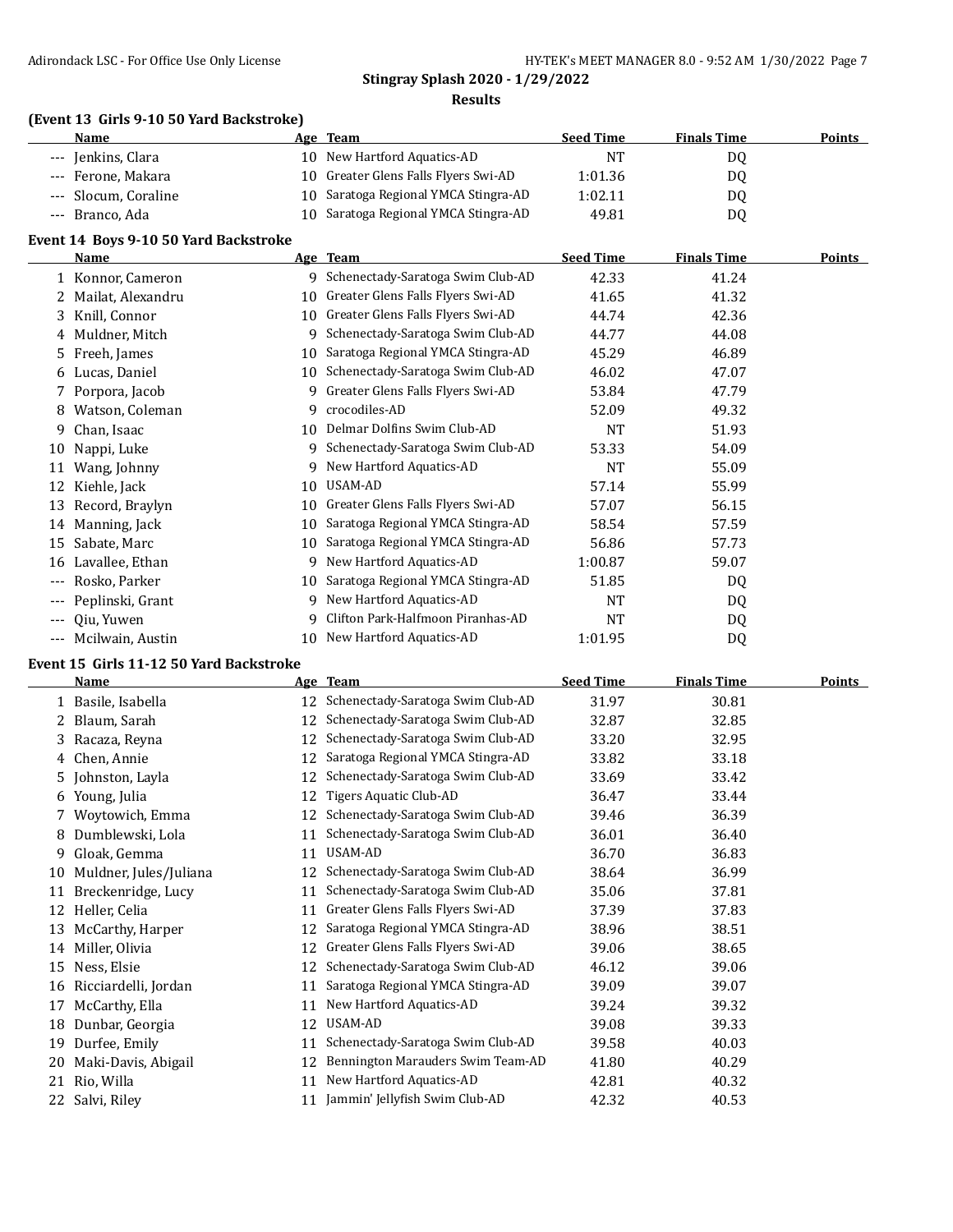**Stingray Splash 2020 - 1/29/2022**

**Results**

### (Event 13 Girls 9-10 50 Yard Backstroke)

| | Name | Age | Team | Seed Time | Finals Time | Points |
|---|---|---|---|---|---|---|
| --- | Jenkins, Clara | 10 | New Hartford Aquatics-AD | NT | DQ | |
| --- | Ferone, Makara | 10 | Greater Glens Falls Flyers Swi-AD | 1:01.36 | DQ | |
| --- | Slocum, Coraline | 10 | Saratoga Regional YMCA Stingra-AD | 1:02.11 | DQ | |
| --- | Branco, Ada | 10 | Saratoga Regional YMCA Stingra-AD | 49.81 | DQ | |

### Event 14 Boys 9-10 50 Yard Backstroke

| | Name | Age | Team | Seed Time | Finals Time | Points |
|---|---|---|---|---|---|---|
| 1 | Konnor, Cameron | 9 | Schenectady-Saratoga Swim Club-AD | 42.33 | 41.24 | |
| 2 | Mailat, Alexandru | 10 | Greater Glens Falls Flyers Swi-AD | 41.65 | 41.32 | |
| 3 | Knill, Connor | 10 | Greater Glens Falls Flyers Swi-AD | 44.74 | 42.36 | |
| 4 | Muldner, Mitch | 9 | Schenectady-Saratoga Swim Club-AD | 44.77 | 44.08 | |
| 5 | Freeh, James | 10 | Saratoga Regional YMCA Stingra-AD | 45.29 | 46.89 | |
| 6 | Lucas, Daniel | 10 | Schenectady-Saratoga Swim Club-AD | 46.02 | 47.07 | |
| 7 | Porpora, Jacob | 9 | Greater Glens Falls Flyers Swi-AD | 53.84 | 47.79 | |
| 8 | Watson, Coleman | 9 | crocodiles-AD | 52.09 | 49.32 | |
| 9 | Chan, Isaac | 10 | Delmar Dolfins Swim Club-AD | NT | 51.93 | |
| 10 | Nappi, Luke | 9 | Schenectady-Saratoga Swim Club-AD | 53.33 | 54.09 | |
| 11 | Wang, Johnny | 9 | New Hartford Aquatics-AD | NT | 55.09 | |
| 12 | Kiehle, Jack | 10 | USAM-AD | 57.14 | 55.99 | |
| 13 | Record, Braylyn | 10 | Greater Glens Falls Flyers Swi-AD | 57.07 | 56.15 | |
| 14 | Manning, Jack | 10 | Saratoga Regional YMCA Stingra-AD | 58.54 | 57.59 | |
| 15 | Sabate, Marc | 10 | Saratoga Regional YMCA Stingra-AD | 56.86 | 57.73 | |
| 16 | Lavallee, Ethan | 9 | New Hartford Aquatics-AD | 1:00.87 | 59.07 | |
| --- | Rosko, Parker | 10 | Saratoga Regional YMCA Stingra-AD | 51.85 | DQ | |
| --- | Peplinski, Grant | 9 | New Hartford Aquatics-AD | NT | DQ | |
| --- | Qiu, Yuwen | 9 | Clifton Park-Halfmoon Piranhas-AD | NT | DQ | |
| --- | Mcilwain, Austin | 10 | New Hartford Aquatics-AD | 1:01.95 | DQ | |

### Event 15 Girls 11-12 50 Yard Backstroke

| | Name | Age | Team | Seed Time | Finals Time | Points |
|---|---|---|---|---|---|---|
| 1 | Basile, Isabella | 12 | Schenectady-Saratoga Swim Club-AD | 31.97 | 30.81 | |
| 2 | Blaum, Sarah | 12 | Schenectady-Saratoga Swim Club-AD | 32.87 | 32.85 | |
| 3 | Racaza, Reyna | 12 | Schenectady-Saratoga Swim Club-AD | 33.20 | 32.95 | |
| 4 | Chen, Annie | 12 | Saratoga Regional YMCA Stingra-AD | 33.82 | 33.18 | |
| 5 | Johnston, Layla | 12 | Schenectady-Saratoga Swim Club-AD | 33.69 | 33.42 | |
| 6 | Young, Julia | 12 | Tigers Aquatic Club-AD | 36.47 | 33.44 | |
| 7 | Woytowich, Emma | 12 | Schenectady-Saratoga Swim Club-AD | 39.46 | 36.39 | |
| 8 | Dumblewski, Lola | 11 | Schenectady-Saratoga Swim Club-AD | 36.01 | 36.40 | |
| 9 | Gloak, Gemma | 11 | USAM-AD | 36.70 | 36.83 | |
| 10 | Muldner, Jules/Juliana | 12 | Schenectady-Saratoga Swim Club-AD | 38.64 | 36.99 | |
| 11 | Breckenridge, Lucy | 11 | Schenectady-Saratoga Swim Club-AD | 35.06 | 37.81 | |
| 12 | Heller, Celia | 11 | Greater Glens Falls Flyers Swi-AD | 37.39 | 37.83 | |
| 13 | McCarthy, Harper | 12 | Saratoga Regional YMCA Stingra-AD | 38.96 | 38.51 | |
| 14 | Miller, Olivia | 12 | Greater Glens Falls Flyers Swi-AD | 39.06 | 38.65 | |
| 15 | Ness, Elsie | 12 | Schenectady-Saratoga Swim Club-AD | 46.12 | 39.06 | |
| 16 | Ricciardelli, Jordan | 11 | Saratoga Regional YMCA Stingra-AD | 39.09 | 39.07 | |
| 17 | McCarthy, Ella | 11 | New Hartford Aquatics-AD | 39.24 | 39.32 | |
| 18 | Dunbar, Georgia | 12 | USAM-AD | 39.08 | 39.33 | |
| 19 | Durfee, Emily | 11 | Schenectady-Saratoga Swim Club-AD | 39.58 | 40.03 | |
| 20 | Maki-Davis, Abigail | 12 | Bennington Marauders Swim Team-AD | 41.80 | 40.29 | |
| 21 | Rio, Willa | 11 | New Hartford Aquatics-AD | 42.81 | 40.32 | |
| 22 | Salvi, Riley | 11 | Jammin' Jellyfish Swim Club-AD | 42.32 | 40.53 | |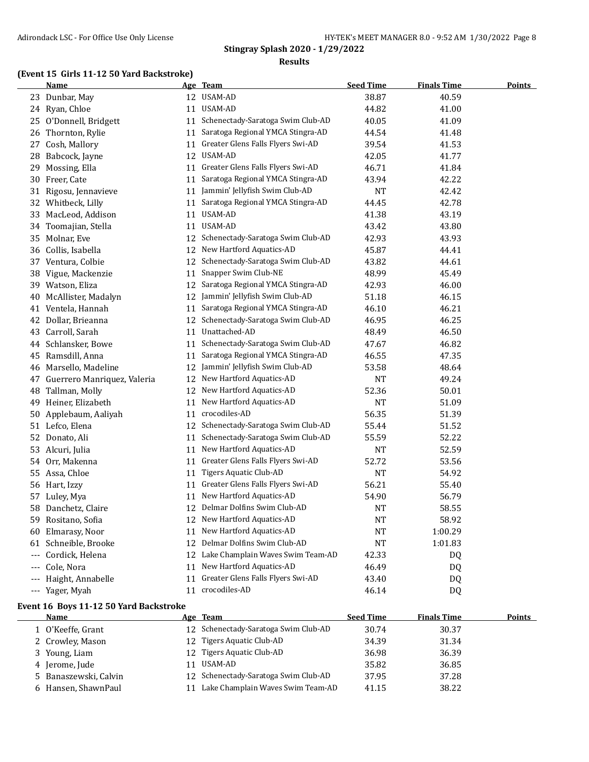**Stingray Splash 2020 - 1/29/2022**

**Results**

### (Event 15 Girls 11-12 50 Yard Backstroke)

| | Name | Age | Team | Seed Time | Finals Time | Points |
|---|---|---|---|---|---|---|
| 23 | Dunbar, May | 12 | USAM-AD | 38.87 | 40.59 | |
| 24 | Ryan, Chloe | 11 | USAM-AD | 44.82 | 41.00 | |
| 25 | O'Donnell, Bridgett | 11 | Schenectady-Saratoga Swim Club-AD | 40.05 | 41.09 | |
| 26 | Thornton, Rylie | 11 | Saratoga Regional YMCA Stingra-AD | 44.54 | 41.48 | |
| 27 | Cosh, Mallory | 11 | Greater Glens Falls Flyers Swi-AD | 39.54 | 41.53 | |
| 28 | Babcock, Jayne | 12 | USAM-AD | 42.05 | 41.77 | |
| 29 | Mossing, Ella | 11 | Greater Glens Falls Flyers Swi-AD | 46.71 | 41.84 | |
| 30 | Freer, Cate | 11 | Saratoga Regional YMCA Stingra-AD | 43.94 | 42.22 | |
| 31 | Rigosu, Jennavieve | 11 | Jammin' Jellyfish Swim Club-AD | NT | 42.42 | |
| 32 | Whitbeck, Lilly | 11 | Saratoga Regional YMCA Stingra-AD | 44.45 | 42.78 | |
| 33 | MacLeod, Addison | 11 | USAM-AD | 41.38 | 43.19 | |
| 34 | Toomajian, Stella | 11 | USAM-AD | 43.42 | 43.80 | |
| 35 | Molnar, Eve | 12 | Schenectady-Saratoga Swim Club-AD | 42.93 | 43.93 | |
| 36 | Collis, Isabella | 12 | New Hartford Aquatics-AD | 45.87 | 44.41 | |
| 37 | Ventura, Colbie | 12 | Schenectady-Saratoga Swim Club-AD | 43.82 | 44.61 | |
| 38 | Vigue, Mackenzie | 11 | Snapper Swim Club-NE | 48.99 | 45.49 | |
| 39 | Watson, Eliza | 12 | Saratoga Regional YMCA Stingra-AD | 42.93 | 46.00 | |
| 40 | McAllister, Madalyn | 12 | Jammin' Jellyfish Swim Club-AD | 51.18 | 46.15 | |
| 41 | Ventela, Hannah | 11 | Saratoga Regional YMCA Stingra-AD | 46.10 | 46.21 | |
| 42 | Dollar, Brieanna | 12 | Schenectady-Saratoga Swim Club-AD | 46.95 | 46.25 | |
| 43 | Carroll, Sarah | 11 | Unattached-AD | 48.49 | 46.50 | |
| 44 | Schlansker, Bowe | 11 | Schenectady-Saratoga Swim Club-AD | 47.67 | 46.82 | |
| 45 | Ramsdill, Anna | 11 | Saratoga Regional YMCA Stingra-AD | 46.55 | 47.35 | |
| 46 | Marsello, Madeline | 12 | Jammin' Jellyfish Swim Club-AD | 53.58 | 48.64 | |
| 47 | Guerrero Manriquez, Valeria | 12 | New Hartford Aquatics-AD | NT | 49.24 | |
| 48 | Tallman, Molly | 12 | New Hartford Aquatics-AD | 52.36 | 50.01 | |
| 49 | Heiner, Elizabeth | 11 | New Hartford Aquatics-AD | NT | 51.09 | |
| 50 | Applebaum, Aaliyah | 11 | crocodiles-AD | 56.35 | 51.39 | |
| 51 | Lefco, Elena | 12 | Schenectady-Saratoga Swim Club-AD | 55.44 | 51.52 | |
| 52 | Donato, Ali | 11 | Schenectady-Saratoga Swim Club-AD | 55.59 | 52.22 | |
| 53 | Alcuri, Julia | 11 | New Hartford Aquatics-AD | NT | 52.59 | |
| 54 | Orr, Makenna | 11 | Greater Glens Falls Flyers Swi-AD | 52.72 | 53.56 | |
| 55 | Assa, Chloe | 11 | Tigers Aquatic Club-AD | NT | 54.92 | |
| 56 | Hart, Izzy | 11 | Greater Glens Falls Flyers Swi-AD | 56.21 | 55.40 | |
| 57 | Luley, Mya | 11 | New Hartford Aquatics-AD | 54.90 | 56.79 | |
| 58 | Danchetz, Claire | 12 | Delmar Dolfins Swim Club-AD | NT | 58.55 | |
| 59 | Rositano, Sofia | 12 | New Hartford Aquatics-AD | NT | 58.92 | |
| 60 | Elmarasy, Noor | 11 | New Hartford Aquatics-AD | NT | 1:00.29 | |
| 61 | Schneible, Brooke | 12 | Delmar Dolfins Swim Club-AD | NT | 1:01.83 | |
| --- | Cordick, Helena | 12 | Lake Champlain Waves Swim Team-AD | 42.33 | DQ | |
| --- | Cole, Nora | 11 | New Hartford Aquatics-AD | 46.49 | DQ | |
| --- | Haight, Annabelle | 11 | Greater Glens Falls Flyers Swi-AD | 43.40 | DQ | |
| --- | Yager, Myah | 11 | crocodiles-AD | 46.14 | DQ | |

### Event 16 Boys 11-12 50 Yard Backstroke

| | Name | Age | Team | Seed Time | Finals Time | Points |
|---|---|---|---|---|---|---|
| 1 | O'Keeffe, Grant | 12 | Schenectady-Saratoga Swim Club-AD | 30.74 | 30.37 | |
| 2 | Crowley, Mason | 12 | Tigers Aquatic Club-AD | 34.39 | 31.34 | |
| 3 | Young, Liam | 12 | Tigers Aquatic Club-AD | 36.98 | 36.39 | |
| 4 | Jerome, Jude | 11 | USAM-AD | 35.82 | 36.85 | |
| 5 | Banaszewski, Calvin | 12 | Schenectady-Saratoga Swim Club-AD | 37.95 | 37.28 | |
| 6 | Hansen, ShawnPaul | 11 | Lake Champlain Waves Swim Team-AD | 41.15 | 38.22 | |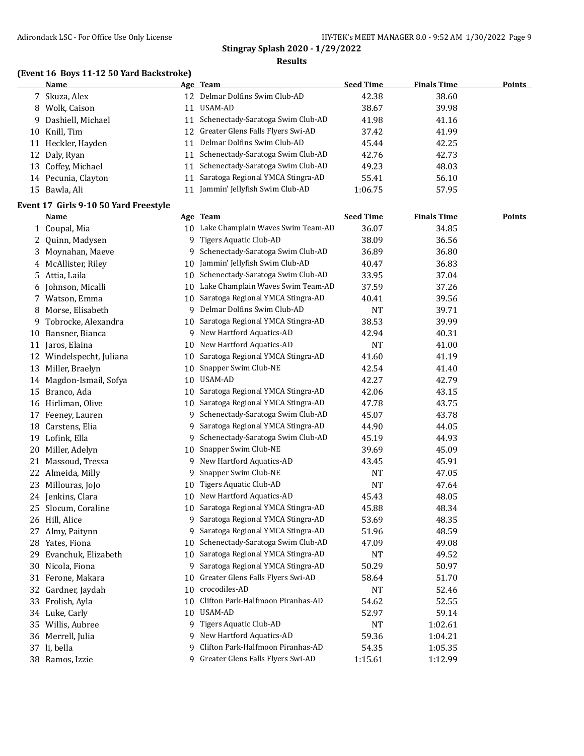**Stingray Splash 2020 - 1/29/2022**

**Results**

### (Event 16 Boys 11-12 50 Yard Backstroke)

| | Name | Age | Team | Seed Time | Finals Time | Points |
|---|---|---|---|---|---|---|
| 7 | Skuza, Alex | 12 | Delmar Dolfins Swim Club-AD | 42.38 | 38.60 | |
| 8 | Wolk, Caison | 11 | USAM-AD | 38.67 | 39.98 | |
| 9 | Dashiell, Michael | 11 | Schenectady-Saratoga Swim Club-AD | 41.98 | 41.16 | |
| 10 | Knill, Tim | 12 | Greater Glens Falls Flyers Swi-AD | 37.42 | 41.99 | |
| 11 | Heckler, Hayden | 11 | Delmar Dolfins Swim Club-AD | 45.44 | 42.25 | |
| 12 | Daly, Ryan | 11 | Schenectady-Saratoga Swim Club-AD | 42.76 | 42.73 | |
| 13 | Coffey, Michael | 11 | Schenectady-Saratoga Swim Club-AD | 49.23 | 48.03 | |
| 14 | Pecunia, Clayton | 11 | Saratoga Regional YMCA Stingra-AD | 55.41 | 56.10 | |
| 15 | Bawla, Ali | 11 | Jammin' Jellyfish Swim Club-AD | 1:06.75 | 57.95 | |

### Event 17 Girls 9-10 50 Yard Freestyle

| | Name | Age | Team | Seed Time | Finals Time | Points |
|---|---|---|---|---|---|---|
| 1 | Coupal, Mia | 10 | Lake Champlain Waves Swim Team-AD | 36.07 | 34.85 | |
| 2 | Quinn, Madysen | 9 | Tigers Aquatic Club-AD | 38.09 | 36.56 | |
| 3 | Moynahan, Maeve | 9 | Schenectady-Saratoga Swim Club-AD | 36.89 | 36.80 | |
| 4 | McAllister, Riley | 10 | Jammin' Jellyfish Swim Club-AD | 40.47 | 36.83 | |
| 5 | Attia, Laila | 10 | Schenectady-Saratoga Swim Club-AD | 33.95 | 37.04 | |
| 6 | Johnson, Micalli | 10 | Lake Champlain Waves Swim Team-AD | 37.59 | 37.26 | |
| 7 | Watson, Emma | 10 | Saratoga Regional YMCA Stingra-AD | 40.41 | 39.56 | |
| 8 | Morse, Elisabeth | 9 | Delmar Dolfins Swim Club-AD | NT | 39.71 | |
| 9 | Tobrocke, Alexandra | 10 | Saratoga Regional YMCA Stingra-AD | 38.53 | 39.99 | |
| 10 | Bansner, Bianca | 9 | New Hartford Aquatics-AD | 42.94 | 40.31 | |
| 11 | Jaros, Elaina | 10 | New Hartford Aquatics-AD | NT | 41.00 | |
| 12 | Windelspecht, Juliana | 10 | Saratoga Regional YMCA Stingra-AD | 41.60 | 41.19 | |
| 13 | Miller, Braelyn | 10 | Snapper Swim Club-NE | 42.54 | 41.40 | |
| 14 | Magdon-Ismail, Sofya | 10 | USAM-AD | 42.27 | 42.79 | |
| 15 | Branco, Ada | 10 | Saratoga Regional YMCA Stingra-AD | 42.06 | 43.15 | |
| 16 | Hirliman, Olive | 10 | Saratoga Regional YMCA Stingra-AD | 47.78 | 43.75 | |
| 17 | Feeney, Lauren | 9 | Schenectady-Saratoga Swim Club-AD | 45.07 | 43.78 | |
| 18 | Carstens, Elia | 9 | Saratoga Regional YMCA Stingra-AD | 44.90 | 44.05 | |
| 19 | Lofink, Ella | 9 | Schenectady-Saratoga Swim Club-AD | 45.19 | 44.93 | |
| 20 | Miller, Adelyn | 10 | Snapper Swim Club-NE | 39.69 | 45.09 | |
| 21 | Massoud, Tressa | 9 | New Hartford Aquatics-AD | 43.45 | 45.91 | |
| 22 | Almeida, Milly | 9 | Snapper Swim Club-NE | NT | 47.05 | |
| 23 | Millouras, JoJo | 10 | Tigers Aquatic Club-AD | NT | 47.64 | |
| 24 | Jenkins, Clara | 10 | New Hartford Aquatics-AD | 45.43 | 48.05 | |
| 25 | Slocum, Coraline | 10 | Saratoga Regional YMCA Stingra-AD | 45.88 | 48.34 | |
| 26 | Hill, Alice | 9 | Saratoga Regional YMCA Stingra-AD | 53.69 | 48.35 | |
| 27 | Almy, Paitynn | 9 | Saratoga Regional YMCA Stingra-AD | 51.96 | 48.59 | |
| 28 | Yates, Fiona | 10 | Schenectady-Saratoga Swim Club-AD | 47.09 | 49.08 | |
| 29 | Evanchuk, Elizabeth | 10 | Saratoga Regional YMCA Stingra-AD | NT | 49.52 | |
| 30 | Nicola, Fiona | 9 | Saratoga Regional YMCA Stingra-AD | 50.29 | 50.97 | |
| 31 | Ferone, Makara | 10 | Greater Glens Falls Flyers Swi-AD | 58.64 | 51.70 | |
| 32 | Gardner, Jaydah | 10 | crocodiles-AD | NT | 52.46 | |
| 33 | Frolish, Ayla | 10 | Clifton Park-Halfmoon Piranhas-AD | 54.62 | 52.55 | |
| 34 | Luke, Carly | 10 | USAM-AD | 52.97 | 59.14 | |
| 35 | Willis, Aubree | 9 | Tigers Aquatic Club-AD | NT | 1:02.61 | |
| 36 | Merrell, Julia | 9 | New Hartford Aquatics-AD | 59.36 | 1:04.21 | |
| 37 | li, bella | 9 | Clifton Park-Halfmoon Piranhas-AD | 54.35 | 1:05.35 | |
| 38 | Ramos, Izzie | 9 | Greater Glens Falls Flyers Swi-AD | 1:15.61 | 1:12.99 | |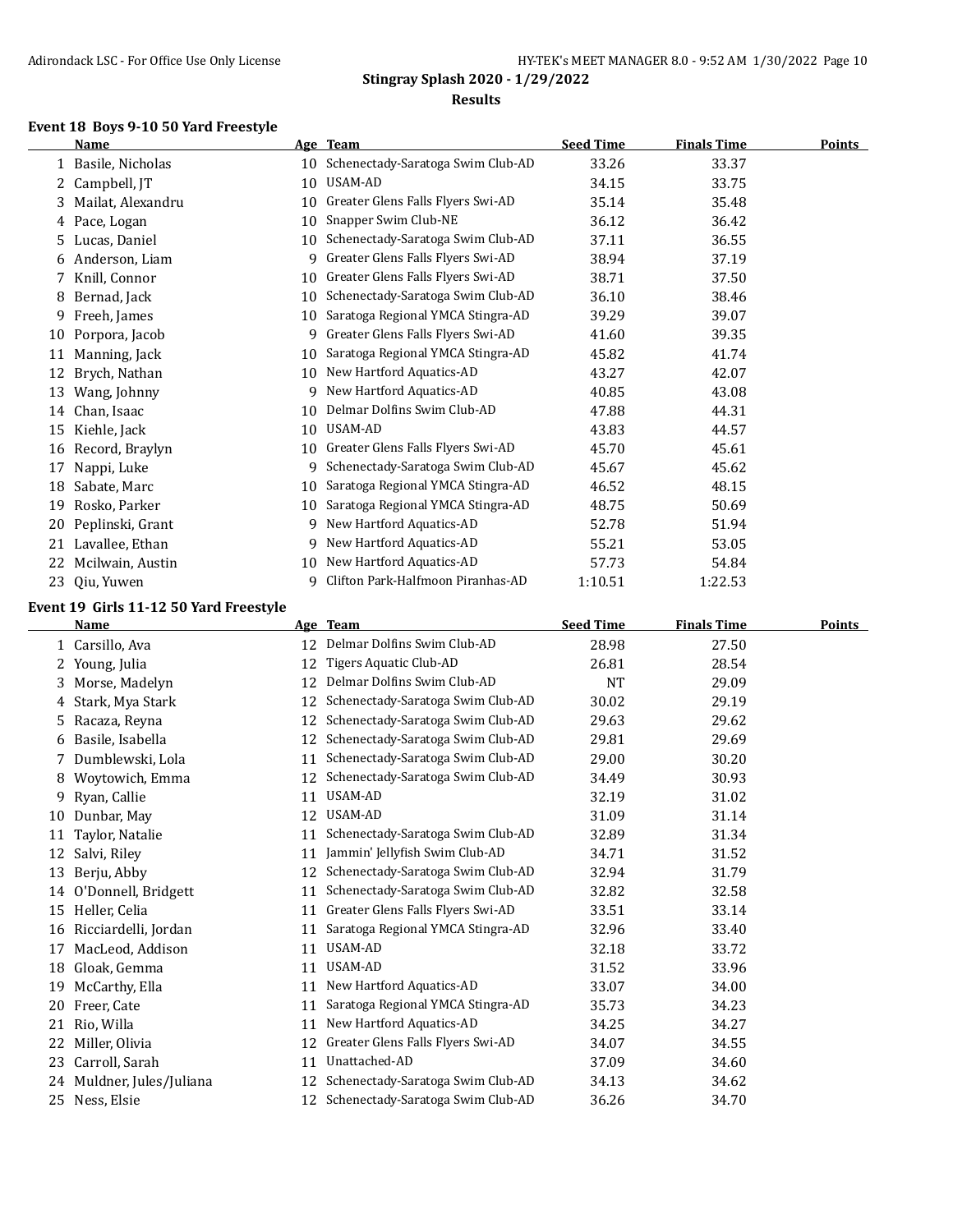Stingray Splash 2020 - 1/29/2022

Results

### Event 18 Boys 9-10 50 Yard Freestyle

| | Name | Age | Team | Seed Time | Finals Time | Points |
|---|---|---|---|---|---|---|
| 1 | Basile, Nicholas | 10 | Schenectady-Saratoga Swim Club-AD | 33.26 | 33.37 | |
| 2 | Campbell, JT | 10 | USAM-AD | 34.15 | 33.75 | |
| 3 | Mailat, Alexandru | 10 | Greater Glens Falls Flyers Swi-AD | 35.14 | 35.48 | |
| 4 | Pace, Logan | 10 | Snapper Swim Club-NE | 36.12 | 36.42 | |
| 5 | Lucas, Daniel | 10 | Schenectady-Saratoga Swim Club-AD | 37.11 | 36.55 | |
| 6 | Anderson, Liam | 9 | Greater Glens Falls Flyers Swi-AD | 38.94 | 37.19 | |
| 7 | Knill, Connor | 10 | Greater Glens Falls Flyers Swi-AD | 38.71 | 37.50 | |
| 8 | Bernad, Jack | 10 | Schenectady-Saratoga Swim Club-AD | 36.10 | 38.46 | |
| 9 | Freeh, James | 10 | Saratoga Regional YMCA Stingra-AD | 39.29 | 39.07 | |
| 10 | Porpora, Jacob | 9 | Greater Glens Falls Flyers Swi-AD | 41.60 | 39.35 | |
| 11 | Manning, Jack | 10 | Saratoga Regional YMCA Stingra-AD | 45.82 | 41.74 | |
| 12 | Brych, Nathan | 10 | New Hartford Aquatics-AD | 43.27 | 42.07 | |
| 13 | Wang, Johnny | 9 | New Hartford Aquatics-AD | 40.85 | 43.08 | |
| 14 | Chan, Isaac | 10 | Delmar Dolfins Swim Club-AD | 47.88 | 44.31 | |
| 15 | Kiehle, Jack | 10 | USAM-AD | 43.83 | 44.57 | |
| 16 | Record, Braylyn | 10 | Greater Glens Falls Flyers Swi-AD | 45.70 | 45.61 | |
| 17 | Nappi, Luke | 9 | Schenectady-Saratoga Swim Club-AD | 45.67 | 45.62 | |
| 18 | Sabate, Marc | 10 | Saratoga Regional YMCA Stingra-AD | 46.52 | 48.15 | |
| 19 | Rosko, Parker | 10 | Saratoga Regional YMCA Stingra-AD | 48.75 | 50.69 | |
| 20 | Peplinski, Grant | 9 | New Hartford Aquatics-AD | 52.78 | 51.94 | |
| 21 | Lavallee, Ethan | 9 | New Hartford Aquatics-AD | 55.21 | 53.05 | |
| 22 | Mcilwain, Austin | 10 | New Hartford Aquatics-AD | 57.73 | 54.84 | |
| 23 | Qiu, Yuwen | 9 | Clifton Park-Halfmoon Piranhas-AD | 1:10.51 | 1:22.53 | |

### Event 19 Girls 11-12 50 Yard Freestyle

| | Name | Age | Team | Seed Time | Finals Time | Points |
|---|---|---|---|---|---|---|
| 1 | Carsillo, Ava | 12 | Delmar Dolfins Swim Club-AD | 28.98 | 27.50 | |
| 2 | Young, Julia | 12 | Tigers Aquatic Club-AD | 26.81 | 28.54 | |
| 3 | Morse, Madelyn | 12 | Delmar Dolfins Swim Club-AD | NT | 29.09 | |
| 4 | Stark, Mya Stark | 12 | Schenectady-Saratoga Swim Club-AD | 30.02 | 29.19 | |
| 5 | Racaza, Reyna | 12 | Schenectady-Saratoga Swim Club-AD | 29.63 | 29.62 | |
| 6 | Basile, Isabella | 12 | Schenectady-Saratoga Swim Club-AD | 29.81 | 29.69 | |
| 7 | Dumblewski, Lola | 11 | Schenectady-Saratoga Swim Club-AD | 29.00 | 30.20 | |
| 8 | Woytowich, Emma | 12 | Schenectady-Saratoga Swim Club-AD | 34.49 | 30.93 | |
| 9 | Ryan, Callie | 11 | USAM-AD | 32.19 | 31.02 | |
| 10 | Dunbar, May | 12 | USAM-AD | 31.09 | 31.14 | |
| 11 | Taylor, Natalie | 11 | Schenectady-Saratoga Swim Club-AD | 32.89 | 31.34 | |
| 12 | Salvi, Riley | 11 | Jammin' Jellyfish Swim Club-AD | 34.71 | 31.52 | |
| 13 | Berju, Abby | 12 | Schenectady-Saratoga Swim Club-AD | 32.94 | 31.79 | |
| 14 | O'Donnell, Bridgett | 11 | Schenectady-Saratoga Swim Club-AD | 32.82 | 32.58 | |
| 15 | Heller, Celia | 11 | Greater Glens Falls Flyers Swi-AD | 33.51 | 33.14 | |
| 16 | Ricciardelli, Jordan | 11 | Saratoga Regional YMCA Stingra-AD | 32.96 | 33.40 | |
| 17 | MacLeod, Addison | 11 | USAM-AD | 32.18 | 33.72 | |
| 18 | Gloak, Gemma | 11 | USAM-AD | 31.52 | 33.96 | |
| 19 | McCarthy, Ella | 11 | New Hartford Aquatics-AD | 33.07 | 34.00 | |
| 20 | Freer, Cate | 11 | Saratoga Regional YMCA Stingra-AD | 35.73 | 34.23 | |
| 21 | Rio, Willa | 11 | New Hartford Aquatics-AD | 34.25 | 34.27 | |
| 22 | Miller, Olivia | 12 | Greater Glens Falls Flyers Swi-AD | 34.07 | 34.55 | |
| 23 | Carroll, Sarah | 11 | Unattached-AD | 37.09 | 34.60 | |
| 24 | Muldner, Jules/Juliana | 12 | Schenectady-Saratoga Swim Club-AD | 34.13 | 34.62 | |
| 25 | Ness, Elsie | 12 | Schenectady-Saratoga Swim Club-AD | 36.26 | 34.70 | |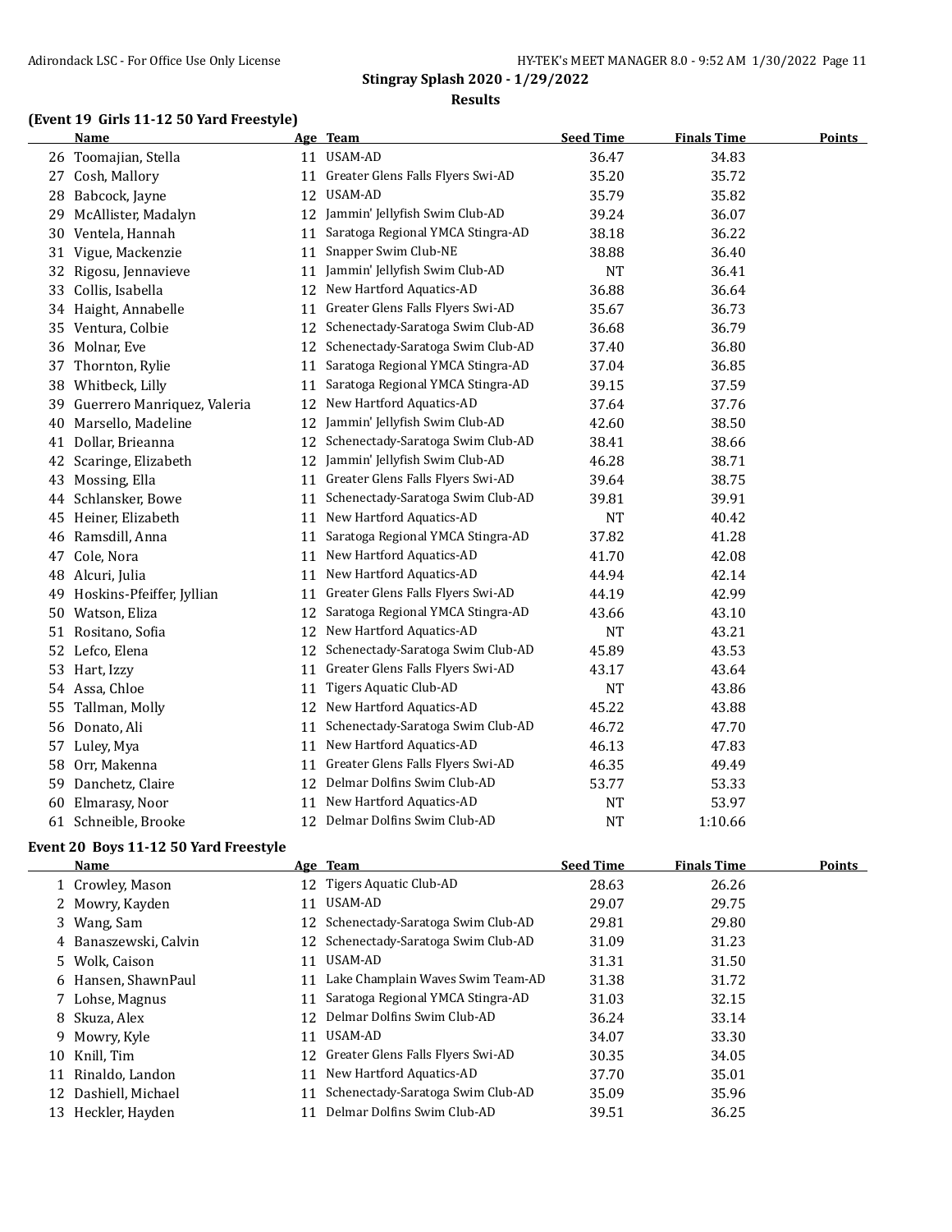**Stingray Splash 2020 - 1/29/2022**

**Results**

### (Event 19 Girls 11-12 50 Yard Freestyle)

| | Name | Age | Team | Seed Time | Finals Time | Points |
|---|---|---|---|---|---|---|
| 26 | Toomajian, Stella | 11 | USAM-AD | 36.47 | 34.83 | |
| 27 | Cosh, Mallory | 11 | Greater Glens Falls Flyers Swi-AD | 35.20 | 35.72 | |
| 28 | Babcock, Jayne | 12 | USAM-AD | 35.79 | 35.82 | |
| 29 | McAllister, Madalyn | 12 | Jammin' Jellyfish Swim Club-AD | 39.24 | 36.07 | |
| 30 | Ventela, Hannah | 11 | Saratoga Regional YMCA Stingra-AD | 38.18 | 36.22 | |
| 31 | Vigue, Mackenzie | 11 | Snapper Swim Club-NE | 38.88 | 36.40 | |
| 32 | Rigosu, Jennavieve | 11 | Jammin' Jellyfish Swim Club-AD | NT | 36.41 | |
| 33 | Collis, Isabella | 12 | New Hartford Aquatics-AD | 36.88 | 36.64 | |
| 34 | Haight, Annabelle | 11 | Greater Glens Falls Flyers Swi-AD | 35.67 | 36.73 | |
| 35 | Ventura, Colbie | 12 | Schenectady-Saratoga Swim Club-AD | 36.68 | 36.79 | |
| 36 | Molnar, Eve | 12 | Schenectady-Saratoga Swim Club-AD | 37.40 | 36.80 | |
| 37 | Thornton, Rylie | 11 | Saratoga Regional YMCA Stingra-AD | 37.04 | 36.85 | |
| 38 | Whitbeck, Lilly | 11 | Saratoga Regional YMCA Stingra-AD | 39.15 | 37.59 | |
| 39 | Guerrero Manriquez, Valeria | 12 | New Hartford Aquatics-AD | 37.64 | 37.76 | |
| 40 | Marsello, Madeline | 12 | Jammin' Jellyfish Swim Club-AD | 42.60 | 38.50 | |
| 41 | Dollar, Brieanna | 12 | Schenectady-Saratoga Swim Club-AD | 38.41 | 38.66 | |
| 42 | Scaringe, Elizabeth | 12 | Jammin' Jellyfish Swim Club-AD | 46.28 | 38.71 | |
| 43 | Mossing, Ella | 11 | Greater Glens Falls Flyers Swi-AD | 39.64 | 38.75 | |
| 44 | Schlansker, Bowe | 11 | Schenectady-Saratoga Swim Club-AD | 39.81 | 39.91 | |
| 45 | Heiner, Elizabeth | 11 | New Hartford Aquatics-AD | NT | 40.42 | |
| 46 | Ramsdill, Anna | 11 | Saratoga Regional YMCA Stingra-AD | 37.82 | 41.28 | |
| 47 | Cole, Nora | 11 | New Hartford Aquatics-AD | 41.70 | 42.08 | |
| 48 | Alcuri, Julia | 11 | New Hartford Aquatics-AD | 44.94 | 42.14 | |
| 49 | Hoskins-Pfeiffer, Jyllian | 11 | Greater Glens Falls Flyers Swi-AD | 44.19 | 42.99 | |
| 50 | Watson, Eliza | 12 | Saratoga Regional YMCA Stingra-AD | 43.66 | 43.10 | |
| 51 | Rositano, Sofia | 12 | New Hartford Aquatics-AD | NT | 43.21 | |
| 52 | Lefco, Elena | 12 | Schenectady-Saratoga Swim Club-AD | 45.89 | 43.53 | |
| 53 | Hart, Izzy | 11 | Greater Glens Falls Flyers Swi-AD | 43.17 | 43.64 | |
| 54 | Assa, Chloe | 11 | Tigers Aquatic Club-AD | NT | 43.86 | |
| 55 | Tallman, Molly | 12 | New Hartford Aquatics-AD | 45.22 | 43.88 | |
| 56 | Donato, Ali | 11 | Schenectady-Saratoga Swim Club-AD | 46.72 | 47.70 | |
| 57 | Luley, Mya | 11 | New Hartford Aquatics-AD | 46.13 | 47.83 | |
| 58 | Orr, Makenna | 11 | Greater Glens Falls Flyers Swi-AD | 46.35 | 49.49 | |
| 59 | Danchetz, Claire | 12 | Delmar Dolfins Swim Club-AD | 53.77 | 53.33 | |
| 60 | Elmarasy, Noor | 11 | New Hartford Aquatics-AD | NT | 53.97 | |
| 61 | Schneible, Brooke | 12 | Delmar Dolfins Swim Club-AD | NT | 1:10.66 | |

### Event 20 Boys 11-12 50 Yard Freestyle

| | Name | Age | Team | Seed Time | Finals Time | Points |
|---|---|---|---|---|---|---|
| 1 | Crowley, Mason | 12 | Tigers Aquatic Club-AD | 28.63 | 26.26 | |
| 2 | Mowry, Kayden | 11 | USAM-AD | 29.07 | 29.75 | |
| 3 | Wang, Sam | 12 | Schenectady-Saratoga Swim Club-AD | 29.81 | 29.80 | |
| 4 | Banaszewski, Calvin | 12 | Schenectady-Saratoga Swim Club-AD | 31.09 | 31.23 | |
| 5 | Wolk, Caison | 11 | USAM-AD | 31.31 | 31.50 | |
| 6 | Hansen, ShawnPaul | 11 | Lake Champlain Waves Swim Team-AD | 31.38 | 31.72 | |
| 7 | Lohse, Magnus | 11 | Saratoga Regional YMCA Stingra-AD | 31.03 | 32.15 | |
| 8 | Skuza, Alex | 12 | Delmar Dolfins Swim Club-AD | 36.24 | 33.14 | |
| 9 | Mowry, Kyle | 11 | USAM-AD | 34.07 | 33.30 | |
| 10 | Knill, Tim | 12 | Greater Glens Falls Flyers Swi-AD | 30.35 | 34.05 | |
| 11 | Rinaldo, Landon | 11 | New Hartford Aquatics-AD | 37.70 | 35.01 | |
| 12 | Dashiell, Michael | 11 | Schenectady-Saratoga Swim Club-AD | 35.09 | 35.96 | |
| 13 | Heckler, Hayden | 11 | Delmar Dolfins Swim Club-AD | 39.51 | 36.25 | |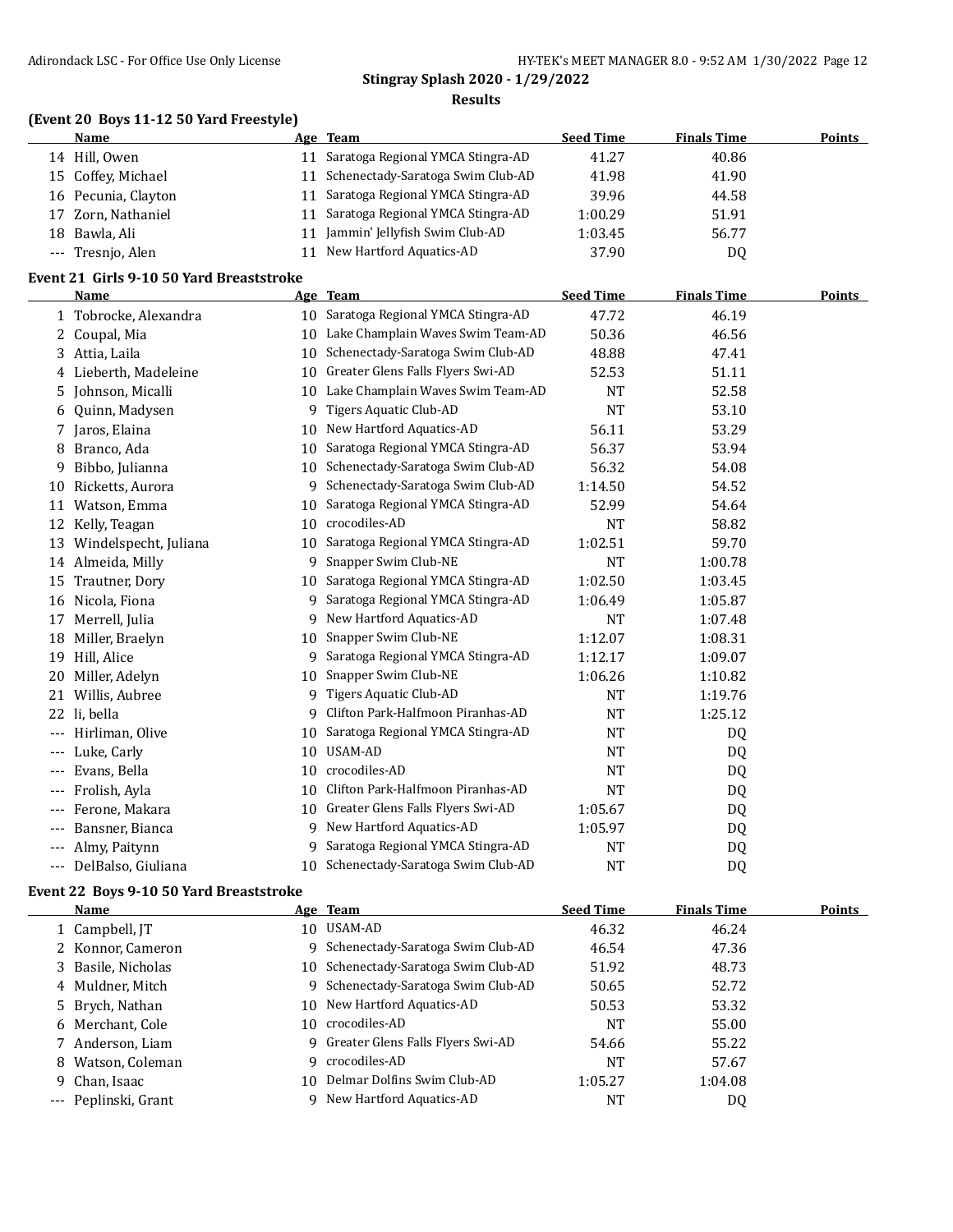**Stingray Splash 2020 - 1/29/2022**

**Results**

### (Event 20 Boys 11-12 50 Yard Freestyle)

| | Name | Age | Team | Seed Time | Finals Time | Points |
|---|---|---|---|---|---|---|
| 14 | Hill, Owen | 11 | Saratoga Regional YMCA Stingra-AD | 41.27 | 40.86 | |
| 15 | Coffey, Michael | 11 | Schenectady-Saratoga Swim Club-AD | 41.98 | 41.90 | |
| 16 | Pecunia, Clayton | 11 | Saratoga Regional YMCA Stingra-AD | 39.96 | 44.58 | |
| 17 | Zorn, Nathaniel | 11 | Saratoga Regional YMCA Stingra-AD | 1:00.29 | 51.91 | |
| 18 | Bawla, Ali | 11 | Jammin' Jellyfish Swim Club-AD | 1:03.45 | 56.77 | |
| --- | Tresnjo, Alen | 11 | New Hartford Aquatics-AD | 37.90 | DQ | |

### Event 21 Girls 9-10 50 Yard Breaststroke

| | Name | Age | Team | Seed Time | Finals Time | Points |
|---|---|---|---|---|---|---|
| 1 | Tobrocke, Alexandra | 10 | Saratoga Regional YMCA Stingra-AD | 47.72 | 46.19 | |
| 2 | Coupal, Mia | 10 | Lake Champlain Waves Swim Team-AD | 50.36 | 46.56 | |
| 3 | Attia, Laila | 10 | Schenectady-Saratoga Swim Club-AD | 48.88 | 47.41 | |
| 4 | Lieberth, Madeleine | 10 | Greater Glens Falls Flyers Swi-AD | 52.53 | 51.11 | |
| 5 | Johnson, Micalli | 10 | Lake Champlain Waves Swim Team-AD | NT | 52.58 | |
| 6 | Quinn, Madysen | 9 | Tigers Aquatic Club-AD | NT | 53.10 | |
| 7 | Jaros, Elaina | 10 | New Hartford Aquatics-AD | 56.11 | 53.29 | |
| 8 | Branco, Ada | 10 | Saratoga Regional YMCA Stingra-AD | 56.37 | 53.94 | |
| 9 | Bibbo, Julianna | 10 | Schenectady-Saratoga Swim Club-AD | 56.32 | 54.08 | |
| 10 | Ricketts, Aurora | 9 | Schenectady-Saratoga Swim Club-AD | 1:14.50 | 54.52 | |
| 11 | Watson, Emma | 10 | Saratoga Regional YMCA Stingra-AD | 52.99 | 54.64 | |
| 12 | Kelly, Teagan | 10 | crocodiles-AD | NT | 58.82 | |
| 13 | Windelspecht, Juliana | 10 | Saratoga Regional YMCA Stingra-AD | 1:02.51 | 59.70 | |
| 14 | Almeida, Milly | 9 | Snapper Swim Club-NE | NT | 1:00.78 | |
| 15 | Trautner, Dory | 10 | Saratoga Regional YMCA Stingra-AD | 1:02.50 | 1:03.45 | |
| 16 | Nicola, Fiona | 9 | Saratoga Regional YMCA Stingra-AD | 1:06.49 | 1:05.87 | |
| 17 | Merrell, Julia | 9 | New Hartford Aquatics-AD | NT | 1:07.48 | |
| 18 | Miller, Braelyn | 10 | Snapper Swim Club-NE | 1:12.07 | 1:08.31 | |
| 19 | Hill, Alice | 9 | Saratoga Regional YMCA Stingra-AD | 1:12.17 | 1:09.07 | |
| 20 | Miller, Adelyn | 10 | Snapper Swim Club-NE | 1:06.26 | 1:10.82 | |
| 21 | Willis, Aubree | 9 | Tigers Aquatic Club-AD | NT | 1:19.76 | |
| 22 | li, bella | 9 | Clifton Park-Halfmoon Piranhas-AD | NT | 1:25.12 | |
| --- | Hirliman, Olive | 10 | Saratoga Regional YMCA Stingra-AD | NT | DQ | |
| --- | Luke, Carly | 10 | USAM-AD | NT | DQ | |
| --- | Evans, Bella | 10 | crocodiles-AD | NT | DQ | |
| --- | Frolish, Ayla | 10 | Clifton Park-Halfmoon Piranhas-AD | NT | DQ | |
| --- | Ferone, Makara | 10 | Greater Glens Falls Flyers Swi-AD | 1:05.67 | DQ | |
| --- | Bansner, Bianca | 9 | New Hartford Aquatics-AD | 1:05.97 | DQ | |
| --- | Almy, Paitynn | 9 | Saratoga Regional YMCA Stingra-AD | NT | DQ | |
| --- | DelBalso, Giuliana | 10 | Schenectady-Saratoga Swim Club-AD | NT | DQ | |

### Event 22 Boys 9-10 50 Yard Breaststroke

| | Name | Age | Team | Seed Time | Finals Time | Points |
|---|---|---|---|---|---|---|
| 1 | Campbell, JT | 10 | USAM-AD | 46.32 | 46.24 | |
| 2 | Konnor, Cameron | 9 | Schenectady-Saratoga Swim Club-AD | 46.54 | 47.36 | |
| 3 | Basile, Nicholas | 10 | Schenectady-Saratoga Swim Club-AD | 51.92 | 48.73 | |
| 4 | Muldner, Mitch | 9 | Schenectady-Saratoga Swim Club-AD | 50.65 | 52.72 | |
| 5 | Brych, Nathan | 10 | New Hartford Aquatics-AD | 50.53 | 53.32 | |
| 6 | Merchant, Cole | 10 | crocodiles-AD | NT | 55.00 | |
| 7 | Anderson, Liam | 9 | Greater Glens Falls Flyers Swi-AD | 54.66 | 55.22 | |
| 8 | Watson, Coleman | 9 | crocodiles-AD | NT | 57.67 | |
| 9 | Chan, Isaac | 10 | Delmar Dolfins Swim Club-AD | 1:05.27 | 1:04.08 | |
| --- | Peplinski, Grant | 9 | New Hartford Aquatics-AD | NT | DQ | |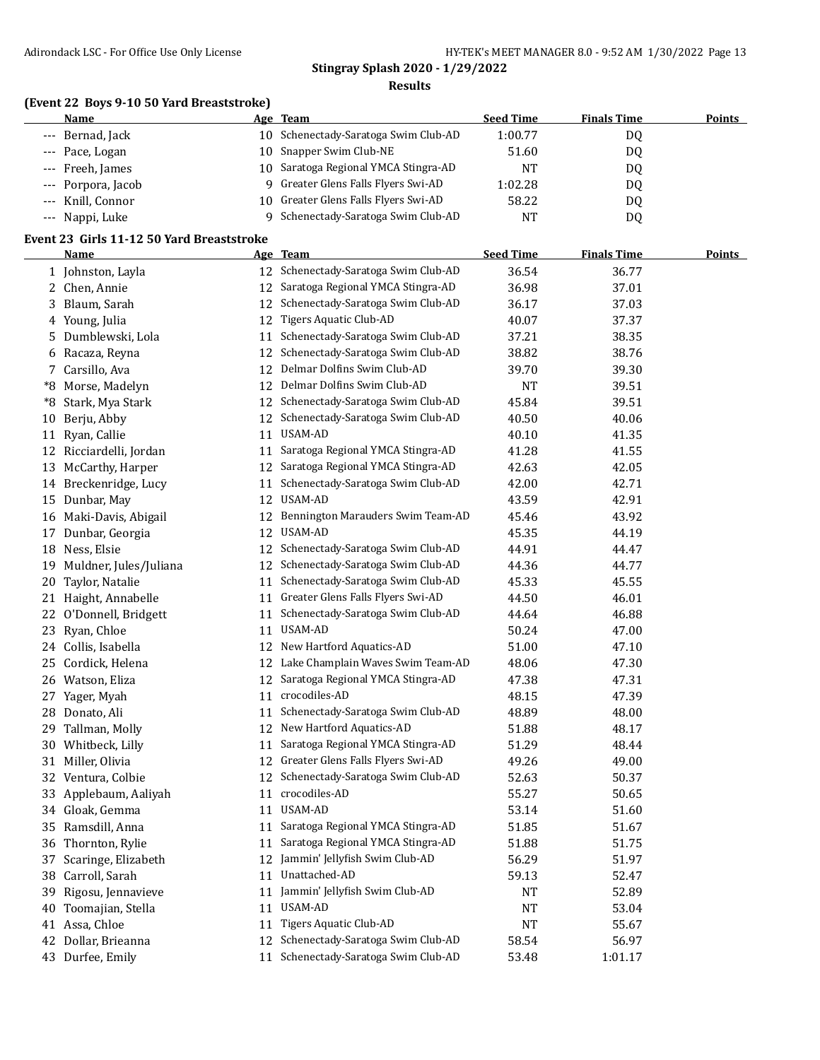**Stingray Splash 2020 - 1/29/2022**

**Results**

### (Event 22 Boys 9-10 50 Yard Breaststroke)

| | Name | Age | Team | Seed Time | Finals Time | Points |
|---|---|---|---|---|---|---|
| --- | Bernad, Jack | 10 | Schenectady-Saratoga Swim Club-AD | 1:00.77 | DQ | |
| --- | Pace, Logan | 10 | Snapper Swim Club-NE | 51.60 | DQ | |
| --- | Freeh, James | 10 | Saratoga Regional YMCA Stingra-AD | NT | DQ | |
| --- | Porpora, Jacob | 9 | Greater Glens Falls Flyers Swi-AD | 1:02.28 | DQ | |
| --- | Knill, Connor | 10 | Greater Glens Falls Flyers Swi-AD | 58.22 | DQ | |
| --- | Nappi, Luke | 9 | Schenectady-Saratoga Swim Club-AD | NT | DQ | |

### Event 23 Girls 11-12 50 Yard Breaststroke

| | Name | Age | Team | Seed Time | Finals Time | Points |
|---|---|---|---|---|---|---|
| 1 | Johnston, Layla | 12 | Schenectady-Saratoga Swim Club-AD | 36.54 | 36.77 | |
| 2 | Chen, Annie | 12 | Saratoga Regional YMCA Stingra-AD | 36.98 | 37.01 | |
| 3 | Blaum, Sarah | 12 | Schenectady-Saratoga Swim Club-AD | 36.17 | 37.03 | |
| 4 | Young, Julia | 12 | Tigers Aquatic Club-AD | 40.07 | 37.37 | |
| 5 | Dumblewski, Lola | 11 | Schenectady-Saratoga Swim Club-AD | 37.21 | 38.35 | |
| 6 | Racaza, Reyna | 12 | Schenectady-Saratoga Swim Club-AD | 38.82 | 38.76 | |
| 7 | Carsillo, Ava | 12 | Delmar Dolfins Swim Club-AD | 39.70 | 39.30 | |
| *8 | Morse, Madelyn | 12 | Delmar Dolfins Swim Club-AD | NT | 39.51 | |
| *8 | Stark, Mya Stark | 12 | Schenectady-Saratoga Swim Club-AD | 45.84 | 39.51 | |
| 10 | Berju, Abby | 12 | Schenectady-Saratoga Swim Club-AD | 40.50 | 40.06 | |
| 11 | Ryan, Callie | 11 | USAM-AD | 40.10 | 41.35 | |
| 12 | Ricciardelli, Jordan | 11 | Saratoga Regional YMCA Stingra-AD | 41.28 | 41.55 | |
| 13 | McCarthy, Harper | 12 | Saratoga Regional YMCA Stingra-AD | 42.63 | 42.05 | |
| 14 | Breckenridge, Lucy | 11 | Schenectady-Saratoga Swim Club-AD | 42.00 | 42.71 | |
| 15 | Dunbar, May | 12 | USAM-AD | 43.59 | 42.91 | |
| 16 | Maki-Davis, Abigail | 12 | Bennington Marauders Swim Team-AD | 45.46 | 43.92 | |
| 17 | Dunbar, Georgia | 12 | USAM-AD | 45.35 | 44.19 | |
| 18 | Ness, Elsie | 12 | Schenectady-Saratoga Swim Club-AD | 44.91 | 44.47 | |
| 19 | Muldner, Jules/Juliana | 12 | Schenectady-Saratoga Swim Club-AD | 44.36 | 44.77 | |
| 20 | Taylor, Natalie | 11 | Schenectady-Saratoga Swim Club-AD | 45.33 | 45.55 | |
| 21 | Haight, Annabelle | 11 | Greater Glens Falls Flyers Swi-AD | 44.50 | 46.01 | |
| 22 | O'Donnell, Bridgett | 11 | Schenectady-Saratoga Swim Club-AD | 44.64 | 46.88 | |
| 23 | Ryan, Chloe | 11 | USAM-AD | 50.24 | 47.00 | |
| 24 | Collis, Isabella | 12 | New Hartford Aquatics-AD | 51.00 | 47.10 | |
| 25 | Cordick, Helena | 12 | Lake Champlain Waves Swim Team-AD | 48.06 | 47.30 | |
| 26 | Watson, Eliza | 12 | Saratoga Regional YMCA Stingra-AD | 47.38 | 47.31 | |
| 27 | Yager, Myah | 11 | crocodiles-AD | 48.15 | 47.39 | |
| 28 | Donato, Ali | 11 | Schenectady-Saratoga Swim Club-AD | 48.89 | 48.00 | |
| 29 | Tallman, Molly | 12 | New Hartford Aquatics-AD | 51.88 | 48.17 | |
| 30 | Whitbeck, Lilly | 11 | Saratoga Regional YMCA Stingra-AD | 51.29 | 48.44 | |
| 31 | Miller, Olivia | 12 | Greater Glens Falls Flyers Swi-AD | 49.26 | 49.00 | |
| 32 | Ventura, Colbie | 12 | Schenectady-Saratoga Swim Club-AD | 52.63 | 50.37 | |
| 33 | Applebaum, Aaliyah | 11 | crocodiles-AD | 55.27 | 50.65 | |
| 34 | Gloak, Gemma | 11 | USAM-AD | 53.14 | 51.60 | |
| 35 | Ramsdill, Anna | 11 | Saratoga Regional YMCA Stingra-AD | 51.85 | 51.67 | |
| 36 | Thornton, Rylie | 11 | Saratoga Regional YMCA Stingra-AD | 51.88 | 51.75 | |
| 37 | Scaringe, Elizabeth | 12 | Jammin' Jellyfish Swim Club-AD | 56.29 | 51.97 | |
| 38 | Carroll, Sarah | 11 | Unattached-AD | 59.13 | 52.47 | |
| 39 | Rigosu, Jennavieve | 11 | Jammin' Jellyfish Swim Club-AD | NT | 52.89 | |
| 40 | Toomajian, Stella | 11 | USAM-AD | NT | 53.04 | |
| 41 | Assa, Chloe | 11 | Tigers Aquatic Club-AD | NT | 55.67 | |
| 42 | Dollar, Brieanna | 12 | Schenectady-Saratoga Swim Club-AD | 58.54 | 56.97 | |
| 43 | Durfee, Emily | 11 | Schenectady-Saratoga Swim Club-AD | 53.48 | 1:01.17 | |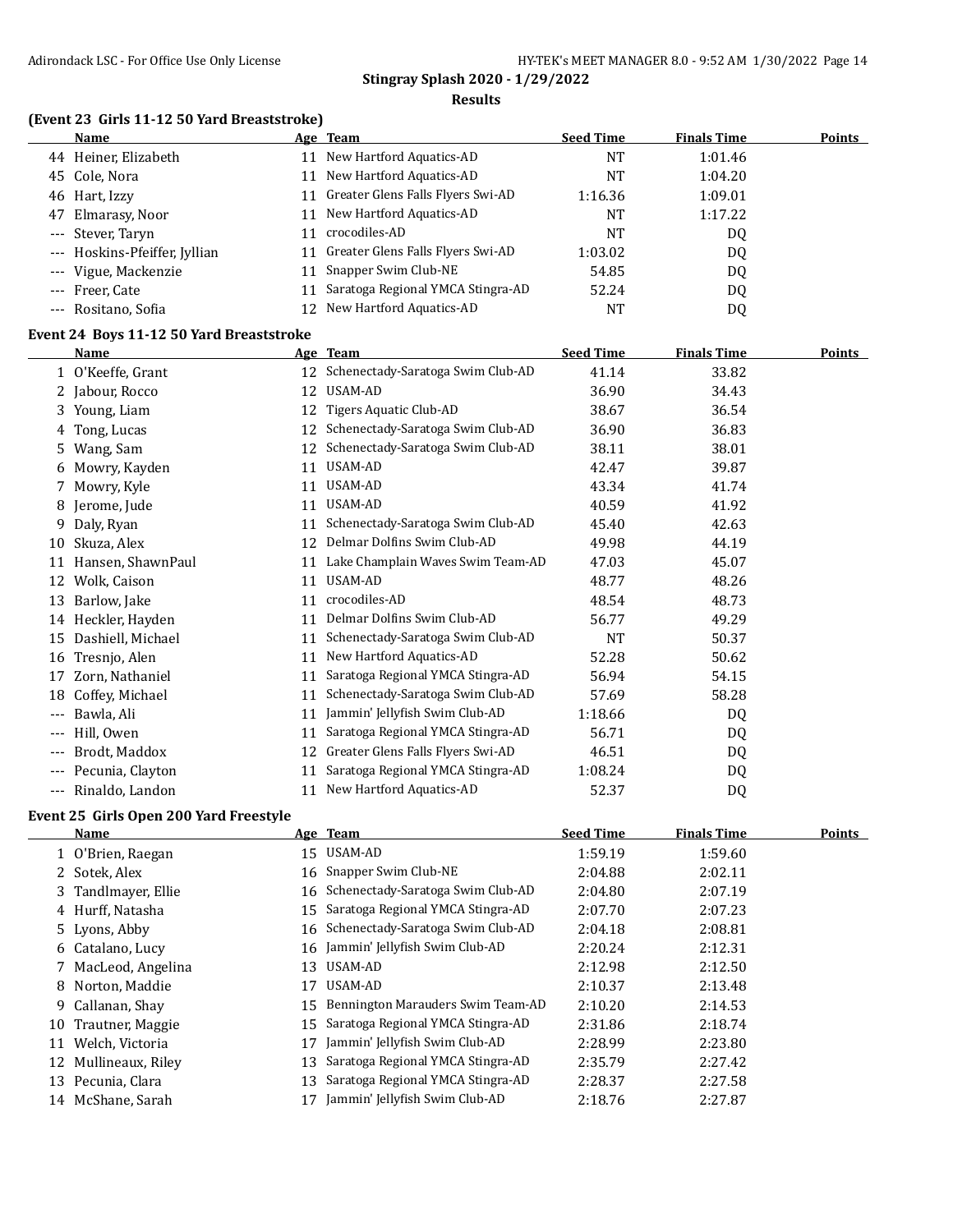**Stingray Splash 2020 - 1/29/2022**

**Results**

### (Event 23 Girls 11-12 50 Yard Breaststroke)

| | Name | Age | Team | Seed Time | Finals Time | Points |
|---|---|---|---|---|---|---|
| 44 | Heiner, Elizabeth | 11 | New Hartford Aquatics-AD | NT | 1:01.46 | |
| 45 | Cole, Nora | 11 | New Hartford Aquatics-AD | NT | 1:04.20 | |
| 46 | Hart, Izzy | 11 | Greater Glens Falls Flyers Swi-AD | 1:16.36 | 1:09.01 | |
| 47 | Elmarasy, Noor | 11 | New Hartford Aquatics-AD | NT | 1:17.22 | |
| --- | Stever, Taryn | 11 | crocodiles-AD | NT | DQ | |
| --- | Hoskins-Pfeiffer, Jyllian | 11 | Greater Glens Falls Flyers Swi-AD | 1:03.02 | DQ | |
| --- | Vigue, Mackenzie | 11 | Snapper Swim Club-NE | 54.85 | DQ | |
| --- | Freer, Cate | 11 | Saratoga Regional YMCA Stingra-AD | 52.24 | DQ | |
| --- | Rositano, Sofia | 12 | New Hartford Aquatics-AD | NT | DQ | |

### Event 24 Boys 11-12 50 Yard Breaststroke

| | Name | Age | Team | Seed Time | Finals Time | Points |
|---|---|---|---|---|---|---|
| 1 | O'Keeffe, Grant | 12 | Schenectady-Saratoga Swim Club-AD | 41.14 | 33.82 | |
| 2 | Jabour, Rocco | 12 | USAM-AD | 36.90 | 34.43 | |
| 3 | Young, Liam | 12 | Tigers Aquatic Club-AD | 38.67 | 36.54 | |
| 4 | Tong, Lucas | 12 | Schenectady-Saratoga Swim Club-AD | 36.90 | 36.83 | |
| 5 | Wang, Sam | 12 | Schenectady-Saratoga Swim Club-AD | 38.11 | 38.01 | |
| 6 | Mowry, Kayden | 11 | USAM-AD | 42.47 | 39.87 | |
| 7 | Mowry, Kyle | 11 | USAM-AD | 43.34 | 41.74 | |
| 8 | Jerome, Jude | 11 | USAM-AD | 40.59 | 41.92 | |
| 9 | Daly, Ryan | 11 | Schenectady-Saratoga Swim Club-AD | 45.40 | 42.63 | |
| 10 | Skuza, Alex | 12 | Delmar Dolfins Swim Club-AD | 49.98 | 44.19 | |
| 11 | Hansen, ShawnPaul | 11 | Lake Champlain Waves Swim Team-AD | 47.03 | 45.07 | |
| 12 | Wolk, Caison | 11 | USAM-AD | 48.77 | 48.26 | |
| 13 | Barlow, Jake | 11 | crocodiles-AD | 48.54 | 48.73 | |
| 14 | Heckler, Hayden | 11 | Delmar Dolfins Swim Club-AD | 56.77 | 49.29 | |
| 15 | Dashiell, Michael | 11 | Schenectady-Saratoga Swim Club-AD | NT | 50.37 | |
| 16 | Tresnjo, Alen | 11 | New Hartford Aquatics-AD | 52.28 | 50.62 | |
| 17 | Zorn, Nathaniel | 11 | Saratoga Regional YMCA Stingra-AD | 56.94 | 54.15 | |
| 18 | Coffey, Michael | 11 | Schenectady-Saratoga Swim Club-AD | 57.69 | 58.28 | |
| --- | Bawla, Ali | 11 | Jammin' Jellyfish Swim Club-AD | 1:18.66 | DQ | |
| --- | Hill, Owen | 11 | Saratoga Regional YMCA Stingra-AD | 56.71 | DQ | |
| --- | Brodt, Maddox | 12 | Greater Glens Falls Flyers Swi-AD | 46.51 | DQ | |
| --- | Pecunia, Clayton | 11 | Saratoga Regional YMCA Stingra-AD | 1:08.24 | DQ | |
| --- | Rinaldo, Landon | 11 | New Hartford Aquatics-AD | 52.37 | DQ | |

### Event 25 Girls Open 200 Yard Freestyle

| | Name | Age | Team | Seed Time | Finals Time | Points |
|---|---|---|---|---|---|---|
| 1 | O'Brien, Raegan | 15 | USAM-AD | 1:59.19 | 1:59.60 | |
| 2 | Sotek, Alex | 16 | Snapper Swim Club-NE | 2:04.88 | 2:02.11 | |
| 3 | Tandlmayer, Ellie | 16 | Schenectady-Saratoga Swim Club-AD | 2:04.80 | 2:07.19 | |
| 4 | Hurff, Natasha | 15 | Saratoga Regional YMCA Stingra-AD | 2:07.70 | 2:07.23 | |
| 5 | Lyons, Abby | 16 | Schenectady-Saratoga Swim Club-AD | 2:04.18 | 2:08.81 | |
| 6 | Catalano, Lucy | 16 | Jammin' Jellyfish Swim Club-AD | 2:20.24 | 2:12.31 | |
| 7 | MacLeod, Angelina | 13 | USAM-AD | 2:12.98 | 2:12.50 | |
| 8 | Norton, Maddie | 17 | USAM-AD | 2:10.37 | 2:13.48 | |
| 9 | Callanan, Shay | 15 | Bennington Marauders Swim Team-AD | 2:10.20 | 2:14.53 | |
| 10 | Trautner, Maggie | 15 | Saratoga Regional YMCA Stingra-AD | 2:31.86 | 2:18.74 | |
| 11 | Welch, Victoria | 17 | Jammin' Jellyfish Swim Club-AD | 2:28.99 | 2:23.80 | |
| 12 | Mullineaux, Riley | 13 | Saratoga Regional YMCA Stingra-AD | 2:35.79 | 2:27.42 | |
| 13 | Pecunia, Clara | 13 | Saratoga Regional YMCA Stingra-AD | 2:28.37 | 2:27.58 | |
| 14 | McShane, Sarah | 17 | Jammin' Jellyfish Swim Club-AD | 2:18.76 | 2:27.87 | |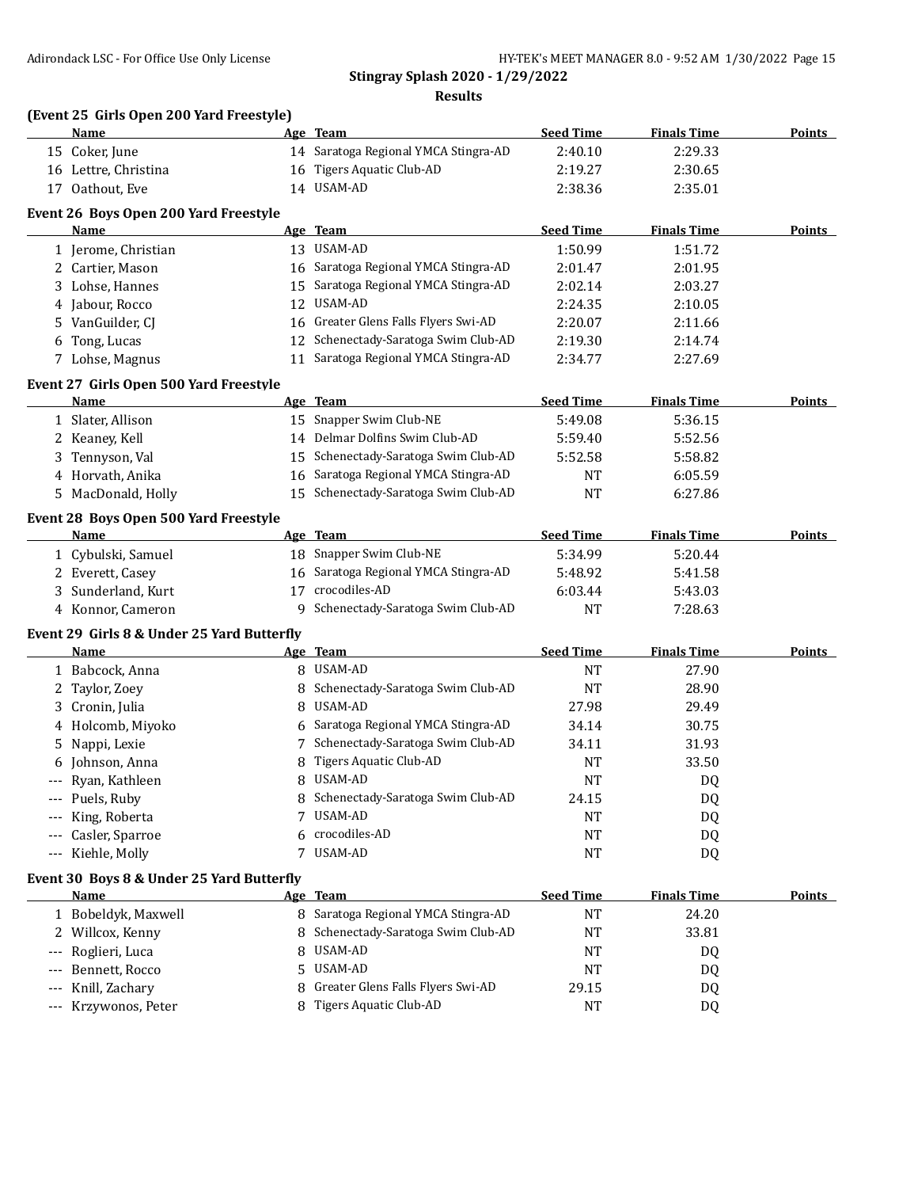**Stingray Splash 2020 - 1/29/2022**

**Results**

### (Event 25 Girls Open 200 Yard Freestyle)

| | Name | Age | Team | Seed Time | Finals Time | Points |
|---|---|---|---|---|---|---|
| 15 | Coker, June | 14 | Saratoga Regional YMCA Stingra-AD | 2:40.10 | 2:29.33 | |
| 16 | Lettre, Christina | 16 | Tigers Aquatic Club-AD | 2:19.27 | 2:30.65 | |
| 17 | Oathout, Eve | 14 | USAM-AD | 2:38.36 | 2:35.01 | |

### Event 26 Boys Open 200 Yard Freestyle

| | Name | Age | Team | Seed Time | Finals Time | Points |
|---|---|---|---|---|---|---|
| 1 | Jerome, Christian | 13 | USAM-AD | 1:50.99 | 1:51.72 | |
| 2 | Cartier, Mason | 16 | Saratoga Regional YMCA Stingra-AD | 2:01.47 | 2:01.95 | |
| 3 | Lohse, Hannes | 15 | Saratoga Regional YMCA Stingra-AD | 2:02.14 | 2:03.27 | |
| 4 | Jabour, Rocco | 12 | USAM-AD | 2:24.35 | 2:10.05 | |
| 5 | VanGuilder, CJ | 16 | Greater Glens Falls Flyers Swi-AD | 2:20.07 | 2:11.66 | |
| 6 | Tong, Lucas | 12 | Schenectady-Saratoga Swim Club-AD | 2:19.30 | 2:14.74 | |
| 7 | Lohse, Magnus | 11 | Saratoga Regional YMCA Stingra-AD | 2:34.77 | 2:27.69 | |

### Event 27 Girls Open 500 Yard Freestyle

| | Name | Age | Team | Seed Time | Finals Time | Points |
|---|---|---|---|---|---|---|
| 1 | Slater, Allison | 15 | Snapper Swim Club-NE | 5:49.08 | 5:36.15 | |
| 2 | Keaney, Kell | 14 | Delmar Dolfins Swim Club-AD | 5:59.40 | 5:52.56 | |
| 3 | Tennyson, Val | 15 | Schenectady-Saratoga Swim Club-AD | 5:52.58 | 5:58.82 | |
| 4 | Horvath, Anika | 16 | Saratoga Regional YMCA Stingra-AD | NT | 6:05.59 | |
| 5 | MacDonald, Holly | 15 | Schenectady-Saratoga Swim Club-AD | NT | 6:27.86 | |

### Event 28 Boys Open 500 Yard Freestyle

| | Name | Age | Team | Seed Time | Finals Time | Points |
|---|---|---|---|---|---|---|
| 1 | Cybulski, Samuel | 18 | Snapper Swim Club-NE | 5:34.99 | 5:20.44 | |
| 2 | Everett, Casey | 16 | Saratoga Regional YMCA Stingra-AD | 5:48.92 | 5:41.58 | |
| 3 | Sunderland, Kurt | 17 | crocodiles-AD | 6:03.44 | 5:43.03 | |
| 4 | Konnor, Cameron | 9 | Schenectady-Saratoga Swim Club-AD | NT | 7:28.63 | |

### Event 29 Girls 8 & Under 25 Yard Butterfly

| | Name | Age | Team | Seed Time | Finals Time | Points |
|---|---|---|---|---|---|---|
| 1 | Babcock, Anna | 8 | USAM-AD | NT | 27.90 | |
| 2 | Taylor, Zoey | 8 | Schenectady-Saratoga Swim Club-AD | NT | 28.90 | |
| 3 | Cronin, Julia | 8 | USAM-AD | 27.98 | 29.49 | |
| 4 | Holcomb, Miyoko | 6 | Saratoga Regional YMCA Stingra-AD | 34.14 | 30.75 | |
| 5 | Nappi, Lexie | 7 | Schenectady-Saratoga Swim Club-AD | 34.11 | 31.93 | |
| 6 | Johnson, Anna | 8 | Tigers Aquatic Club-AD | NT | 33.50 | |
| --- | Ryan, Kathleen | 8 | USAM-AD | NT | DQ | |
| --- | Puels, Ruby | 8 | Schenectady-Saratoga Swim Club-AD | 24.15 | DQ | |
| --- | King, Roberta | 7 | USAM-AD | NT | DQ | |
| --- | Casler, Sparroe | 6 | crocodiles-AD | NT | DQ | |
| --- | Kiehle, Molly | 7 | USAM-AD | NT | DQ | |

### Event 30 Boys 8 & Under 25 Yard Butterfly

| | Name | Age | Team | Seed Time | Finals Time | Points |
|---|---|---|---|---|---|---|
| 1 | Bobeldyk, Maxwell | 8 | Saratoga Regional YMCA Stingra-AD | NT | 24.20 | |
| 2 | Willcox, Kenny | 8 | Schenectady-Saratoga Swim Club-AD | NT | 33.81 | |
| --- | Roglieri, Luca | 8 | USAM-AD | NT | DQ | |
| --- | Bennett, Rocco | 5 | USAM-AD | NT | DQ | |
| --- | Knill, Zachary | 8 | Greater Glens Falls Flyers Swi-AD | 29.15 | DQ | |
| --- | Krzywonos, Peter | 8 | Tigers Aquatic Club-AD | NT | DQ | |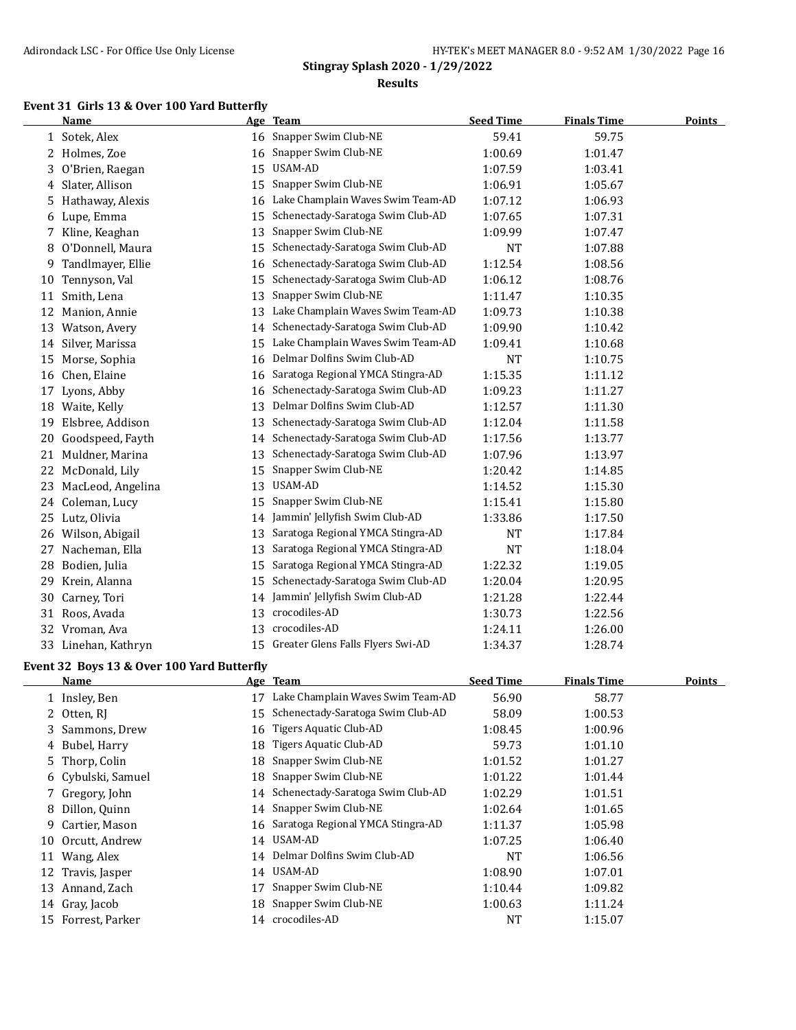## Stingray Splash 2020 - 1/29/2022

### Results

### Event 31 Girls 13 & Over 100 Yard Butterfly

| | Name | Age | Team | Seed Time | Finals Time | Points |
|---|---|---|---|---|---|---|
| 1 | Sotek, Alex | 16 | Snapper Swim Club-NE | 59.41 | 59.75 | |
| 2 | Holmes, Zoe | 16 | Snapper Swim Club-NE | 1:00.69 | 1:01.47 | |
| 3 | O'Brien, Raegan | 15 | USAM-AD | 1:07.59 | 1:03.41 | |
| 4 | Slater, Allison | 15 | Snapper Swim Club-NE | 1:06.91 | 1:05.67 | |
| 5 | Hathaway, Alexis | 16 | Lake Champlain Waves Swim Team-AD | 1:07.12 | 1:06.93 | |
| 6 | Lupe, Emma | 15 | Schenectady-Saratoga Swim Club-AD | 1:07.65 | 1:07.31 | |
| 7 | Kline, Keaghan | 13 | Snapper Swim Club-NE | 1:09.99 | 1:07.47 | |
| 8 | O'Donnell, Maura | 15 | Schenectady-Saratoga Swim Club-AD | NT | 1:07.88 | |
| 9 | Tandlmayer, Ellie | 16 | Schenectady-Saratoga Swim Club-AD | 1:12.54 | 1:08.56 | |
| 10 | Tennyson, Val | 15 | Schenectady-Saratoga Swim Club-AD | 1:06.12 | 1:08.76 | |
| 11 | Smith, Lena | 13 | Snapper Swim Club-NE | 1:11.47 | 1:10.35 | |
| 12 | Manion, Annie | 13 | Lake Champlain Waves Swim Team-AD | 1:09.73 | 1:10.38 | |
| 13 | Watson, Avery | 14 | Schenectady-Saratoga Swim Club-AD | 1:09.90 | 1:10.42 | |
| 14 | Silver, Marissa | 15 | Lake Champlain Waves Swim Team-AD | 1:09.41 | 1:10.68 | |
| 15 | Morse, Sophia | 16 | Delmar Dolfins Swim Club-AD | NT | 1:10.75 | |
| 16 | Chen, Elaine | 16 | Saratoga Regional YMCA Stingra-AD | 1:15.35 | 1:11.12 | |
| 17 | Lyons, Abby | 16 | Schenectady-Saratoga Swim Club-AD | 1:09.23 | 1:11.27 | |
| 18 | Waite, Kelly | 13 | Delmar Dolfins Swim Club-AD | 1:12.57 | 1:11.30 | |
| 19 | Elsbree, Addison | 13 | Schenectady-Saratoga Swim Club-AD | 1:12.04 | 1:11.58 | |
| 20 | Goodspeed, Fayth | 14 | Schenectady-Saratoga Swim Club-AD | 1:17.56 | 1:13.77 | |
| 21 | Muldner, Marina | 13 | Schenectady-Saratoga Swim Club-AD | 1:07.96 | 1:13.97 | |
| 22 | McDonald, Lily | 15 | Snapper Swim Club-NE | 1:20.42 | 1:14.85 | |
| 23 | MacLeod, Angelina | 13 | USAM-AD | 1:14.52 | 1:15.30 | |
| 24 | Coleman, Lucy | 15 | Snapper Swim Club-NE | 1:15.41 | 1:15.80 | |
| 25 | Lutz, Olivia | 14 | Jammin' Jellyfish Swim Club-AD | 1:33.86 | 1:17.50 | |
| 26 | Wilson, Abigail | 13 | Saratoga Regional YMCA Stingra-AD | NT | 1:17.84 | |
| 27 | Nacheman, Ella | 13 | Saratoga Regional YMCA Stingra-AD | NT | 1:18.04 | |
| 28 | Bodien, Julia | 15 | Saratoga Regional YMCA Stingra-AD | 1:22.32 | 1:19.05 | |
| 29 | Krein, Alanna | 15 | Schenectady-Saratoga Swim Club-AD | 1:20.04 | 1:20.95 | |
| 30 | Carney, Tori | 14 | Jammin' Jellyfish Swim Club-AD | 1:21.28 | 1:22.44 | |
| 31 | Roos, Avada | 13 | crocodiles-AD | 1:30.73 | 1:22.56 | |
| 32 | Vroman, Ava | 13 | crocodiles-AD | 1:24.11 | 1:26.00 | |
| 33 | Linehan, Kathryn | 15 | Greater Glens Falls Flyers Swi-AD | 1:34.37 | 1:28.74 | |

### Event 32 Boys 13 & Over 100 Yard Butterfly

| | Name | Age | Team | Seed Time | Finals Time | Points |
|---|---|---|---|---|---|---|
| 1 | Insley, Ben | 17 | Lake Champlain Waves Swim Team-AD | 56.90 | 58.77 | |
| 2 | Otten, RJ | 15 | Schenectady-Saratoga Swim Club-AD | 58.09 | 1:00.53 | |
| 3 | Sammons, Drew | 16 | Tigers Aquatic Club-AD | 1:08.45 | 1:00.96 | |
| 4 | Bubel, Harry | 18 | Tigers Aquatic Club-AD | 59.73 | 1:01.10 | |
| 5 | Thorp, Colin | 18 | Snapper Swim Club-NE | 1:01.52 | 1:01.27 | |
| 6 | Cybulski, Samuel | 18 | Snapper Swim Club-NE | 1:01.22 | 1:01.44 | |
| 7 | Gregory, John | 14 | Schenectady-Saratoga Swim Club-AD | 1:02.29 | 1:01.51 | |
| 8 | Dillon, Quinn | 14 | Snapper Swim Club-NE | 1:02.64 | 1:01.65 | |
| 9 | Cartier, Mason | 16 | Saratoga Regional YMCA Stingra-AD | 1:11.37 | 1:05.98 | |
| 10 | Orcutt, Andrew | 14 | USAM-AD | 1:07.25 | 1:06.40 | |
| 11 | Wang, Alex | 14 | Delmar Dolfins Swim Club-AD | NT | 1:06.56 | |
| 12 | Travis, Jasper | 14 | USAM-AD | 1:08.90 | 1:07.01 | |
| 13 | Annand, Zach | 17 | Snapper Swim Club-NE | 1:10.44 | 1:09.82 | |
| 14 | Gray, Jacob | 18 | Snapper Swim Club-NE | 1:00.63 | 1:11.24 | |
| 15 | Forrest, Parker | 14 | crocodiles-AD | NT | 1:15.07 | |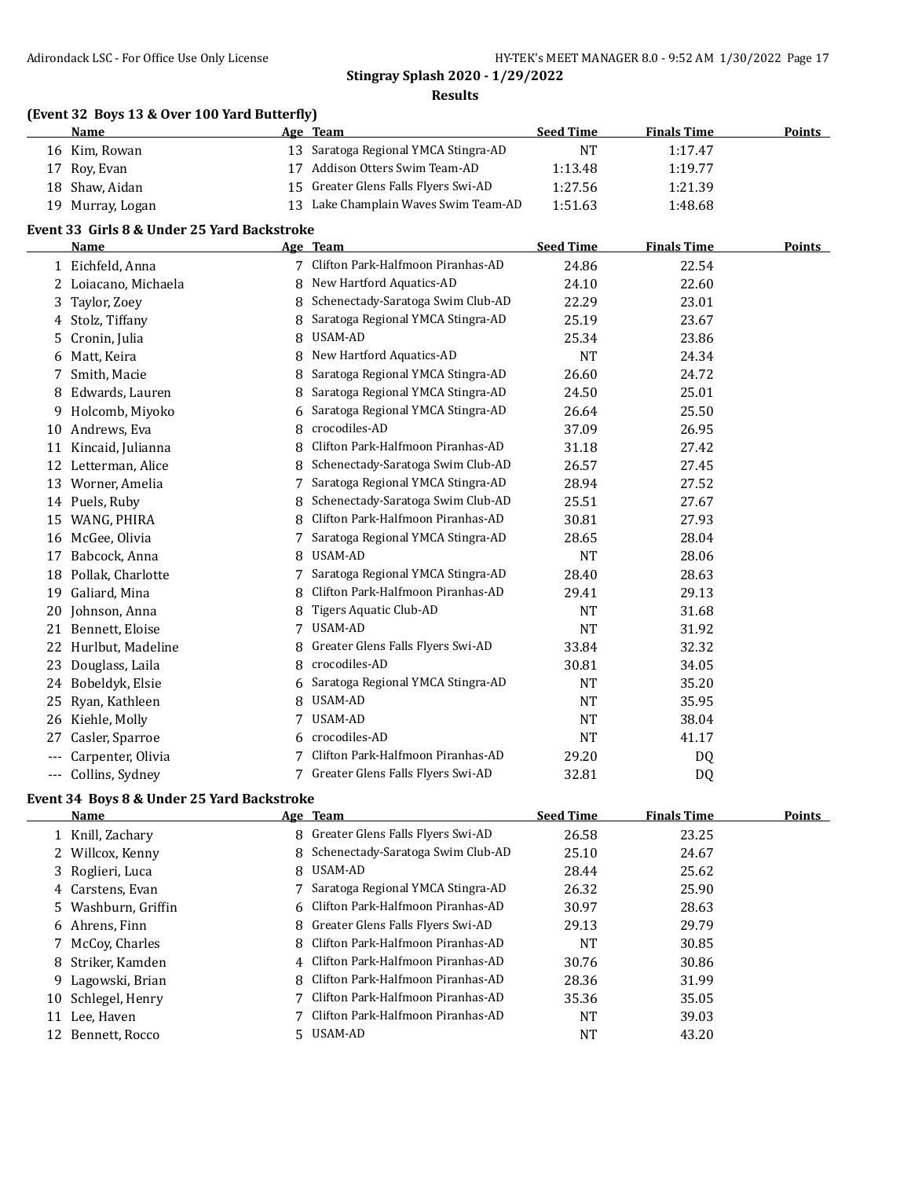## Stingray Splash 2020 - 1/29/2022

### Results

#### (Event 32 Boys 13 & Over 100 Yard Butterfly)

| | Name | Age | Team | Seed Time | Finals Time | Points |
|---|---|---|---|---|---|---|
| 16 | Kim, Rowan | 13 | Saratoga Regional YMCA Stingra-AD | NT | 1:17.47 | |
| 17 | Roy, Evan | 17 | Addison Otters Swim Team-AD | 1:13.48 | 1:19.77 | |
| 18 | Shaw, Aidan | 15 | Greater Glens Falls Flyers Swi-AD | 1:27.56 | 1:21.39 | |
| 19 | Murray, Logan | 13 | Lake Champlain Waves Swim Team-AD | 1:51.63 | 1:48.68 | |

#### Event 33 Girls 8 & Under 25 Yard Backstroke

| | Name | Age | Team | Seed Time | Finals Time | Points |
|---|---|---|---|---|---|---|
| 1 | Eichfeld, Anna | 7 | Clifton Park-Halfmoon Piranhas-AD | 24.86 | 22.54 | |
| 2 | Loiacano, Michaela | 8 | New Hartford Aquatics-AD | 24.10 | 22.60 | |
| 3 | Taylor, Zoey | 8 | Schenectady-Saratoga Swim Club-AD | 22.29 | 23.01 | |
| 4 | Stolz, Tiffany | 8 | Saratoga Regional YMCA Stingra-AD | 25.19 | 23.67 | |
| 5 | Cronin, Julia | 8 | USAM-AD | 25.34 | 23.86 | |
| 6 | Matt, Keira | 8 | New Hartford Aquatics-AD | NT | 24.34 | |
| 7 | Smith, Macie | 8 | Saratoga Regional YMCA Stingra-AD | 26.60 | 24.72 | |
| 8 | Edwards, Lauren | 8 | Saratoga Regional YMCA Stingra-AD | 24.50 | 25.01 | |
| 9 | Holcomb, Miyoko | 6 | Saratoga Regional YMCA Stingra-AD | 26.64 | 25.50 | |
| 10 | Andrews, Eva | 8 | crocodiles-AD | 37.09 | 26.95 | |
| 11 | Kincaid, Julianna | 8 | Clifton Park-Halfmoon Piranhas-AD | 31.18 | 27.42 | |
| 12 | Letterman, Alice | 8 | Schenectady-Saratoga Swim Club-AD | 26.57 | 27.45 | |
| 13 | Worner, Amelia | 7 | Saratoga Regional YMCA Stingra-AD | 28.94 | 27.52 | |
| 14 | Puels, Ruby | 8 | Schenectady-Saratoga Swim Club-AD | 25.51 | 27.67 | |
| 15 | WANG, PHIRA | 8 | Clifton Park-Halfmoon Piranhas-AD | 30.81 | 27.93 | |
| 16 | McGee, Olivia | 7 | Saratoga Regional YMCA Stingra-AD | 28.65 | 28.04 | |
| 17 | Babcock, Anna | 8 | USAM-AD | NT | 28.06 | |
| 18 | Pollak, Charlotte | 7 | Saratoga Regional YMCA Stingra-AD | 28.40 | 28.63 | |
| 19 | Galiard, Mina | 8 | Clifton Park-Halfmoon Piranhas-AD | 29.41 | 29.13 | |
| 20 | Johnson, Anna | 8 | Tigers Aquatic Club-AD | NT | 31.68 | |
| 21 | Bennett, Eloise | 7 | USAM-AD | NT | 31.92 | |
| 22 | Hurlbut, Madeline | 8 | Greater Glens Falls Flyers Swi-AD | 33.84 | 32.32 | |
| 23 | Douglass, Laila | 8 | crocodiles-AD | 30.81 | 34.05 | |
| 24 | Bobeldyk, Elsie | 6 | Saratoga Regional YMCA Stingra-AD | NT | 35.20 | |
| 25 | Ryan, Kathleen | 8 | USAM-AD | NT | 35.95 | |
| 26 | Kiehle, Molly | 7 | USAM-AD | NT | 38.04 | |
| 27 | Casler, Sparroe | 6 | crocodiles-AD | NT | 41.17 | |
| --- | Carpenter, Olivia | 7 | Clifton Park-Halfmoon Piranhas-AD | 29.20 | DQ | |
| --- | Collins, Sydney | 7 | Greater Glens Falls Flyers Swi-AD | 32.81 | DQ | |

#### Event 34 Boys 8 & Under 25 Yard Backstroke

| | Name | Age | Team | Seed Time | Finals Time | Points |
|---|---|---|---|---|---|---|
| 1 | Knill, Zachary | 8 | Greater Glens Falls Flyers Swi-AD | 26.58 | 23.25 | |
| 2 | Willcox, Kenny | 8 | Schenectady-Saratoga Swim Club-AD | 25.10 | 24.67 | |
| 3 | Roglieri, Luca | 8 | USAM-AD | 28.44 | 25.62 | |
| 4 | Carstens, Evan | 7 | Saratoga Regional YMCA Stingra-AD | 26.32 | 25.90 | |
| 5 | Washburn, Griffin | 6 | Clifton Park-Halfmoon Piranhas-AD | 30.97 | 28.63 | |
| 6 | Ahrens, Finn | 8 | Greater Glens Falls Flyers Swi-AD | 29.13 | 29.79 | |
| 7 | McCoy, Charles | 8 | Clifton Park-Halfmoon Piranhas-AD | NT | 30.85 | |
| 8 | Striker, Kamden | 4 | Clifton Park-Halfmoon Piranhas-AD | 30.76 | 30.86 | |
| 9 | Lagowski, Brian | 8 | Clifton Park-Halfmoon Piranhas-AD | 28.36 | 31.99 | |
| 10 | Schlegel, Henry | 7 | Clifton Park-Halfmoon Piranhas-AD | 35.36 | 35.05 | |
| 11 | Lee, Haven | 7 | Clifton Park-Halfmoon Piranhas-AD | NT | 39.03 | |
| 12 | Bennett, Rocco | 5 | USAM-AD | NT | 43.20 | |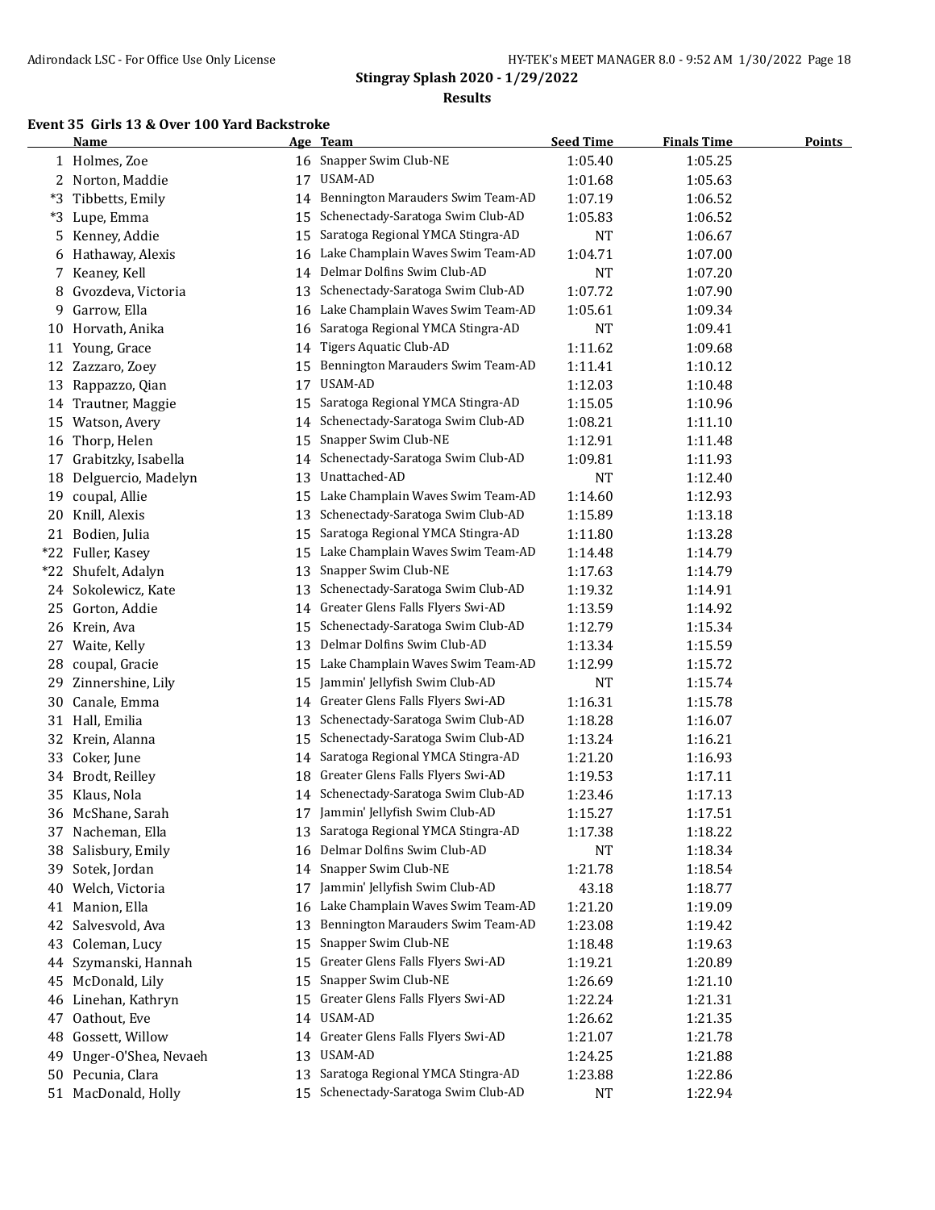## Stingray Splash 2020 - 1/29/2022

### Results

#### Event 35 Girls 13 & Over 100 Yard Backstroke

| | Name | Age | Team | Seed Time | Finals Time | Points |
|---|---|---|---|---|---|---|
| 1 | Holmes, Zoe | 16 | Snapper Swim Club-NE | 1:05.40 | 1:05.25 | |
| 2 | Norton, Maddie | 17 | USAM-AD | 1:01.68 | 1:05.63 | |
| *3 | Tibbetts, Emily | 14 | Bennington Marauders Swim Team-AD | 1:07.19 | 1:06.52 | |
| *3 | Lupe, Emma | 15 | Schenectady-Saratoga Swim Club-AD | 1:05.83 | 1:06.52 | |
| 5 | Kenney, Addie | 15 | Saratoga Regional YMCA Stingra-AD | NT | 1:06.67 | |
| 6 | Hathaway, Alexis | 16 | Lake Champlain Waves Swim Team-AD | 1:04.71 | 1:07.00 | |
| 7 | Keaney, Kell | 14 | Delmar Dolfins Swim Club-AD | NT | 1:07.20 | |
| 8 | Gvozdeva, Victoria | 13 | Schenectady-Saratoga Swim Club-AD | 1:07.72 | 1:07.90 | |
| 9 | Garrow, Ella | 16 | Lake Champlain Waves Swim Team-AD | 1:05.61 | 1:09.34 | |
| 10 | Horvath, Anika | 16 | Saratoga Regional YMCA Stingra-AD | NT | 1:09.41 | |
| 11 | Young, Grace | 14 | Tigers Aquatic Club-AD | 1:11.62 | 1:09.68 | |
| 12 | Zazzaro, Zoey | 15 | Bennington Marauders Swim Team-AD | 1:11.41 | 1:10.12 | |
| 13 | Rappazzo, Qian | 17 | USAM-AD | 1:12.03 | 1:10.48 | |
| 14 | Trautner, Maggie | 15 | Saratoga Regional YMCA Stingra-AD | 1:15.05 | 1:10.96 | |
| 15 | Watson, Avery | 14 | Schenectady-Saratoga Swim Club-AD | 1:08.21 | 1:11.10 | |
| 16 | Thorp, Helen | 15 | Snapper Swim Club-NE | 1:12.91 | 1:11.48 | |
| 17 | Grabitzky, Isabella | 14 | Schenectady-Saratoga Swim Club-AD | 1:09.81 | 1:11.93 | |
| 18 | Delguercio, Madelyn | 13 | Unattached-AD | NT | 1:12.40 | |
| 19 | coupal, Allie | 15 | Lake Champlain Waves Swim Team-AD | 1:14.60 | 1:12.93 | |
| 20 | Knill, Alexis | 13 | Schenectady-Saratoga Swim Club-AD | 1:15.89 | 1:13.18 | |
| 21 | Bodien, Julia | 15 | Saratoga Regional YMCA Stingra-AD | 1:11.80 | 1:13.28 | |
| *22 | Fuller, Kasey | 15 | Lake Champlain Waves Swim Team-AD | 1:14.48 | 1:14.79 | |
| *22 | Shufelt, Adalyn | 13 | Snapper Swim Club-NE | 1:17.63 | 1:14.79 | |
| 24 | Sokolewicz, Kate | 13 | Schenectady-Saratoga Swim Club-AD | 1:19.32 | 1:14.91 | |
| 25 | Gorton, Addie | 14 | Greater Glens Falls Flyers Swi-AD | 1:13.59 | 1:14.92 | |
| 26 | Krein, Ava | 15 | Schenectady-Saratoga Swim Club-AD | 1:12.79 | 1:15.34 | |
| 27 | Waite, Kelly | 13 | Delmar Dolfins Swim Club-AD | 1:13.34 | 1:15.59 | |
| 28 | coupal, Gracie | 15 | Lake Champlain Waves Swim Team-AD | 1:12.99 | 1:15.72 | |
| 29 | Zinnershine, Lily | 15 | Jammin' Jellyfish Swim Club-AD | NT | 1:15.74 | |
| 30 | Canale, Emma | 14 | Greater Glens Falls Flyers Swi-AD | 1:16.31 | 1:15.78 | |
| 31 | Hall, Emilia | 13 | Schenectady-Saratoga Swim Club-AD | 1:18.28 | 1:16.07 | |
| 32 | Krein, Alanna | 15 | Schenectady-Saratoga Swim Club-AD | 1:13.24 | 1:16.21 | |
| 33 | Coker, June | 14 | Saratoga Regional YMCA Stingra-AD | 1:21.20 | 1:16.93 | |
| 34 | Brodt, Reilley | 18 | Greater Glens Falls Flyers Swi-AD | 1:19.53 | 1:17.11 | |
| 35 | Klaus, Nola | 14 | Schenectady-Saratoga Swim Club-AD | 1:23.46 | 1:17.13 | |
| 36 | McShane, Sarah | 17 | Jammin' Jellyfish Swim Club-AD | 1:15.27 | 1:17.51 | |
| 37 | Nacheman, Ella | 13 | Saratoga Regional YMCA Stingra-AD | 1:17.38 | 1:18.22 | |
| 38 | Salisbury, Emily | 16 | Delmar Dolfins Swim Club-AD | NT | 1:18.34 | |
| 39 | Sotek, Jordan | 14 | Snapper Swim Club-NE | 1:21.78 | 1:18.54 | |
| 40 | Welch, Victoria | 17 | Jammin' Jellyfish Swim Club-AD | 43.18 | 1:18.77 | |
| 41 | Manion, Ella | 16 | Lake Champlain Waves Swim Team-AD | 1:21.20 | 1:19.09 | |
| 42 | Salvesvold, Ava | 13 | Bennington Marauders Swim Team-AD | 1:23.08 | 1:19.42 | |
| 43 | Coleman, Lucy | 15 | Snapper Swim Club-NE | 1:18.48 | 1:19.63 | |
| 44 | Szymanski, Hannah | 15 | Greater Glens Falls Flyers Swi-AD | 1:19.21 | 1:20.89 | |
| 45 | McDonald, Lily | 15 | Snapper Swim Club-NE | 1:26.69 | 1:21.10 | |
| 46 | Linehan, Kathryn | 15 | Greater Glens Falls Flyers Swi-AD | 1:22.24 | 1:21.31 | |
| 47 | Oathout, Eve | 14 | USAM-AD | 1:26.62 | 1:21.35 | |
| 48 | Gossett, Willow | 14 | Greater Glens Falls Flyers Swi-AD | 1:21.07 | 1:21.78 | |
| 49 | Unger-O'Shea, Nevaeh | 13 | USAM-AD | 1:24.25 | 1:21.88 | |
| 50 | Pecunia, Clara | 13 | Saratoga Regional YMCA Stingra-AD | 1:23.88 | 1:22.86 | |
| 51 | MacDonald, Holly | 15 | Schenectady-Saratoga Swim Club-AD | NT | 1:22.94 | |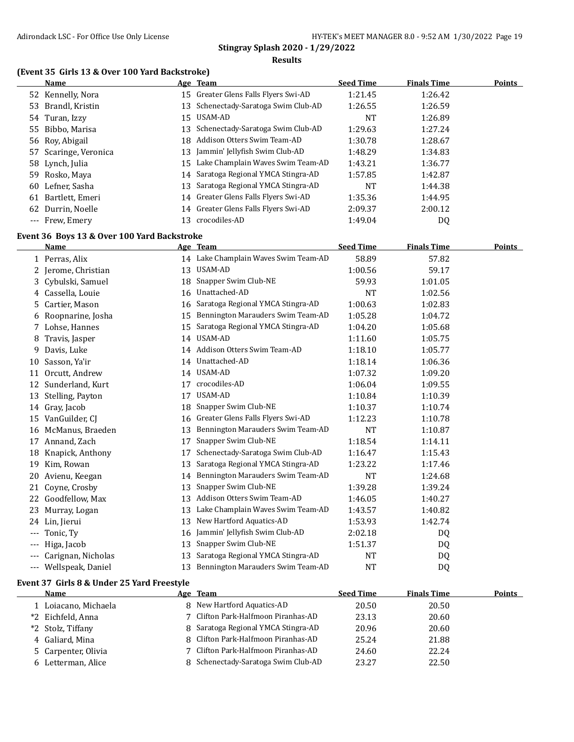## Stingray Splash 2020 - 1/29/2022

### Results

### (Event 35 Girls 13 & Over 100 Yard Backstroke)

| | Name | Age | Team | Seed Time | Finals Time | Points |
|---|---|---|---|---|---|---|
| 52 | Kennelly, Nora | 15 | Greater Glens Falls Flyers Swi-AD | 1:21.45 | 1:26.42 | |
| 53 | Brandl, Kristin | 13 | Schenectady-Saratoga Swim Club-AD | 1:26.55 | 1:26.59 | |
| 54 | Turan, Izzy | 15 | USAM-AD | NT | 1:26.89 | |
| 55 | Bibbo, Marisa | 13 | Schenectady-Saratoga Swim Club-AD | 1:29.63 | 1:27.24 | |
| 56 | Roy, Abigail | 18 | Addison Otters Swim Team-AD | 1:30.78 | 1:28.67 | |
| 57 | Scaringe, Veronica | 13 | Jammin' Jellyfish Swim Club-AD | 1:48.29 | 1:34.83 | |
| 58 | Lynch, Julia | 15 | Lake Champlain Waves Swim Team-AD | 1:43.21 | 1:36.77 | |
| 59 | Rosko, Maya | 14 | Saratoga Regional YMCA Stingra-AD | 1:57.85 | 1:42.87 | |
| 60 | Lefner, Sasha | 13 | Saratoga Regional YMCA Stingra-AD | NT | 1:44.38 | |
| 61 | Bartlett, Emeri | 14 | Greater Glens Falls Flyers Swi-AD | 1:35.36 | 1:44.95 | |
| 62 | Durrin, Noelle | 14 | Greater Glens Falls Flyers Swi-AD | 2:09.37 | 2:00.12 | |
| --- | Frew, Emery | 13 | crocodiles-AD | 1:49.04 | DQ | |

### Event 36 Boys 13 & Over 100 Yard Backstroke

| | Name | Age | Team | Seed Time | Finals Time | Points |
|---|---|---|---|---|---|---|
| 1 | Perras, Alix | 14 | Lake Champlain Waves Swim Team-AD | 58.89 | 57.82 | |
| 2 | Jerome, Christian | 13 | USAM-AD | 1:00.56 | 59.17 | |
| 3 | Cybulski, Samuel | 18 | Snapper Swim Club-NE | 59.93 | 1:01.05 | |
| 4 | Cassella, Louie | 16 | Unattached-AD | NT | 1:02.56 | |
| 5 | Cartier, Mason | 16 | Saratoga Regional YMCA Stingra-AD | 1:00.63 | 1:02.83 | |
| 6 | Roopnarine, Josha | 15 | Bennington Marauders Swim Team-AD | 1:05.28 | 1:04.72 | |
| 7 | Lohse, Hannes | 15 | Saratoga Regional YMCA Stingra-AD | 1:04.20 | 1:05.68 | |
| 8 | Travis, Jasper | 14 | USAM-AD | 1:11.60 | 1:05.75 | |
| 9 | Davis, Luke | 14 | Addison Otters Swim Team-AD | 1:18.10 | 1:05.77 | |
| 10 | Sasson, Ya'ir | 14 | Unattached-AD | 1:18.14 | 1:06.36 | |
| 11 | Orcutt, Andrew | 14 | USAM-AD | 1:07.32 | 1:09.20 | |
| 12 | Sunderland, Kurt | 17 | crocodiles-AD | 1:06.04 | 1:09.55 | |
| 13 | Stelling, Payton | 17 | USAM-AD | 1:10.84 | 1:10.39 | |
| 14 | Gray, Jacob | 18 | Snapper Swim Club-NE | 1:10.37 | 1:10.74 | |
| 15 | VanGuilder, CJ | 16 | Greater Glens Falls Flyers Swi-AD | 1:12.23 | 1:10.78 | |
| 16 | McManus, Braeden | 13 | Bennington Marauders Swim Team-AD | NT | 1:10.87 | |
| 17 | Annand, Zach | 17 | Snapper Swim Club-NE | 1:18.54 | 1:14.11 | |
| 18 | Knapick, Anthony | 17 | Schenectady-Saratoga Swim Club-AD | 1:16.47 | 1:15.43 | |
| 19 | Kim, Rowan | 13 | Saratoga Regional YMCA Stingra-AD | 1:23.22 | 1:17.46 | |
| 20 | Avienu, Keegan | 14 | Bennington Marauders Swim Team-AD | NT | 1:24.68 | |
| 21 | Coyne, Crosby | 13 | Snapper Swim Club-NE | 1:39.28 | 1:39.24 | |
| 22 | Goodfellow, Max | 13 | Addison Otters Swim Team-AD | 1:46.05 | 1:40.27 | |
| 23 | Murray, Logan | 13 | Lake Champlain Waves Swim Team-AD | 1:43.57 | 1:40.82 | |
| 24 | Lin, Jierui | 13 | New Hartford Aquatics-AD | 1:53.93 | 1:42.74 | |
| --- | Tonic, Ty | 16 | Jammin' Jellyfish Swim Club-AD | 2:02.18 | DQ | |
| --- | Higa, Jacob | 13 | Snapper Swim Club-NE | 1:51.37 | DQ | |
| --- | Carignan, Nicholas | 13 | Saratoga Regional YMCA Stingra-AD | NT | DQ | |
| --- | Wellspeak, Daniel | 13 | Bennington Marauders Swim Team-AD | NT | DQ | |

### Event 37 Girls 8 & Under 25 Yard Freestyle

| | Name | Age | Team | Seed Time | Finals Time | Points |
|---|---|---|---|---|---|---|
| 1 | Loiacano, Michaela | 8 | New Hartford Aquatics-AD | 20.50 | 20.50 | |
| *2 | Eichfeld, Anna | 7 | Clifton Park-Halfmoon Piranhas-AD | 23.13 | 20.60 | |
| *2 | Stolz, Tiffany | 8 | Saratoga Regional YMCA Stingra-AD | 20.96 | 20.60 | |
| 4 | Galiard, Mina | 8 | Clifton Park-Halfmoon Piranhas-AD | 25.24 | 21.88 | |
| 5 | Carpenter, Olivia | 7 | Clifton Park-Halfmoon Piranhas-AD | 24.60 | 22.24 | |
| 6 | Letterman, Alice | 8 | Schenectady-Saratoga Swim Club-AD | 23.27 | 22.50 | |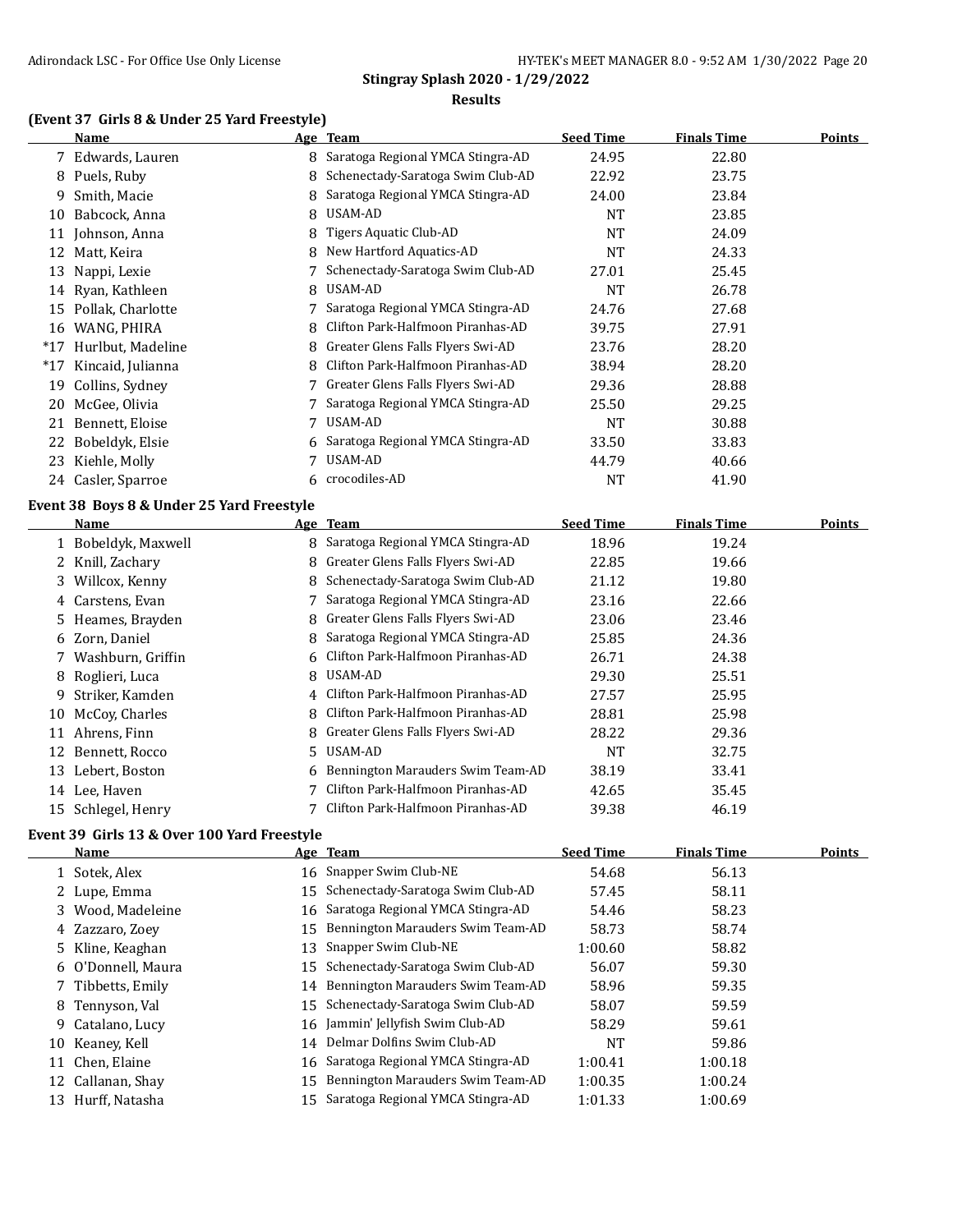## Stingray Splash 2020 - 1/29/2022

### Results

#### (Event 37 Girls 8 & Under 25 Yard Freestyle)

| | Name | Age | Team | Seed Time | Finals Time | Points |
|---|---|---|---|---|---|---|
| 7 | Edwards, Lauren | 8 | Saratoga Regional YMCA Stingra-AD | 24.95 | 22.80 | |
| 8 | Puels, Ruby | 8 | Schenectady-Saratoga Swim Club-AD | 22.92 | 23.75 | |
| 9 | Smith, Macie | 8 | Saratoga Regional YMCA Stingra-AD | 24.00 | 23.84 | |
| 10 | Babcock, Anna | 8 | USAM-AD | NT | 23.85 | |
| 11 | Johnson, Anna | 8 | Tigers Aquatic Club-AD | NT | 24.09 | |
| 12 | Matt, Keira | 8 | New Hartford Aquatics-AD | NT | 24.33 | |
| 13 | Nappi, Lexie | 7 | Schenectady-Saratoga Swim Club-AD | 27.01 | 25.45 | |
| 14 | Ryan, Kathleen | 8 | USAM-AD | NT | 26.78 | |
| 15 | Pollak, Charlotte | 7 | Saratoga Regional YMCA Stingra-AD | 24.76 | 27.68 | |
| 16 | WANG, PHIRA | 8 | Clifton Park-Halfmoon Piranhas-AD | 39.75 | 27.91 | |
| *17 | Hurlbut, Madeline | 8 | Greater Glens Falls Flyers Swi-AD | 23.76 | 28.20 | |
| *17 | Kincaid, Julianna | 8 | Clifton Park-Halfmoon Piranhas-AD | 38.94 | 28.20 | |
| 19 | Collins, Sydney | 7 | Greater Glens Falls Flyers Swi-AD | 29.36 | 28.88 | |
| 20 | McGee, Olivia | 7 | Saratoga Regional YMCA Stingra-AD | 25.50 | 29.25 | |
| 21 | Bennett, Eloise | 7 | USAM-AD | NT | 30.88 | |
| 22 | Bobeldyk, Elsie | 6 | Saratoga Regional YMCA Stingra-AD | 33.50 | 33.83 | |
| 23 | Kiehle, Molly | 7 | USAM-AD | 44.79 | 40.66 | |
| 24 | Casler, Sparroe | 6 | crocodiles-AD | NT | 41.90 | |

#### Event 38 Boys 8 & Under 25 Yard Freestyle

| | Name | Age | Team | Seed Time | Finals Time | Points |
|---|---|---|---|---|---|---|
| 1 | Bobeldyk, Maxwell | 8 | Saratoga Regional YMCA Stingra-AD | 18.96 | 19.24 | |
| 2 | Knill, Zachary | 8 | Greater Glens Falls Flyers Swi-AD | 22.85 | 19.66 | |
| 3 | Willcox, Kenny | 8 | Schenectady-Saratoga Swim Club-AD | 21.12 | 19.80 | |
| 4 | Carstens, Evan | 7 | Saratoga Regional YMCA Stingra-AD | 23.16 | 22.66 | |
| 5 | Heames, Brayden | 8 | Greater Glens Falls Flyers Swi-AD | 23.06 | 23.46 | |
| 6 | Zorn, Daniel | 8 | Saratoga Regional YMCA Stingra-AD | 25.85 | 24.36 | |
| 7 | Washburn, Griffin | 6 | Clifton Park-Halfmoon Piranhas-AD | 26.71 | 24.38 | |
| 8 | Roglieri, Luca | 8 | USAM-AD | 29.30 | 25.51 | |
| 9 | Striker, Kamden | 4 | Clifton Park-Halfmoon Piranhas-AD | 27.57 | 25.95 | |
| 10 | McCoy, Charles | 8 | Clifton Park-Halfmoon Piranhas-AD | 28.81 | 25.98 | |
| 11 | Ahrens, Finn | 8 | Greater Glens Falls Flyers Swi-AD | 28.22 | 29.36 | |
| 12 | Bennett, Rocco | 5 | USAM-AD | NT | 32.75 | |
| 13 | Lebert, Boston | 6 | Bennington Marauders Swim Team-AD | 38.19 | 33.41 | |
| 14 | Lee, Haven | 7 | Clifton Park-Halfmoon Piranhas-AD | 42.65 | 35.45 | |
| 15 | Schlegel, Henry | 7 | Clifton Park-Halfmoon Piranhas-AD | 39.38 | 46.19 | |

#### Event 39 Girls 13 & Over 100 Yard Freestyle

| | Name | Age | Team | Seed Time | Finals Time | Points |
|---|---|---|---|---|---|---|
| 1 | Sotek, Alex | 16 | Snapper Swim Club-NE | 54.68 | 56.13 | |
| 2 | Lupe, Emma | 15 | Schenectady-Saratoga Swim Club-AD | 57.45 | 58.11 | |
| 3 | Wood, Madeleine | 16 | Saratoga Regional YMCA Stingra-AD | 54.46 | 58.23 | |
| 4 | Zazzaro, Zoey | 15 | Bennington Marauders Swim Team-AD | 58.73 | 58.74 | |
| 5 | Kline, Keaghan | 13 | Snapper Swim Club-NE | 1:00.60 | 58.82 | |
| 6 | O'Donnell, Maura | 15 | Schenectady-Saratoga Swim Club-AD | 56.07 | 59.30 | |
| 7 | Tibbetts, Emily | 14 | Bennington Marauders Swim Team-AD | 58.96 | 59.35 | |
| 8 | Tennyson, Val | 15 | Schenectady-Saratoga Swim Club-AD | 58.07 | 59.59 | |
| 9 | Catalano, Lucy | 16 | Jammin' Jellyfish Swim Club-AD | 58.29 | 59.61 | |
| 10 | Keaney, Kell | 14 | Delmar Dolfins Swim Club-AD | NT | 59.86 | |
| 11 | Chen, Elaine | 16 | Saratoga Regional YMCA Stingra-AD | 1:00.41 | 1:00.18 | |
| 12 | Callanan, Shay | 15 | Bennington Marauders Swim Team-AD | 1:00.35 | 1:00.24 | |
| 13 | Hurff, Natasha | 15 | Saratoga Regional YMCA Stingra-AD | 1:01.33 | 1:00.69 | |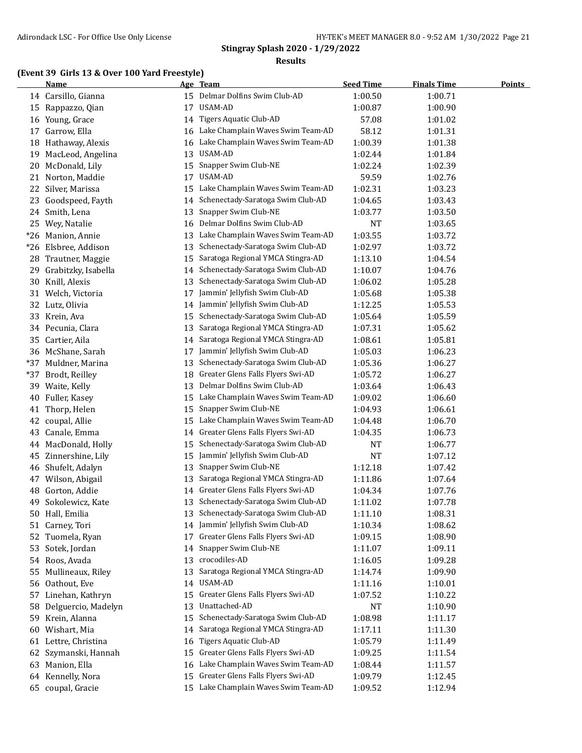# Stingray Splash 2020 - 1/29/2022

## Results

### (Event 39 Girls 13 & Over 100 Yard Freestyle)

| | Name | Age | Team | Seed Time | Finals Time | Points |
|---|---|---|---|---|---|---|
| 14 | Carsillo, Gianna | 15 | Delmar Dolfins Swim Club-AD | 1:00.50 | 1:00.71 | |
| 15 | Rappazzo, Qian | 17 | USAM-AD | 1:00.87 | 1:00.90 | |
| 16 | Young, Grace | 14 | Tigers Aquatic Club-AD | 57.08 | 1:01.02 | |
| 17 | Garrow, Ella | 16 | Lake Champlain Waves Swim Team-AD | 58.12 | 1:01.31 | |
| 18 | Hathaway, Alexis | 16 | Lake Champlain Waves Swim Team-AD | 1:00.39 | 1:01.38 | |
| 19 | MacLeod, Angelina | 13 | USAM-AD | 1:02.44 | 1:01.84 | |
| 20 | McDonald, Lily | 15 | Snapper Swim Club-NE | 1:02.24 | 1:02.39 | |
| 21 | Norton, Maddie | 17 | USAM-AD | 59.59 | 1:02.76 | |
| 22 | Silver, Marissa | 15 | Lake Champlain Waves Swim Team-AD | 1:02.31 | 1:03.23 | |
| 23 | Goodspeed, Fayth | 14 | Schenectady-Saratoga Swim Club-AD | 1:04.65 | 1:03.43 | |
| 24 | Smith, Lena | 13 | Snapper Swim Club-NE | 1:03.77 | 1:03.50 | |
| 25 | Wey, Natalie | 16 | Delmar Dolfins Swim Club-AD | NT | 1:03.65 | |
| *26 | Manion, Annie | 13 | Lake Champlain Waves Swim Team-AD | 1:03.55 | 1:03.72 | |
| *26 | Elsbree, Addison | 13 | Schenectady-Saratoga Swim Club-AD | 1:02.97 | 1:03.72 | |
| 28 | Trautner, Maggie | 15 | Saratoga Regional YMCA Stingra-AD | 1:13.10 | 1:04.54 | |
| 29 | Grabitzky, Isabella | 14 | Schenectady-Saratoga Swim Club-AD | 1:10.07 | 1:04.76 | |
| 30 | Knill, Alexis | 13 | Schenectady-Saratoga Swim Club-AD | 1:06.02 | 1:05.28 | |
| 31 | Welch, Victoria | 17 | Jammin' Jellyfish Swim Club-AD | 1:05.68 | 1:05.38 | |
| 32 | Lutz, Olivia | 14 | Jammin' Jellyfish Swim Club-AD | 1:12.25 | 1:05.53 | |
| 33 | Krein, Ava | 15 | Schenectady-Saratoga Swim Club-AD | 1:05.64 | 1:05.59 | |
| 34 | Pecunia, Clara | 13 | Saratoga Regional YMCA Stingra-AD | 1:07.31 | 1:05.62 | |
| 35 | Cartier, Aila | 14 | Saratoga Regional YMCA Stingra-AD | 1:08.61 | 1:05.81 | |
| 36 | McShane, Sarah | 17 | Jammin' Jellyfish Swim Club-AD | 1:05.03 | 1:06.23 | |
| *37 | Muldner, Marina | 13 | Schenectady-Saratoga Swim Club-AD | 1:05.36 | 1:06.27 | |
| *37 | Brodt, Reilley | 18 | Greater Glens Falls Flyers Swi-AD | 1:05.72 | 1:06.27 | |
| 39 | Waite, Kelly | 13 | Delmar Dolfins Swim Club-AD | 1:03.64 | 1:06.43 | |
| 40 | Fuller, Kasey | 15 | Lake Champlain Waves Swim Team-AD | 1:09.02 | 1:06.60 | |
| 41 | Thorp, Helen | 15 | Snapper Swim Club-NE | 1:04.93 | 1:06.61 | |
| 42 | coupal, Allie | 15 | Lake Champlain Waves Swim Team-AD | 1:04.48 | 1:06.70 | |
| 43 | Canale, Emma | 14 | Greater Glens Falls Flyers Swi-AD | 1:04.35 | 1:06.73 | |
| 44 | MacDonald, Holly | 15 | Schenectady-Saratoga Swim Club-AD | NT | 1:06.77 | |
| 45 | Zinnershine, Lily | 15 | Jammin' Jellyfish Swim Club-AD | NT | 1:07.12 | |
| 46 | Shufelt, Adalyn | 13 | Snapper Swim Club-NE | 1:12.18 | 1:07.42 | |
| 47 | Wilson, Abigail | 13 | Saratoga Regional YMCA Stingra-AD | 1:11.86 | 1:07.64 | |
| 48 | Gorton, Addie | 14 | Greater Glens Falls Flyers Swi-AD | 1:04.34 | 1:07.76 | |
| 49 | Sokolewicz, Kate | 13 | Schenectady-Saratoga Swim Club-AD | 1:11.02 | 1:07.78 | |
| 50 | Hall, Emilia | 13 | Schenectady-Saratoga Swim Club-AD | 1:11.10 | 1:08.31 | |
| 51 | Carney, Tori | 14 | Jammin' Jellyfish Swim Club-AD | 1:10.34 | 1:08.62 | |
| 52 | Tuomela, Ryan | 17 | Greater Glens Falls Flyers Swi-AD | 1:09.15 | 1:08.90 | |
| 53 | Sotek, Jordan | 14 | Snapper Swim Club-NE | 1:11.07 | 1:09.11 | |
| 54 | Roos, Avada | 13 | crocodiles-AD | 1:16.05 | 1:09.28 | |
| 55 | Mullineaux, Riley | 13 | Saratoga Regional YMCA Stingra-AD | 1:14.74 | 1:09.90 | |
| 56 | Oathout, Eve | 14 | USAM-AD | 1:11.16 | 1:10.01 | |
| 57 | Linehan, Kathryn | 15 | Greater Glens Falls Flyers Swi-AD | 1:07.52 | 1:10.22 | |
| 58 | Delguercio, Madelyn | 13 | Unattached-AD | NT | 1:10.90 | |
| 59 | Krein, Alanna | 15 | Schenectady-Saratoga Swim Club-AD | 1:08.98 | 1:11.17 | |
| 60 | Wishart, Mia | 14 | Saratoga Regional YMCA Stingra-AD | 1:17.11 | 1:11.30 | |
| 61 | Lettre, Christina | 16 | Tigers Aquatic Club-AD | 1:05.79 | 1:11.49 | |
| 62 | Szymanski, Hannah | 15 | Greater Glens Falls Flyers Swi-AD | 1:09.25 | 1:11.54 | |
| 63 | Manion, Ella | 16 | Lake Champlain Waves Swim Team-AD | 1:08.44 | 1:11.57 | |
| 64 | Kennelly, Nora | 15 | Greater Glens Falls Flyers Swi-AD | 1:09.79 | 1:12.45 | |
| 65 | coupal, Gracie | 15 | Lake Champlain Waves Swim Team-AD | 1:09.52 | 1:12.94 | |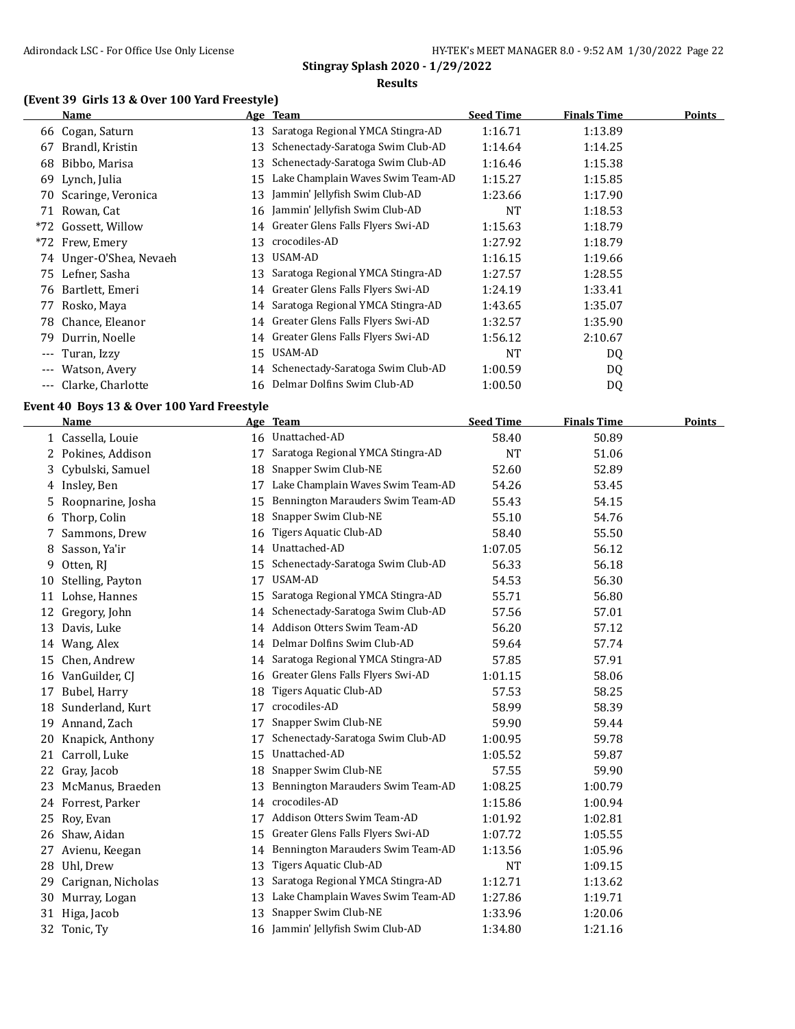## Stingray Splash 2020 - 1/29/2022

### Results

### (Event 39 Girls 13 & Over 100 Yard Freestyle)

| | Name | Age | Team | Seed Time | Finals Time | Points |
|---|---|---|---|---|---|---|
| 66 | Cogan, Saturn | 13 | Saratoga Regional YMCA Stingra-AD | 1:16.71 | 1:13.89 | |
| 67 | Brandl, Kristin | 13 | Schenectady-Saratoga Swim Club-AD | 1:14.64 | 1:14.25 | |
| 68 | Bibbo, Marisa | 13 | Schenectady-Saratoga Swim Club-AD | 1:16.46 | 1:15.38 | |
| 69 | Lynch, Julia | 15 | Lake Champlain Waves Swim Team-AD | 1:15.27 | 1:15.85 | |
| 70 | Scaringe, Veronica | 13 | Jammin' Jellyfish Swim Club-AD | 1:23.66 | 1:17.90 | |
| 71 | Rowan, Cat | 16 | Jammin' Jellyfish Swim Club-AD | NT | 1:18.53 | |
| *72 | Gossett, Willow | 14 | Greater Glens Falls Flyers Swi-AD | 1:15.63 | 1:18.79 | |
| *72 | Frew, Emery | 13 | crocodiles-AD | 1:27.92 | 1:18.79 | |
| 74 | Unger-O'Shea, Nevaeh | 13 | USAM-AD | 1:16.15 | 1:19.66 | |
| 75 | Lefner, Sasha | 13 | Saratoga Regional YMCA Stingra-AD | 1:27.57 | 1:28.55 | |
| 76 | Bartlett, Emeri | 14 | Greater Glens Falls Flyers Swi-AD | 1:24.19 | 1:33.41 | |
| 77 | Rosko, Maya | 14 | Saratoga Regional YMCA Stingra-AD | 1:43.65 | 1:35.07 | |
| 78 | Chance, Eleanor | 14 | Greater Glens Falls Flyers Swi-AD | 1:32.57 | 1:35.90 | |
| 79 | Durrin, Noelle | 14 | Greater Glens Falls Flyers Swi-AD | 1:56.12 | 2:10.67 | |
| --- | Turan, Izzy | 15 | USAM-AD | NT | DQ | |
| --- | Watson, Avery | 14 | Schenectady-Saratoga Swim Club-AD | 1:00.59 | DQ | |
| --- | Clarke, Charlotte | 16 | Delmar Dolfins Swim Club-AD | 1:00.50 | DQ | |

### Event 40 Boys 13 & Over 100 Yard Freestyle

| | Name | Age | Team | Seed Time | Finals Time | Points |
|---|---|---|---|---|---|---|
| 1 | Cassella, Louie | 16 | Unattached-AD | 58.40 | 50.89 | |
| 2 | Pokines, Addison | 17 | Saratoga Regional YMCA Stingra-AD | NT | 51.06 | |
| 3 | Cybulski, Samuel | 18 | Snapper Swim Club-NE | 52.60 | 52.89 | |
| 4 | Insley, Ben | 17 | Lake Champlain Waves Swim Team-AD | 54.26 | 53.45 | |
| 5 | Roopnarine, Josha | 15 | Bennington Marauders Swim Team-AD | 55.43 | 54.15 | |
| 6 | Thorp, Colin | 18 | Snapper Swim Club-NE | 55.10 | 54.76 | |
| 7 | Sammons, Drew | 16 | Tigers Aquatic Club-AD | 58.40 | 55.50 | |
| 8 | Sasson, Ya'ir | 14 | Unattached-AD | 1:07.05 | 56.12 | |
| 9 | Otten, RJ | 15 | Schenectady-Saratoga Swim Club-AD | 56.33 | 56.18 | |
| 10 | Stelling, Payton | 17 | USAM-AD | 54.53 | 56.30 | |
| 11 | Lohse, Hannes | 15 | Saratoga Regional YMCA Stingra-AD | 55.71 | 56.80 | |
| 12 | Gregory, John | 14 | Schenectady-Saratoga Swim Club-AD | 57.56 | 57.01 | |
| 13 | Davis, Luke | 14 | Addison Otters Swim Team-AD | 56.20 | 57.12 | |
| 14 | Wang, Alex | 14 | Delmar Dolfins Swim Club-AD | 59.64 | 57.74 | |
| 15 | Chen, Andrew | 14 | Saratoga Regional YMCA Stingra-AD | 57.85 | 57.91 | |
| 16 | VanGuilder, CJ | 16 | Greater Glens Falls Flyers Swi-AD | 1:01.15 | 58.06 | |
| 17 | Bubel, Harry | 18 | Tigers Aquatic Club-AD | 57.53 | 58.25 | |
| 18 | Sunderland, Kurt | 17 | crocodiles-AD | 58.99 | 58.39 | |
| 19 | Annand, Zach | 17 | Snapper Swim Club-NE | 59.90 | 59.44 | |
| 20 | Knapick, Anthony | 17 | Schenectady-Saratoga Swim Club-AD | 1:00.95 | 59.78 | |
| 21 | Carroll, Luke | 15 | Unattached-AD | 1:05.52 | 59.87 | |
| 22 | Gray, Jacob | 18 | Snapper Swim Club-NE | 57.55 | 59.90 | |
| 23 | McManus, Braeden | 13 | Bennington Marauders Swim Team-AD | 1:08.25 | 1:00.79 | |
| 24 | Forrest, Parker | 14 | crocodiles-AD | 1:15.86 | 1:00.94 | |
| 25 | Roy, Evan | 17 | Addison Otters Swim Team-AD | 1:01.92 | 1:02.81 | |
| 26 | Shaw, Aidan | 15 | Greater Glens Falls Flyers Swi-AD | 1:07.72 | 1:05.55 | |
| 27 | Avienu, Keegan | 14 | Bennington Marauders Swim Team-AD | 1:13.56 | 1:05.96 | |
| 28 | Uhl, Drew | 13 | Tigers Aquatic Club-AD | NT | 1:09.15 | |
| 29 | Carignan, Nicholas | 13 | Saratoga Regional YMCA Stingra-AD | 1:12.71 | 1:13.62 | |
| 30 | Murray, Logan | 13 | Lake Champlain Waves Swim Team-AD | 1:27.86 | 1:19.71 | |
| 31 | Higa, Jacob | 13 | Snapper Swim Club-NE | 1:33.96 | 1:20.06 | |
| 32 | Tonic, Ty | 16 | Jammin' Jellyfish Swim Club-AD | 1:34.80 | 1:21.16 | |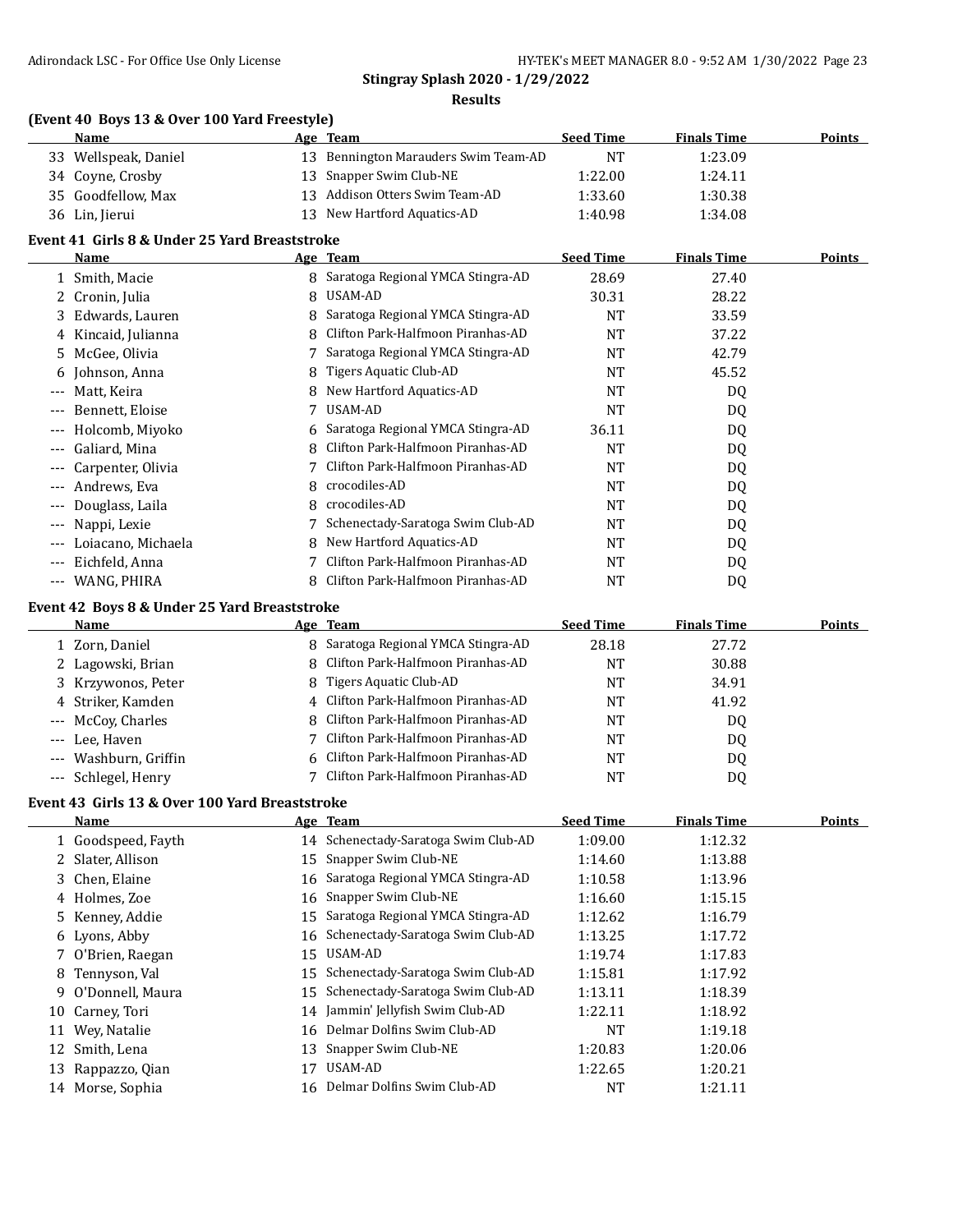## Stingray Splash 2020 - 1/29/2022

### Results

### (Event 40 Boys 13 & Over 100 Yard Freestyle)

| | Name | Age | Team | Seed Time | Finals Time | Points |
|---|---|---|---|---|---|---|
| 33 | Wellspeak, Daniel | 13 | Bennington Marauders Swim Team-AD | NT | 1:23.09 | |
| 34 | Coyne, Crosby | 13 | Snapper Swim Club-NE | 1:22.00 | 1:24.11 | |
| 35 | Goodfellow, Max | 13 | Addison Otters Swim Team-AD | 1:33.60 | 1:30.38 | |
| 36 | Lin, Jierui | 13 | New Hartford Aquatics-AD | 1:40.98 | 1:34.08 | |

### Event 41 Girls 8 & Under 25 Yard Breaststroke

| | Name | Age | Team | Seed Time | Finals Time | Points |
|---|---|---|---|---|---|---|
| 1 | Smith, Macie | 8 | Saratoga Regional YMCA Stingra-AD | 28.69 | 27.40 | |
| 2 | Cronin, Julia | 8 | USAM-AD | 30.31 | 28.22 | |
| 3 | Edwards, Lauren | 8 | Saratoga Regional YMCA Stingra-AD | NT | 33.59 | |
| 4 | Kincaid, Julianna | 8 | Clifton Park-Halfmoon Piranhas-AD | NT | 37.22 | |
| 5 | McGee, Olivia | 7 | Saratoga Regional YMCA Stingra-AD | NT | 42.79 | |
| 6 | Johnson, Anna | 8 | Tigers Aquatic Club-AD | NT | 45.52 | |
| --- | Matt, Keira | 8 | New Hartford Aquatics-AD | NT | DQ | |
| --- | Bennett, Eloise | 7 | USAM-AD | NT | DQ | |
| --- | Holcomb, Miyoko | 6 | Saratoga Regional YMCA Stingra-AD | 36.11 | DQ | |
| --- | Galiard, Mina | 8 | Clifton Park-Halfmoon Piranhas-AD | NT | DQ | |
| --- | Carpenter, Olivia | 7 | Clifton Park-Halfmoon Piranhas-AD | NT | DQ | |
| --- | Andrews, Eva | 8 | crocodiles-AD | NT | DQ | |
| --- | Douglass, Laila | 8 | crocodiles-AD | NT | DQ | |
| --- | Nappi, Lexie | 7 | Schenectady-Saratoga Swim Club-AD | NT | DQ | |
| --- | Loiacano, Michaela | 8 | New Hartford Aquatics-AD | NT | DQ | |
| --- | Eichfeld, Anna | 7 | Clifton Park-Halfmoon Piranhas-AD | NT | DQ | |
| --- | WANG, PHIRA | 8 | Clifton Park-Halfmoon Piranhas-AD | NT | DQ | |

### Event 42 Boys 8 & Under 25 Yard Breaststroke

| | Name | Age | Team | Seed Time | Finals Time | Points |
|---|---|---|---|---|---|---|
| 1 | Zorn, Daniel | 8 | Saratoga Regional YMCA Stingra-AD | 28.18 | 27.72 | |
| 2 | Lagowski, Brian | 8 | Clifton Park-Halfmoon Piranhas-AD | NT | 30.88 | |
| 3 | Krzywonos, Peter | 8 | Tigers Aquatic Club-AD | NT | 34.91 | |
| 4 | Striker, Kamden | 4 | Clifton Park-Halfmoon Piranhas-AD | NT | 41.92 | |
| --- | McCoy, Charles | 8 | Clifton Park-Halfmoon Piranhas-AD | NT | DQ | |
| --- | Lee, Haven | 7 | Clifton Park-Halfmoon Piranhas-AD | NT | DQ | |
| --- | Washburn, Griffin | 6 | Clifton Park-Halfmoon Piranhas-AD | NT | DQ | |
| --- | Schlegel, Henry | 7 | Clifton Park-Halfmoon Piranhas-AD | NT | DQ | |

### Event 43 Girls 13 & Over 100 Yard Breaststroke

| | Name | Age | Team | Seed Time | Finals Time | Points |
|---|---|---|---|---|---|---|
| 1 | Goodspeed, Fayth | 14 | Schenectady-Saratoga Swim Club-AD | 1:09.00 | 1:12.32 | |
| 2 | Slater, Allison | 15 | Snapper Swim Club-NE | 1:14.60 | 1:13.88 | |
| 3 | Chen, Elaine | 16 | Saratoga Regional YMCA Stingra-AD | 1:10.58 | 1:13.96 | |
| 4 | Holmes, Zoe | 16 | Snapper Swim Club-NE | 1:16.60 | 1:15.15 | |
| 5 | Kenney, Addie | 15 | Saratoga Regional YMCA Stingra-AD | 1:12.62 | 1:16.79 | |
| 6 | Lyons, Abby | 16 | Schenectady-Saratoga Swim Club-AD | 1:13.25 | 1:17.72 | |
| 7 | O'Brien, Raegan | 15 | USAM-AD | 1:19.74 | 1:17.83 | |
| 8 | Tennyson, Val | 15 | Schenectady-Saratoga Swim Club-AD | 1:15.81 | 1:17.92 | |
| 9 | O'Donnell, Maura | 15 | Schenectady-Saratoga Swim Club-AD | 1:13.11 | 1:18.39 | |
| 10 | Carney, Tori | 14 | Jammin' Jellyfish Swim Club-AD | 1:22.11 | 1:18.92 | |
| 11 | Wey, Natalie | 16 | Delmar Dolfins Swim Club-AD | NT | 1:19.18 | |
| 12 | Smith, Lena | 13 | Snapper Swim Club-NE | 1:20.83 | 1:20.06 | |
| 13 | Rappazzo, Qian | 17 | USAM-AD | 1:22.65 | 1:20.21 | |
| 14 | Morse, Sophia | 16 | Delmar Dolfins Swim Club-AD | NT | 1:21.11 | |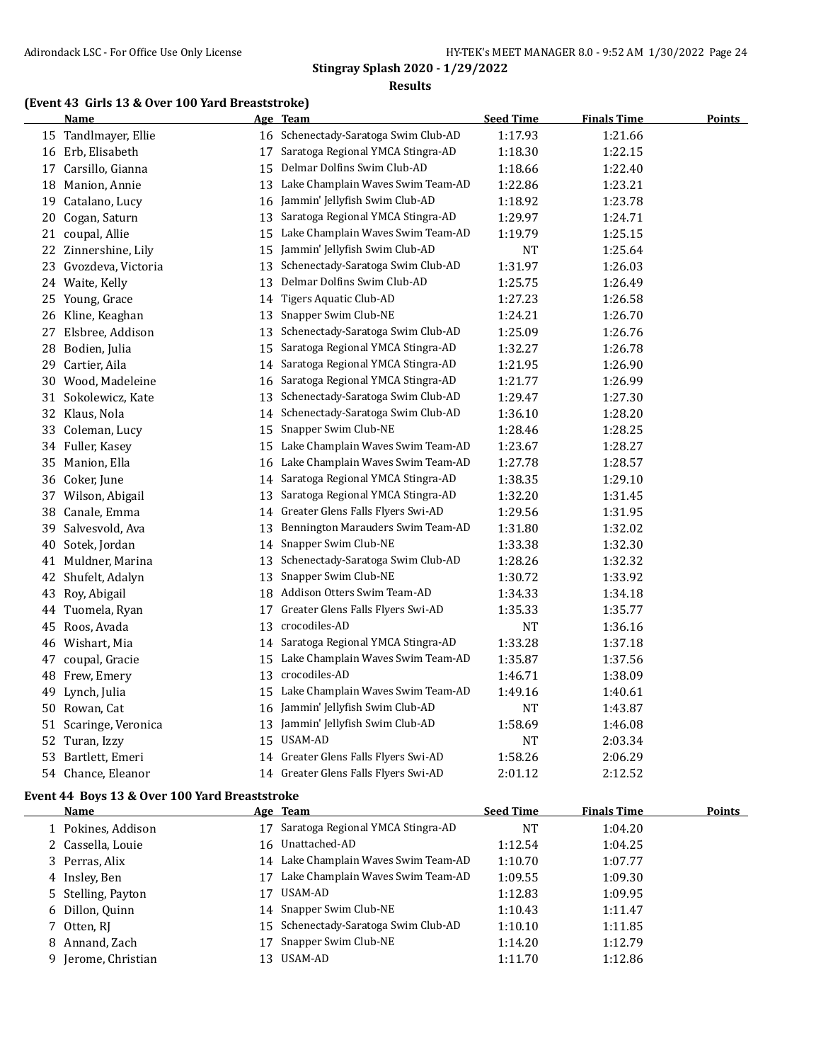## Stingray Splash 2020 - 1/29/2022

### Results

### (Event 43 Girls 13 & Over 100 Yard Breaststroke)

| | Name | Age | Team | Seed Time | Finals Time | Points |
|---|---|---|---|---|---|---|
| 15 | Tandlmayer, Ellie | 16 | Schenectady-Saratoga Swim Club-AD | 1:17.93 | 1:21.66 | |
| 16 | Erb, Elisabeth | 17 | Saratoga Regional YMCA Stingra-AD | 1:18.30 | 1:22.15 | |
| 17 | Carsillo, Gianna | 15 | Delmar Dolfins Swim Club-AD | 1:18.66 | 1:22.40 | |
| 18 | Manion, Annie | 13 | Lake Champlain Waves Swim Team-AD | 1:22.86 | 1:23.21 | |
| 19 | Catalano, Lucy | 16 | Jammin' Jellyfish Swim Club-AD | 1:18.92 | 1:23.78 | |
| 20 | Cogan, Saturn | 13 | Saratoga Regional YMCA Stingra-AD | 1:29.97 | 1:24.71 | |
| 21 | coupal, Allie | 15 | Lake Champlain Waves Swim Team-AD | 1:19.79 | 1:25.15 | |
| 22 | Zinnershine, Lily | 15 | Jammin' Jellyfish Swim Club-AD | NT | 1:25.64 | |
| 23 | Gvozdeva, Victoria | 13 | Schenectady-Saratoga Swim Club-AD | 1:31.97 | 1:26.03 | |
| 24 | Waite, Kelly | 13 | Delmar Dolfins Swim Club-AD | 1:25.75 | 1:26.49 | |
| 25 | Young, Grace | 14 | Tigers Aquatic Club-AD | 1:27.23 | 1:26.58 | |
| 26 | Kline, Keaghan | 13 | Snapper Swim Club-NE | 1:24.21 | 1:26.70 | |
| 27 | Elsbree, Addison | 13 | Schenectady-Saratoga Swim Club-AD | 1:25.09 | 1:26.76 | |
| 28 | Bodien, Julia | 15 | Saratoga Regional YMCA Stingra-AD | 1:32.27 | 1:26.78 | |
| 29 | Cartier, Aila | 14 | Saratoga Regional YMCA Stingra-AD | 1:21.95 | 1:26.90 | |
| 30 | Wood, Madeleine | 16 | Saratoga Regional YMCA Stingra-AD | 1:21.77 | 1:26.99 | |
| 31 | Sokolewicz, Kate | 13 | Schenectady-Saratoga Swim Club-AD | 1:29.47 | 1:27.30 | |
| 32 | Klaus, Nola | 14 | Schenectady-Saratoga Swim Club-AD | 1:36.10 | 1:28.20 | |
| 33 | Coleman, Lucy | 15 | Snapper Swim Club-NE | 1:28.46 | 1:28.25 | |
| 34 | Fuller, Kasey | 15 | Lake Champlain Waves Swim Team-AD | 1:23.67 | 1:28.27 | |
| 35 | Manion, Ella | 16 | Lake Champlain Waves Swim Team-AD | 1:27.78 | 1:28.57 | |
| 36 | Coker, June | 14 | Saratoga Regional YMCA Stingra-AD | 1:38.35 | 1:29.10 | |
| 37 | Wilson, Abigail | 13 | Saratoga Regional YMCA Stingra-AD | 1:32.20 | 1:31.45 | |
| 38 | Canale, Emma | 14 | Greater Glens Falls Flyers Swi-AD | 1:29.56 | 1:31.95 | |
| 39 | Salvesvold, Ava | 13 | Bennington Marauders Swim Team-AD | 1:31.80 | 1:32.02 | |
| 40 | Sotek, Jordan | 14 | Snapper Swim Club-NE | 1:33.38 | 1:32.30 | |
| 41 | Muldner, Marina | 13 | Schenectady-Saratoga Swim Club-AD | 1:28.26 | 1:32.32 | |
| 42 | Shufelt, Adalyn | 13 | Snapper Swim Club-NE | 1:30.72 | 1:33.92 | |
| 43 | Roy, Abigail | 18 | Addison Otters Swim Team-AD | 1:34.33 | 1:34.18 | |
| 44 | Tuomela, Ryan | 17 | Greater Glens Falls Flyers Swi-AD | 1:35.33 | 1:35.77 | |
| 45 | Roos, Avada | 13 | crocodiles-AD | NT | 1:36.16 | |
| 46 | Wishart, Mia | 14 | Saratoga Regional YMCA Stingra-AD | 1:33.28 | 1:37.18 | |
| 47 | coupal, Gracie | 15 | Lake Champlain Waves Swim Team-AD | 1:35.87 | 1:37.56 | |
| 48 | Frew, Emery | 13 | crocodiles-AD | 1:46.71 | 1:38.09 | |
| 49 | Lynch, Julia | 15 | Lake Champlain Waves Swim Team-AD | 1:49.16 | 1:40.61 | |
| 50 | Rowan, Cat | 16 | Jammin' Jellyfish Swim Club-AD | NT | 1:43.87 | |
| 51 | Scaringe, Veronica | 13 | Jammin' Jellyfish Swim Club-AD | 1:58.69 | 1:46.08 | |
| 52 | Turan, Izzy | 15 | USAM-AD | NT | 2:03.34 | |
| 53 | Bartlett, Emeri | 14 | Greater Glens Falls Flyers Swi-AD | 1:58.26 | 2:06.29 | |
| 54 | Chance, Eleanor | 14 | Greater Glens Falls Flyers Swi-AD | 2:01.12 | 2:12.52 | |

### Event 44 Boys 13 & Over 100 Yard Breaststroke

| | Name | Age | Team | Seed Time | Finals Time | Points |
|---|---|---|---|---|---|---|
| 1 | Pokines, Addison | 17 | Saratoga Regional YMCA Stingra-AD | NT | 1:04.20 | |
| 2 | Cassella, Louie | 16 | Unattached-AD | 1:12.54 | 1:04.25 | |
| 3 | Perras, Alix | 14 | Lake Champlain Waves Swim Team-AD | 1:10.70 | 1:07.77 | |
| 4 | Insley, Ben | 17 | Lake Champlain Waves Swim Team-AD | 1:09.55 | 1:09.30 | |
| 5 | Stelling, Payton | 17 | USAM-AD | 1:12.83 | 1:09.95 | |
| 6 | Dillon, Quinn | 14 | Snapper Swim Club-NE | 1:10.43 | 1:11.47 | |
| 7 | Otten, RJ | 15 | Schenectady-Saratoga Swim Club-AD | 1:10.10 | 1:11.85 | |
| 8 | Annand, Zach | 17 | Snapper Swim Club-NE | 1:14.20 | 1:12.79 | |
| 9 | Jerome, Christian | 13 | USAM-AD | 1:11.70 | 1:12.86 | |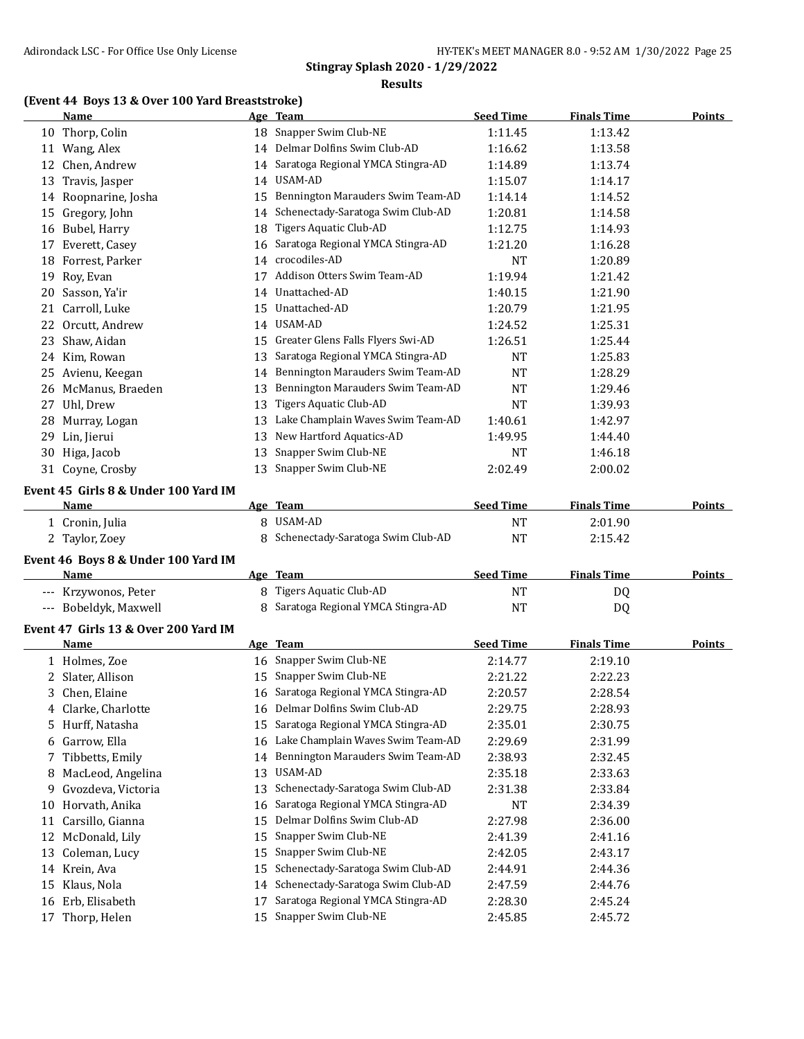## Stingray Splash 2020 - 1/29/2022

### Results

### (Event 44 Boys 13 & Over 100 Yard Breaststroke)

| | Name | Age | Team | Seed Time | Finals Time | Points |
|---|---|---|---|---|---|---|
| 10 | Thorp, Colin | 18 | Snapper Swim Club-NE | 1:11.45 | 1:13.42 | |
| 11 | Wang, Alex | 14 | Delmar Dolfins Swim Club-AD | 1:16.62 | 1:13.58 | |
| 12 | Chen, Andrew | 14 | Saratoga Regional YMCA Stingra-AD | 1:14.89 | 1:13.74 | |
| 13 | Travis, Jasper | 14 | USAM-AD | 1:15.07 | 1:14.17 | |
| 14 | Roopnarine, Josha | 15 | Bennington Marauders Swim Team-AD | 1:14.14 | 1:14.52 | |
| 15 | Gregory, John | 14 | Schenectady-Saratoga Swim Club-AD | 1:20.81 | 1:14.58 | |
| 16 | Bubel, Harry | 18 | Tigers Aquatic Club-AD | 1:12.75 | 1:14.93 | |
| 17 | Everett, Casey | 16 | Saratoga Regional YMCA Stingra-AD | 1:21.20 | 1:16.28 | |
| 18 | Forrest, Parker | 14 | crocodiles-AD | NT | 1:20.89 | |
| 19 | Roy, Evan | 17 | Addison Otters Swim Team-AD | 1:19.94 | 1:21.42 | |
| 20 | Sasson, Ya'ir | 14 | Unattached-AD | 1:40.15 | 1:21.90 | |
| 21 | Carroll, Luke | 15 | Unattached-AD | 1:20.79 | 1:21.95 | |
| 22 | Orcutt, Andrew | 14 | USAM-AD | 1:24.52 | 1:25.31 | |
| 23 | Shaw, Aidan | 15 | Greater Glens Falls Flyers Swi-AD | 1:26.51 | 1:25.44 | |
| 24 | Kim, Rowan | 13 | Saratoga Regional YMCA Stingra-AD | NT | 1:25.83 | |
| 25 | Avienu, Keegan | 14 | Bennington Marauders Swim Team-AD | NT | 1:28.29 | |
| 26 | McManus, Braeden | 13 | Bennington Marauders Swim Team-AD | NT | 1:29.46 | |
| 27 | Uhl, Drew | 13 | Tigers Aquatic Club-AD | NT | 1:39.93 | |
| 28 | Murray, Logan | 13 | Lake Champlain Waves Swim Team-AD | 1:40.61 | 1:42.97 | |
| 29 | Lin, Jierui | 13 | New Hartford Aquatics-AD | 1:49.95 | 1:44.40 | |
| 30 | Higa, Jacob | 13 | Snapper Swim Club-NE | NT | 1:46.18 | |
| 31 | Coyne, Crosby | 13 | Snapper Swim Club-NE | 2:02.49 | 2:00.02 | |

### Event 45 Girls 8 & Under 100 Yard IM

| | Name | Age | Team | Seed Time | Finals Time | Points |
|---|---|---|---|---|---|---|
| 1 | Cronin, Julia | 8 | USAM-AD | NT | 2:01.90 | |
| 2 | Taylor, Zoey | 8 | Schenectady-Saratoga Swim Club-AD | NT | 2:15.42 | |

### Event 46 Boys 8 & Under 100 Yard IM

| | Name | Age | Team | Seed Time | Finals Time | Points |
|---|---|---|---|---|---|---|
| --- | Krzywonos, Peter | 8 | Tigers Aquatic Club-AD | NT | DQ | |
| --- | Bobeldyk, Maxwell | 8 | Saratoga Regional YMCA Stingra-AD | NT | DQ | |

### Event 47 Girls 13 & Over 200 Yard IM

| | Name | Age | Team | Seed Time | Finals Time | Points |
|---|---|---|---|---|---|---|
| 1 | Holmes, Zoe | 16 | Snapper Swim Club-NE | 2:14.77 | 2:19.10 | |
| 2 | Slater, Allison | 15 | Snapper Swim Club-NE | 2:21.22 | 2:22.23 | |
| 3 | Chen, Elaine | 16 | Saratoga Regional YMCA Stingra-AD | 2:20.57 | 2:28.54 | |
| 4 | Clarke, Charlotte | 16 | Delmar Dolfins Swim Club-AD | 2:29.75 | 2:28.93 | |
| 5 | Hurff, Natasha | 15 | Saratoga Regional YMCA Stingra-AD | 2:35.01 | 2:30.75 | |
| 6 | Garrow, Ella | 16 | Lake Champlain Waves Swim Team-AD | 2:29.69 | 2:31.99 | |
| 7 | Tibbetts, Emily | 14 | Bennington Marauders Swim Team-AD | 2:38.93 | 2:32.45 | |
| 8 | MacLeod, Angelina | 13 | USAM-AD | 2:35.18 | 2:33.63 | |
| 9 | Gvozdeva, Victoria | 13 | Schenectady-Saratoga Swim Club-AD | 2:31.38 | 2:33.84 | |
| 10 | Horvath, Anika | 16 | Saratoga Regional YMCA Stingra-AD | NT | 2:34.39 | |
| 11 | Carsillo, Gianna | 15 | Delmar Dolfins Swim Club-AD | 2:27.98 | 2:36.00 | |
| 12 | McDonald, Lily | 15 | Snapper Swim Club-NE | 2:41.39 | 2:41.16 | |
| 13 | Coleman, Lucy | 15 | Snapper Swim Club-NE | 2:42.05 | 2:43.17 | |
| 14 | Krein, Ava | 15 | Schenectady-Saratoga Swim Club-AD | 2:44.91 | 2:44.36 | |
| 15 | Klaus, Nola | 14 | Schenectady-Saratoga Swim Club-AD | 2:47.59 | 2:44.76 | |
| 16 | Erb, Elisabeth | 17 | Saratoga Regional YMCA Stingra-AD | 2:28.30 | 2:45.24 | |
| 17 | Thorp, Helen | 15 | Snapper Swim Club-NE | 2:45.85 | 2:45.72 | |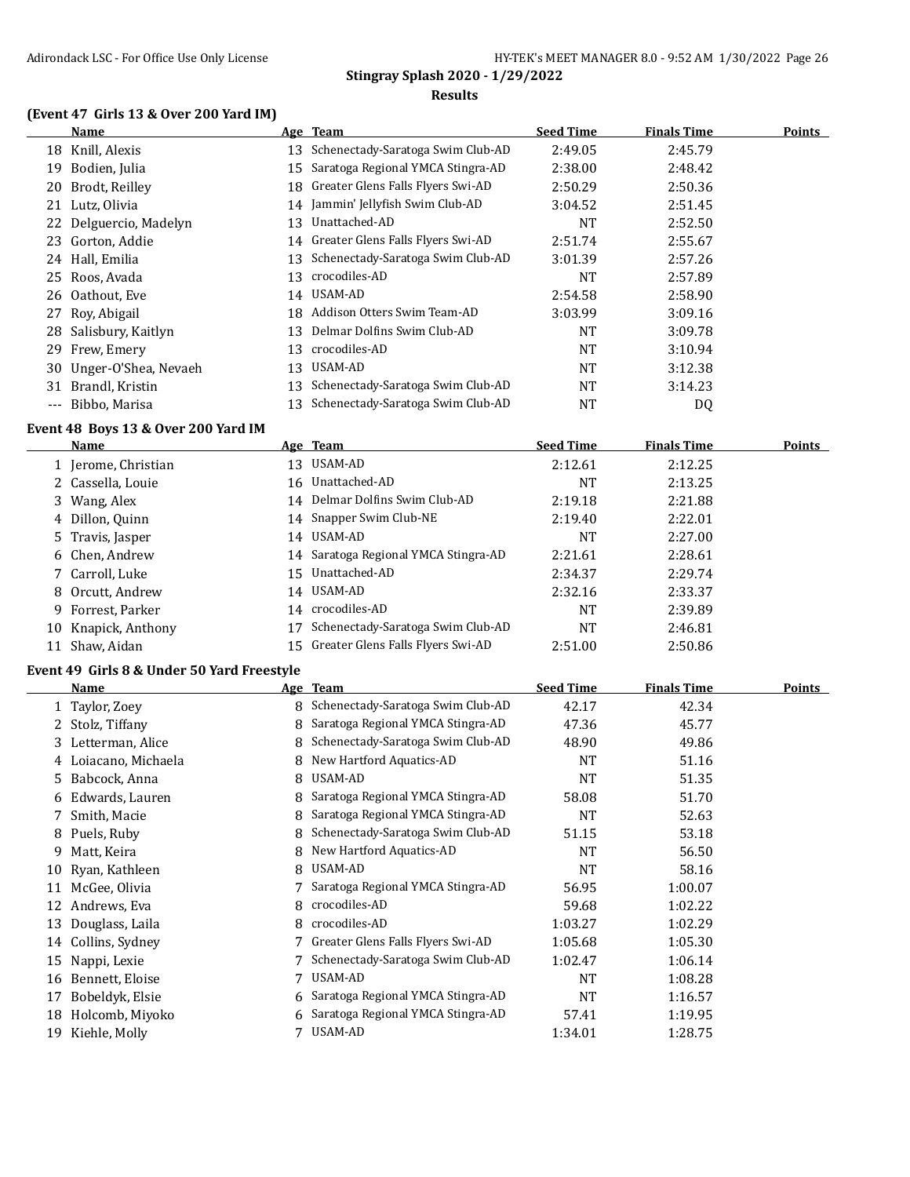**Stingray Splash 2020 - 1/29/2022**

**Results**

### (Event 47 Girls 13 & Over 200 Yard IM)

| | Name | Age | Team | Seed Time | Finals Time | Points |
|---|---|---|---|---|---|---|
| 18 | Knill, Alexis | 13 | Schenectady-Saratoga Swim Club-AD | 2:49.05 | 2:45.79 | |
| 19 | Bodien, Julia | 15 | Saratoga Regional YMCA Stingra-AD | 2:38.00 | 2:48.42 | |
| 20 | Brodt, Reilley | 18 | Greater Glens Falls Flyers Swi-AD | 2:50.29 | 2:50.36 | |
| 21 | Lutz, Olivia | 14 | Jammin' Jellyfish Swim Club-AD | 3:04.52 | 2:51.45 | |
| 22 | Delguercio, Madelyn | 13 | Unattached-AD | NT | 2:52.50 | |
| 23 | Gorton, Addie | 14 | Greater Glens Falls Flyers Swi-AD | 2:51.74 | 2:55.67 | |
| 24 | Hall, Emilia | 13 | Schenectady-Saratoga Swim Club-AD | 3:01.39 | 2:57.26 | |
| 25 | Roos, Avada | 13 | crocodiles-AD | NT | 2:57.89 | |
| 26 | Oathout, Eve | 14 | USAM-AD | 2:54.58 | 2:58.90 | |
| 27 | Roy, Abigail | 18 | Addison Otters Swim Team-AD | 3:03.99 | 3:09.16 | |
| 28 | Salisbury, Kaitlyn | 13 | Delmar Dolfins Swim Club-AD | NT | 3:09.78 | |
| 29 | Frew, Emery | 13 | crocodiles-AD | NT | 3:10.94 | |
| 30 | Unger-O'Shea, Nevaeh | 13 | USAM-AD | NT | 3:12.38 | |
| 31 | Brandl, Kristin | 13 | Schenectady-Saratoga Swim Club-AD | NT | 3:14.23 | |
| --- | Bibbo, Marisa | 13 | Schenectady-Saratoga Swim Club-AD | NT | DQ | |

### Event 48 Boys 13 & Over 200 Yard IM

| | Name | Age | Team | Seed Time | Finals Time | Points |
|---|---|---|---|---|---|---|
| 1 | Jerome, Christian | 13 | USAM-AD | 2:12.61 | 2:12.25 | |
| 2 | Cassella, Louie | 16 | Unattached-AD | NT | 2:13.25 | |
| 3 | Wang, Alex | 14 | Delmar Dolfins Swim Club-AD | 2:19.18 | 2:21.88 | |
| 4 | Dillon, Quinn | 14 | Snapper Swim Club-NE | 2:19.40 | 2:22.01 | |
| 5 | Travis, Jasper | 14 | USAM-AD | NT | 2:27.00 | |
| 6 | Chen, Andrew | 14 | Saratoga Regional YMCA Stingra-AD | 2:21.61 | 2:28.61 | |
| 7 | Carroll, Luke | 15 | Unattached-AD | 2:34.37 | 2:29.74 | |
| 8 | Orcutt, Andrew | 14 | USAM-AD | 2:32.16 | 2:33.37 | |
| 9 | Forrest, Parker | 14 | crocodiles-AD | NT | 2:39.89 | |
| 10 | Knapick, Anthony | 17 | Schenectady-Saratoga Swim Club-AD | NT | 2:46.81 | |
| 11 | Shaw, Aidan | 15 | Greater Glens Falls Flyers Swi-AD | 2:51.00 | 2:50.86 | |

### Event 49 Girls 8 & Under 50 Yard Freestyle

| | Name | Age | Team | Seed Time | Finals Time | Points |
|---|---|---|---|---|---|---|
| 1 | Taylor, Zoey | 8 | Schenectady-Saratoga Swim Club-AD | 42.17 | 42.34 | |
| 2 | Stolz, Tiffany | 8 | Saratoga Regional YMCA Stingra-AD | 47.36 | 45.77 | |
| 3 | Letterman, Alice | 8 | Schenectady-Saratoga Swim Club-AD | 48.90 | 49.86 | |
| 4 | Loiacano, Michaela | 8 | New Hartford Aquatics-AD | NT | 51.16 | |
| 5 | Babcock, Anna | 8 | USAM-AD | NT | 51.35 | |
| 6 | Edwards, Lauren | 8 | Saratoga Regional YMCA Stingra-AD | 58.08 | 51.70 | |
| 7 | Smith, Macie | 8 | Saratoga Regional YMCA Stingra-AD | NT | 52.63 | |
| 8 | Puels, Ruby | 8 | Schenectady-Saratoga Swim Club-AD | 51.15 | 53.18 | |
| 9 | Matt, Keira | 8 | New Hartford Aquatics-AD | NT | 56.50 | |
| 10 | Ryan, Kathleen | 8 | USAM-AD | NT | 58.16 | |
| 11 | McGee, Olivia | 7 | Saratoga Regional YMCA Stingra-AD | 56.95 | 1:00.07 | |
| 12 | Andrews, Eva | 8 | crocodiles-AD | 59.68 | 1:02.22 | |
| 13 | Douglass, Laila | 8 | crocodiles-AD | 1:03.27 | 1:02.29 | |
| 14 | Collins, Sydney | 7 | Greater Glens Falls Flyers Swi-AD | 1:05.68 | 1:05.30 | |
| 15 | Nappi, Lexie | 7 | Schenectady-Saratoga Swim Club-AD | 1:02.47 | 1:06.14 | |
| 16 | Bennett, Eloise | 7 | USAM-AD | NT | 1:08.28 | |
| 17 | Bobeldyk, Elsie | 6 | Saratoga Regional YMCA Stingra-AD | NT | 1:16.57 | |
| 18 | Holcomb, Miyoko | 6 | Saratoga Regional YMCA Stingra-AD | 57.41 | 1:19.95 | |
| 19 | Kiehle, Molly | 7 | USAM-AD | 1:34.01 | 1:28.75 | |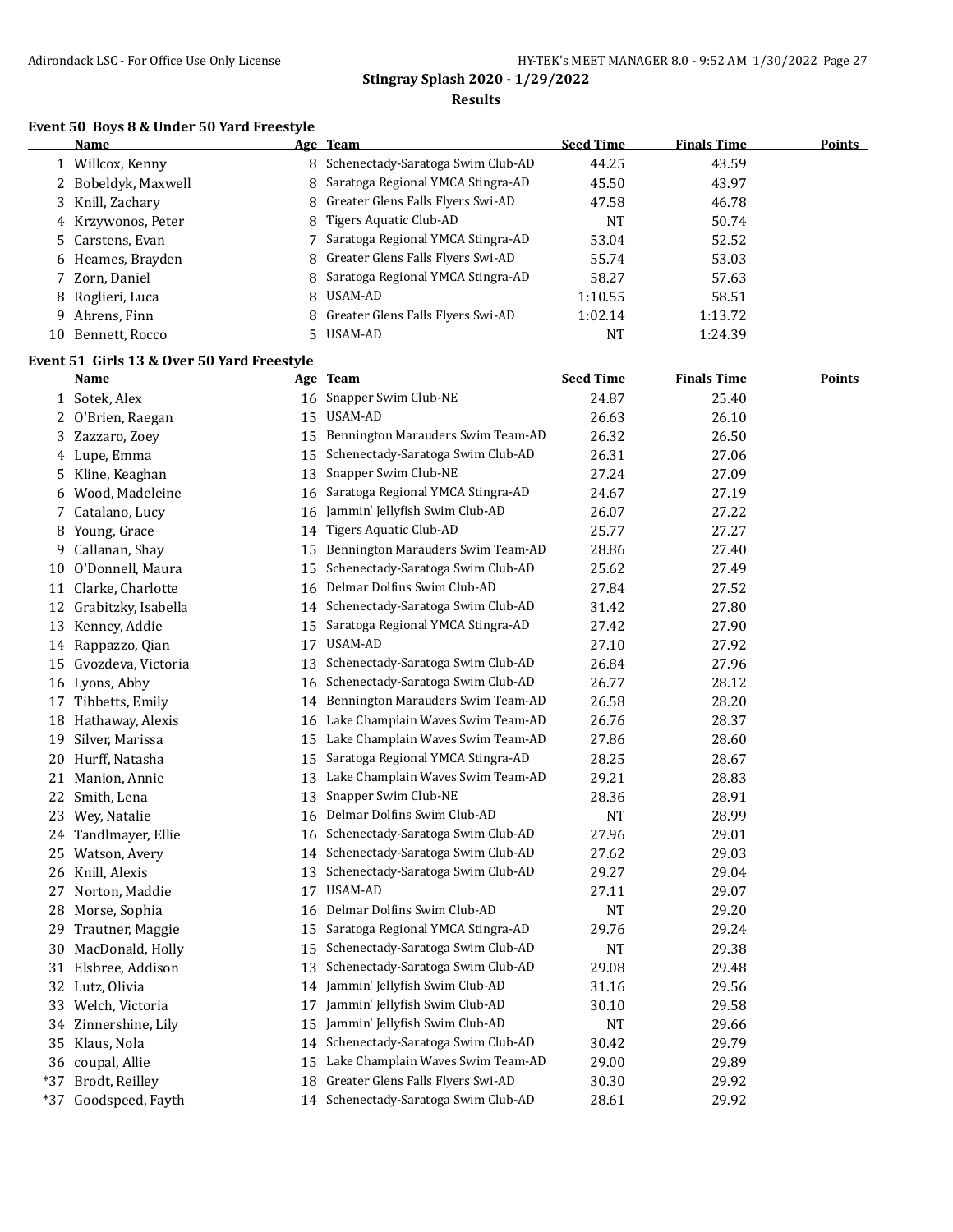**Stingray Splash 2020 - 1/29/2022**

**Results**

### Event 50 Boys 8 & Under 50 Yard Freestyle

| | Name | Age | Team | Seed Time | Finals Time | Points |
|---|---|---|---|---|---|---|
| 1 | Willcox, Kenny | 8 | Schenectady-Saratoga Swim Club-AD | 44.25 | 43.59 | |
| 2 | Bobeldyk, Maxwell | 8 | Saratoga Regional YMCA Stingra-AD | 45.50 | 43.97 | |
| 3 | Knill, Zachary | 8 | Greater Glens Falls Flyers Swi-AD | 47.58 | 46.78 | |
| 4 | Krzywonos, Peter | 8 | Tigers Aquatic Club-AD | NT | 50.74 | |
| 5 | Carstens, Evan | 7 | Saratoga Regional YMCA Stingra-AD | 53.04 | 52.52 | |
| 6 | Heames, Brayden | 8 | Greater Glens Falls Flyers Swi-AD | 55.74 | 53.03 | |
| 7 | Zorn, Daniel | 8 | Saratoga Regional YMCA Stingra-AD | 58.27 | 57.63 | |
| 8 | Roglieri, Luca | 8 | USAM-AD | 1:10.55 | 58.51 | |
| 9 | Ahrens, Finn | 8 | Greater Glens Falls Flyers Swi-AD | 1:02.14 | 1:13.72 | |
| 10 | Bennett, Rocco | 5 | USAM-AD | NT | 1:24.39 | |

### Event 51 Girls 13 & Over 50 Yard Freestyle

| | Name | Age | Team | Seed Time | Finals Time | Points |
|---|---|---|---|---|---|---|
| 1 | Sotek, Alex | 16 | Snapper Swim Club-NE | 24.87 | 25.40 | |
| 2 | O'Brien, Raegan | 15 | USAM-AD | 26.63 | 26.10 | |
| 3 | Zazzaro, Zoey | 15 | Bennington Marauders Swim Team-AD | 26.32 | 26.50 | |
| 4 | Lupe, Emma | 15 | Schenectady-Saratoga Swim Club-AD | 26.31 | 27.06 | |
| 5 | Kline, Keaghan | 13 | Snapper Swim Club-NE | 27.24 | 27.09 | |
| 6 | Wood, Madeleine | 16 | Saratoga Regional YMCA Stingra-AD | 24.67 | 27.19 | |
| 7 | Catalano, Lucy | 16 | Jammin' Jellyfish Swim Club-AD | 26.07 | 27.22 | |
| 8 | Young, Grace | 14 | Tigers Aquatic Club-AD | 25.77 | 27.27 | |
| 9 | Callanan, Shay | 15 | Bennington Marauders Swim Team-AD | 28.86 | 27.40 | |
| 10 | O'Donnell, Maura | 15 | Schenectady-Saratoga Swim Club-AD | 25.62 | 27.49 | |
| 11 | Clarke, Charlotte | 16 | Delmar Dolfins Swim Club-AD | 27.84 | 27.52 | |
| 12 | Grabitzky, Isabella | 14 | Schenectady-Saratoga Swim Club-AD | 31.42 | 27.80 | |
| 13 | Kenney, Addie | 15 | Saratoga Regional YMCA Stingra-AD | 27.42 | 27.90 | |
| 14 | Rappazzo, Qian | 17 | USAM-AD | 27.10 | 27.92 | |
| 15 | Gvozdeva, Victoria | 13 | Schenectady-Saratoga Swim Club-AD | 26.84 | 27.96 | |
| 16 | Lyons, Abby | 16 | Schenectady-Saratoga Swim Club-AD | 26.77 | 28.12 | |
| 17 | Tibbetts, Emily | 14 | Bennington Marauders Swim Team-AD | 26.58 | 28.20 | |
| 18 | Hathaway, Alexis | 16 | Lake Champlain Waves Swim Team-AD | 26.76 | 28.37 | |
| 19 | Silver, Marissa | 15 | Lake Champlain Waves Swim Team-AD | 27.86 | 28.60 | |
| 20 | Hurff, Natasha | 15 | Saratoga Regional YMCA Stingra-AD | 28.25 | 28.67 | |
| 21 | Manion, Annie | 13 | Lake Champlain Waves Swim Team-AD | 29.21 | 28.83 | |
| 22 | Smith, Lena | 13 | Snapper Swim Club-NE | 28.36 | 28.91 | |
| 23 | Wey, Natalie | 16 | Delmar Dolfins Swim Club-AD | NT | 28.99 | |
| 24 | Tandlmayer, Ellie | 16 | Schenectady-Saratoga Swim Club-AD | 27.96 | 29.01 | |
| 25 | Watson, Avery | 14 | Schenectady-Saratoga Swim Club-AD | 27.62 | 29.03 | |
| 26 | Knill, Alexis | 13 | Schenectady-Saratoga Swim Club-AD | 29.27 | 29.04 | |
| 27 | Norton, Maddie | 17 | USAM-AD | 27.11 | 29.07 | |
| 28 | Morse, Sophia | 16 | Delmar Dolfins Swim Club-AD | NT | 29.20 | |
| 29 | Trautner, Maggie | 15 | Saratoga Regional YMCA Stingra-AD | 29.76 | 29.24 | |
| 30 | MacDonald, Holly | 15 | Schenectady-Saratoga Swim Club-AD | NT | 29.38 | |
| 31 | Elsbree, Addison | 13 | Schenectady-Saratoga Swim Club-AD | 29.08 | 29.48 | |
| 32 | Lutz, Olivia | 14 | Jammin' Jellyfish Swim Club-AD | 31.16 | 29.56 | |
| 33 | Welch, Victoria | 17 | Jammin' Jellyfish Swim Club-AD | 30.10 | 29.58 | |
| 34 | Zinnershine, Lily | 15 | Jammin' Jellyfish Swim Club-AD | NT | 29.66 | |
| 35 | Klaus, Nola | 14 | Schenectady-Saratoga Swim Club-AD | 30.42 | 29.79 | |
| 36 | coupal, Allie | 15 | Lake Champlain Waves Swim Team-AD | 29.00 | 29.89 | |
| *37 | Brodt, Reilley | 18 | Greater Glens Falls Flyers Swi-AD | 30.30 | 29.92 | |
| *37 | Goodspeed, Fayth | 14 | Schenectady-Saratoga Swim Club-AD | 28.61 | 29.92 | |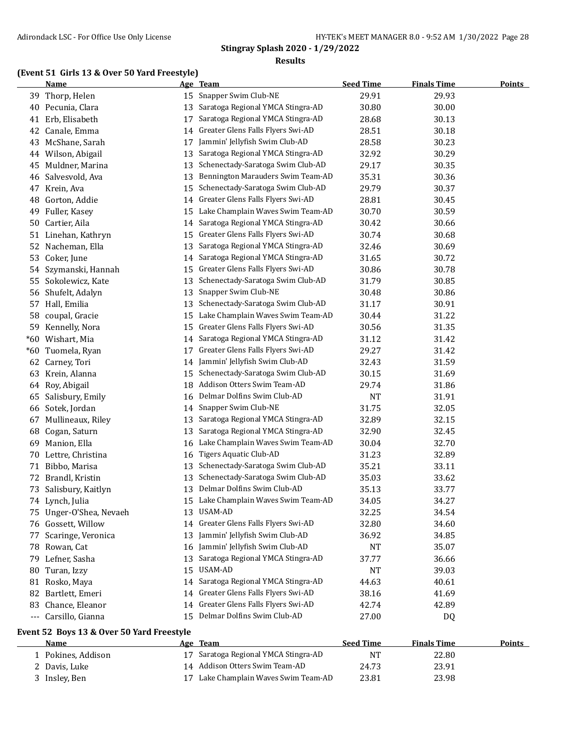**Stingray Splash 2020 - 1/29/2022**

**Results**

### (Event 51 Girls 13 & Over 50 Yard Freestyle)

| | Name | Age | Team | Seed Time | Finals Time | Points |
|---|---|---|---|---|---|---|
| 39 | Thorp, Helen | 15 | Snapper Swim Club-NE | 29.91 | 29.93 | |
| 40 | Pecunia, Clara | 13 | Saratoga Regional YMCA Stingra-AD | 30.80 | 30.00 | |
| 41 | Erb, Elisabeth | 17 | Saratoga Regional YMCA Stingra-AD | 28.68 | 30.13 | |
| 42 | Canale, Emma | 14 | Greater Glens Falls Flyers Swi-AD | 28.51 | 30.18 | |
| 43 | McShane, Sarah | 17 | Jammin' Jellyfish Swim Club-AD | 28.58 | 30.23 | |
| 44 | Wilson, Abigail | 13 | Saratoga Regional YMCA Stingra-AD | 32.92 | 30.29 | |
| 45 | Muldner, Marina | 13 | Schenectady-Saratoga Swim Club-AD | 29.17 | 30.35 | |
| 46 | Salvesvold, Ava | 13 | Bennington Marauders Swim Team-AD | 35.31 | 30.36 | |
| 47 | Krein, Ava | 15 | Schenectady-Saratoga Swim Club-AD | 29.79 | 30.37 | |
| 48 | Gorton, Addie | 14 | Greater Glens Falls Flyers Swi-AD | 28.81 | 30.45 | |
| 49 | Fuller, Kasey | 15 | Lake Champlain Waves Swim Team-AD | 30.70 | 30.59 | |
| 50 | Cartier, Aila | 14 | Saratoga Regional YMCA Stingra-AD | 30.42 | 30.66 | |
| 51 | Linehan, Kathryn | 15 | Greater Glens Falls Flyers Swi-AD | 30.74 | 30.68 | |
| 52 | Nacheman, Ella | 13 | Saratoga Regional YMCA Stingra-AD | 32.46 | 30.69 | |
| 53 | Coker, June | 14 | Saratoga Regional YMCA Stingra-AD | 31.65 | 30.72 | |
| 54 | Szymanski, Hannah | 15 | Greater Glens Falls Flyers Swi-AD | 30.86 | 30.78 | |
| 55 | Sokolewicz, Kate | 13 | Schenectady-Saratoga Swim Club-AD | 31.79 | 30.85 | |
| 56 | Shufelt, Adalyn | 13 | Snapper Swim Club-NE | 30.48 | 30.86 | |
| 57 | Hall, Emilia | 13 | Schenectady-Saratoga Swim Club-AD | 31.17 | 30.91 | |
| 58 | coupal, Gracie | 15 | Lake Champlain Waves Swim Team-AD | 30.44 | 31.22 | |
| 59 | Kennelly, Nora | 15 | Greater Glens Falls Flyers Swi-AD | 30.56 | 31.35 | |
| *60 | Wishart, Mia | 14 | Saratoga Regional YMCA Stingra-AD | 31.12 | 31.42 | |
| *60 | Tuomela, Ryan | 17 | Greater Glens Falls Flyers Swi-AD | 29.27 | 31.42 | |
| 62 | Carney, Tori | 14 | Jammin' Jellyfish Swim Club-AD | 32.43 | 31.59 | |
| 63 | Krein, Alanna | 15 | Schenectady-Saratoga Swim Club-AD | 30.15 | 31.69 | |
| 64 | Roy, Abigail | 18 | Addison Otters Swim Team-AD | 29.74 | 31.86 | |
| 65 | Salisbury, Emily | 16 | Delmar Dolfins Swim Club-AD | NT | 31.91 | |
| 66 | Sotek, Jordan | 14 | Snapper Swim Club-NE | 31.75 | 32.05 | |
| 67 | Mullineaux, Riley | 13 | Saratoga Regional YMCA Stingra-AD | 32.89 | 32.15 | |
| 68 | Cogan, Saturn | 13 | Saratoga Regional YMCA Stingra-AD | 32.90 | 32.45 | |
| 69 | Manion, Ella | 16 | Lake Champlain Waves Swim Team-AD | 30.04 | 32.70 | |
| 70 | Lettre, Christina | 16 | Tigers Aquatic Club-AD | 31.23 | 32.89 | |
| 71 | Bibbo, Marisa | 13 | Schenectady-Saratoga Swim Club-AD | 35.21 | 33.11 | |
| 72 | Brandl, Kristin | 13 | Schenectady-Saratoga Swim Club-AD | 35.03 | 33.62 | |
| 73 | Salisbury, Kaitlyn | 13 | Delmar Dolfins Swim Club-AD | 35.13 | 33.77 | |
| 74 | Lynch, Julia | 15 | Lake Champlain Waves Swim Team-AD | 34.05 | 34.27 | |
| 75 | Unger-O'Shea, Nevaeh | 13 | USAM-AD | 32.25 | 34.54 | |
| 76 | Gossett, Willow | 14 | Greater Glens Falls Flyers Swi-AD | 32.80 | 34.60 | |
| 77 | Scaringe, Veronica | 13 | Jammin' Jellyfish Swim Club-AD | 36.92 | 34.85 | |
| 78 | Rowan, Cat | 16 | Jammin' Jellyfish Swim Club-AD | NT | 35.07 | |
| 79 | Lefner, Sasha | 13 | Saratoga Regional YMCA Stingra-AD | 37.77 | 36.66 | |
| 80 | Turan, Izzy | 15 | USAM-AD | NT | 39.03 | |
| 81 | Rosko, Maya | 14 | Saratoga Regional YMCA Stingra-AD | 44.63 | 40.61 | |
| 82 | Bartlett, Emeri | 14 | Greater Glens Falls Flyers Swi-AD | 38.16 | 41.69 | |
| 83 | Chance, Eleanor | 14 | Greater Glens Falls Flyers Swi-AD | 42.74 | 42.89 | |
| --- | Carsillo, Gianna | 15 | Delmar Dolfins Swim Club-AD | 27.00 | DQ | |

### Event 52 Boys 13 & Over 50 Yard Freestyle

| | Name | Age | Team | Seed Time | Finals Time | Points |
|---|---|---|---|---|---|---|
| 1 | Pokines, Addison | 17 | Saratoga Regional YMCA Stingra-AD | NT | 22.80 | |
| 2 | Davis, Luke | 14 | Addison Otters Swim Team-AD | 24.73 | 23.91 | |
| 3 | Insley, Ben | 17 | Lake Champlain Waves Swim Team-AD | 23.81 | 23.98 | |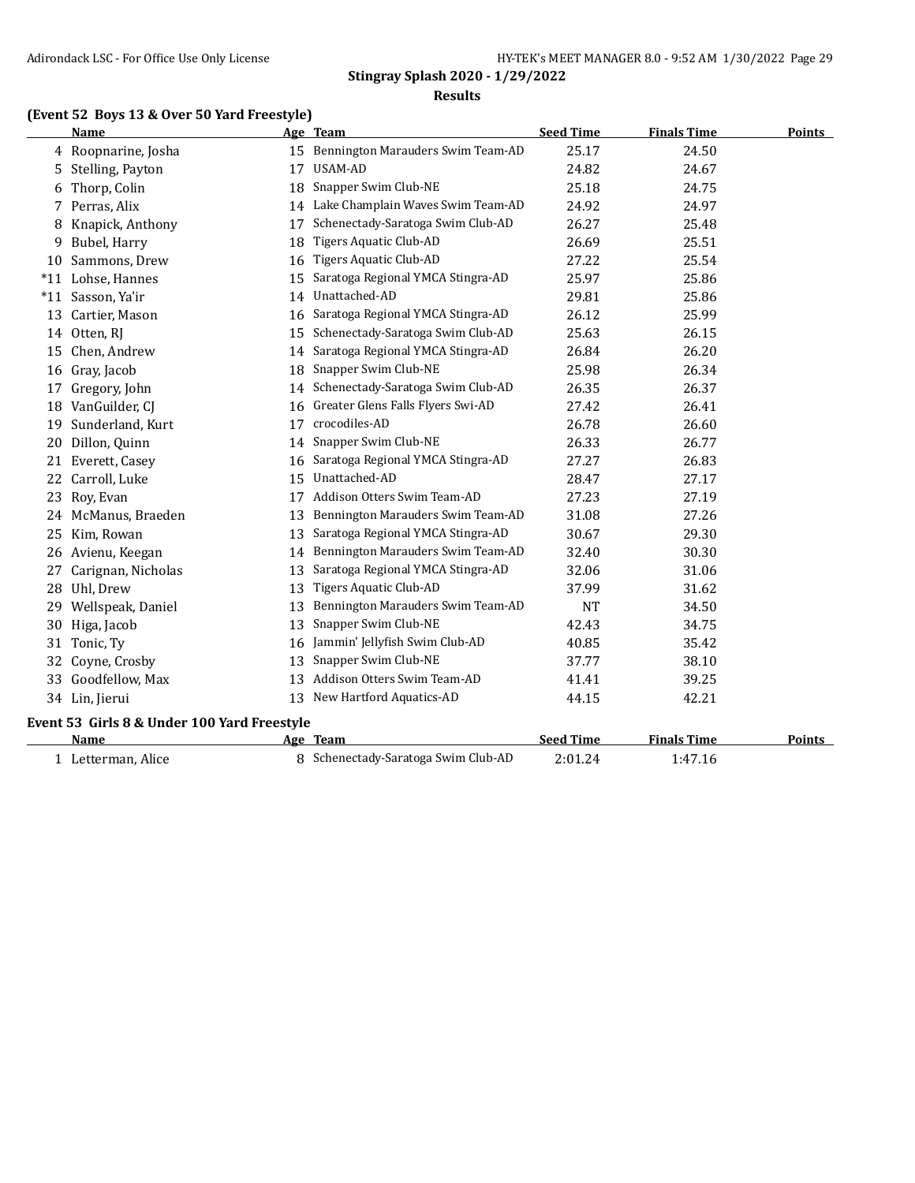**Stingray Splash 2020 - 1/29/2022**

**Results**

### (Event 52 Boys 13 & Over 50 Yard Freestyle)

| | Name | Age | Team | Seed Time | Finals Time | Points |
|---|---|---|---|---|---|---|
| 4 | Roopnarine, Josha | 15 | Bennington Marauders Swim Team-AD | 25.17 | 24.50 | |
| 5 | Stelling, Payton | 17 | USAM-AD | 24.82 | 24.67 | |
| 6 | Thorp, Colin | 18 | Snapper Swim Club-NE | 25.18 | 24.75 | |
| 7 | Perras, Alix | 14 | Lake Champlain Waves Swim Team-AD | 24.92 | 24.97 | |
| 8 | Knapick, Anthony | 17 | Schenectady-Saratoga Swim Club-AD | 26.27 | 25.48 | |
| 9 | Bubel, Harry | 18 | Tigers Aquatic Club-AD | 26.69 | 25.51 | |
| 10 | Sammons, Drew | 16 | Tigers Aquatic Club-AD | 27.22 | 25.54 | |
| *11 | Lohse, Hannes | 15 | Saratoga Regional YMCA Stingra-AD | 25.97 | 25.86 | |
| *11 | Sasson, Ya'ir | 14 | Unattached-AD | 29.81 | 25.86 | |
| 13 | Cartier, Mason | 16 | Saratoga Regional YMCA Stingra-AD | 26.12 | 25.99 | |
| 14 | Otten, RJ | 15 | Schenectady-Saratoga Swim Club-AD | 25.63 | 26.15 | |
| 15 | Chen, Andrew | 14 | Saratoga Regional YMCA Stingra-AD | 26.84 | 26.20 | |
| 16 | Gray, Jacob | 18 | Snapper Swim Club-NE | 25.98 | 26.34 | |
| 17 | Gregory, John | 14 | Schenectady-Saratoga Swim Club-AD | 26.35 | 26.37 | |
| 18 | VanGuilder, CJ | 16 | Greater Glens Falls Flyers Swi-AD | 27.42 | 26.41 | |
| 19 | Sunderland, Kurt | 17 | crocodiles-AD | 26.78 | 26.60 | |
| 20 | Dillon, Quinn | 14 | Snapper Swim Club-NE | 26.33 | 26.77 | |
| 21 | Everett, Casey | 16 | Saratoga Regional YMCA Stingra-AD | 27.27 | 26.83 | |
| 22 | Carroll, Luke | 15 | Unattached-AD | 28.47 | 27.17 | |
| 23 | Roy, Evan | 17 | Addison Otters Swim Team-AD | 27.23 | 27.19 | |
| 24 | McManus, Braeden | 13 | Bennington Marauders Swim Team-AD | 31.08 | 27.26 | |
| 25 | Kim, Rowan | 13 | Saratoga Regional YMCA Stingra-AD | 30.67 | 29.30 | |
| 26 | Avienu, Keegan | 14 | Bennington Marauders Swim Team-AD | 32.40 | 30.30 | |
| 27 | Carignan, Nicholas | 13 | Saratoga Regional YMCA Stingra-AD | 32.06 | 31.06 | |
| 28 | Uhl, Drew | 13 | Tigers Aquatic Club-AD | 37.99 | 31.62 | |
| 29 | Wellspeak, Daniel | 13 | Bennington Marauders Swim Team-AD | NT | 34.50 | |
| 30 | Higa, Jacob | 13 | Snapper Swim Club-NE | 42.43 | 34.75 | |
| 31 | Tonic, Ty | 16 | Jammin' Jellyfish Swim Club-AD | 40.85 | 35.42 | |
| 32 | Coyne, Crosby | 13 | Snapper Swim Club-NE | 37.77 | 38.10 | |
| 33 | Goodfellow, Max | 13 | Addison Otters Swim Team-AD | 41.41 | 39.25 | |
| 34 | Lin, Jierui | 13 | New Hartford Aquatics-AD | 44.15 | 42.21 | |

### Event 53 Girls 8 & Under 100 Yard Freestyle

| | Name | Age | Team | Seed Time | Finals Time | Points |
|---|---|---|---|---|---|---|
| 1 | Letterman, Alice | 8 | Schenectady-Saratoga Swim Club-AD | 2:01.24 | 1:47.16 | |